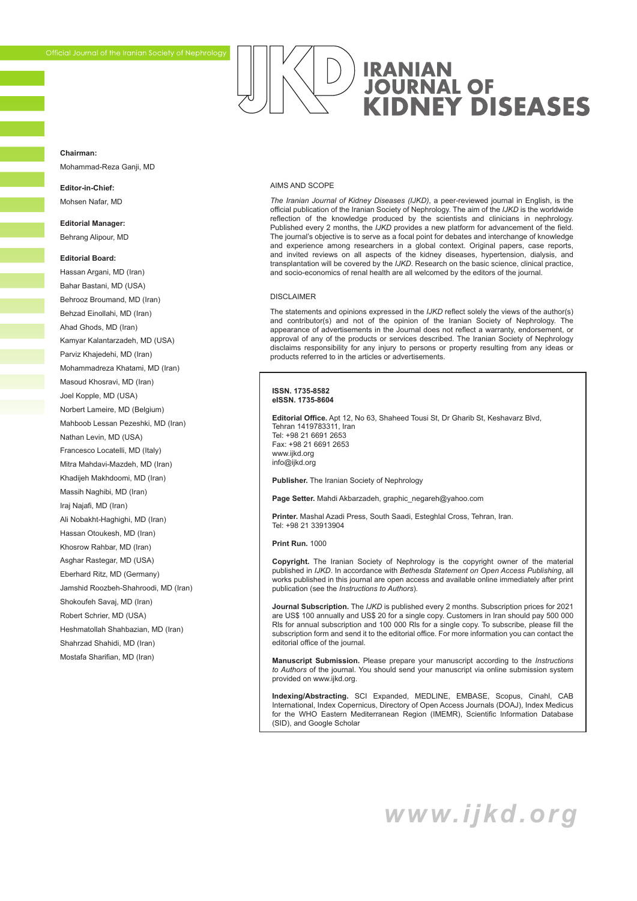Official Journal of the Iranian Society of Nephrology

# IRANIAN JOURNAL OF KIDNEY DISEASES

**Chairman:**
Mohammad-Reza Ganji, MD

**Editor-in-Chief:**
Mohsen Nafar, MD

**Editorial Manager:**
Behrang Alipour, MD

**Editorial Board:**
Hassan Argani, MD (Iran)
Bahar Bastani, MD (USA)
Behrooz Broumand, MD (Iran)
Behzad Einollahi, MD (Iran)
Ahad Ghods, MD (Iran)
Kamyar Kalantarzadeh, MD (USA)
Parviz Khajedehi, MD (Iran)
Mohammadreza Khatami, MD (Iran)
Masoud Khosravi, MD (Iran)
Joel Kopple, MD (USA)
Norbert Lameire, MD (Belgium)
Mahboob Lessan Pezeshki, MD (Iran)
Nathan Levin, MD (USA)
Francesco Locatelli, MD (Italy)
Mitra Mahdavi-Mazdeh, MD (Iran)
Khadijeh Makhdoomi, MD (Iran)
Massih Naghibi, MD (Iran)
Iraj Najafi, MD (Iran)
Ali Nobakht-Haghighi, MD (Iran)
Hassan Otoukesh, MD (Iran)
Khosrow Rahbar, MD (Iran)
Asghar Rastegar, MD (USA)
Eberhard Ritz, MD (Germany)
Jamshid Roozbeh-Shahroodi, MD (Iran)
Shokoufeh Savaj, MD (Iran)
Robert Schrier, MD (USA)
Heshmatollah Shahbazian, MD (Iran)
Shahrzad Shahidi, MD (Iran)
Mostafa Sharifian, MD (Iran)

## AIMS AND SCOPE

*The Iranian Journal of Kidney Diseases (IJKD)*, a peer-reviewed journal in English, is the official publication of the Iranian Society of Nephrology. The aim of the *IJKD* is the worldwide reflection of the knowledge produced by the scientists and clinicians in nephrology. Published every 2 months, the *IJKD* provides a new platform for advancement of the field. The journal's objective is to serve as a focal point for debates and interchange of knowledge and experience among researchers in a global context. Original papers, case reports, and invited reviews on all aspects of the kidney diseases, hypertension, dialysis, and transplantation will be covered by the *IJKD*. Research on the basic science, clinical practice, and socio-economics of renal health are all welcomed by the editors of the journal.

## DISCLAIMER

The statements and opinions expressed in the *IJKD* reflect solely the views of the author(s) and contributor(s) and not of the opinion of the Iranian Society of Nephrology. The appearance of advertisements in the Journal does not reflect a warranty, endorsement, or approval of any of the products or services described. The Iranian Society of Nephrology disclaims responsibility for any injury to persons or property resulting from any ideas or products referred to in the articles or advertisements.

**ISSN. 1735-8582**
**eISSN. 1735-8604**

**Editorial Office.** Apt 12, No 63, Shaheed Tousi St, Dr Gharib St, Keshavarz Blvd, Tehran 1419783311, Iran
Tel: +98 21 6691 2653
Fax: +98 21 6691 2653
www.ijkd.org
info@ijkd.org

**Publisher.** The Iranian Society of Nephrology

**Page Setter.** Mahdi Akbarzadeh, graphic_negareh@yahoo.com

**Printer.** Mashal Azadi Press, South Saadi, Esteghlal Cross, Tehran, Iran.
Tel: +98 21 33913904

**Print Run.** 1000

**Copyright.** The Iranian Society of Nephrology is the copyright owner of the material published in *IJKD*. In accordance with *Bethesda Statement on Open Access Publishing*, all works published in this journal are open access and available online immediately after print publication (see the *Instructions to Authors*).

**Journal Subscription.** The *IJKD* is published every 2 months. Subscription prices for 2021 are US$ 100 annually and US$ 20 for a single copy. Customers in Iran should pay 500 000 Rls for annual subscription and 100 000 Rls for a single copy. To subscribe, please fill the subscription form and send it to the editorial office. For more information you can contact the editorial office of the journal.

**Manuscript Submission.** Please prepare your manuscript according to the *Instructions to Authors* of the journal. You should send your manuscript via online submission system provided on www.ijkd.org.

**Indexing/Abstracting.** SCI Expanded, MEDLINE, EMBASE, Scopus, Cinahl, CAB International, Index Copernicus, Directory of Open Access Journals (DOAJ), Index Medicus for the WHO Eastern Mediterranean Region (IMEMR), Scientific Information Database (SID), and Google Scholar

*www.ijkd.org*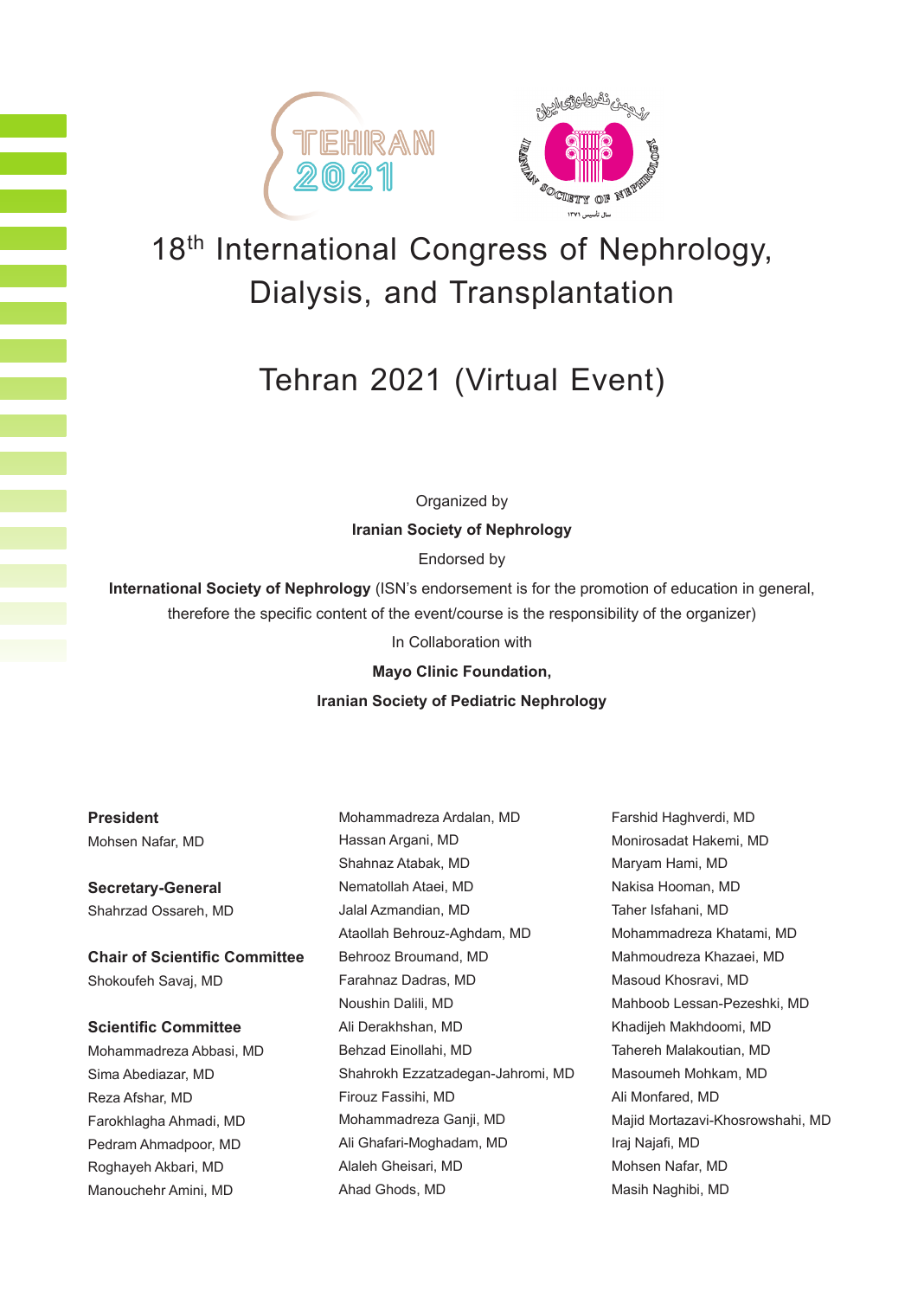# 18th International Congress of Nephrology, Dialysis, and Transplantation

## Tehran 2021 (Virtual Event)

Organized by

**Iranian Society of Nephrology**

Endorsed by

**International Society of Nephrology** (ISN's endorsement is for the promotion of education in general, therefore the specific content of the event/course is the responsibility of the organizer)

In Collaboration with

**Mayo Clinic Foundation,**

**Iranian Society of Pediatric Nephrology**

**President**

Mohsen Nafar, MD

**Secretary-General**

Shahrzad Ossareh, MD

**Chair of Scientific Committee**

Shokoufeh Savaj, MD

**Scientific Committee**

Mohammadreza Abbasi, MD
Sima Abediazar, MD
Reza Afshar, MD
Farokhlagha Ahmadi, MD
Pedram Ahmadpoor, MD
Roghayeh Akbari, MD
Manouchehr Amini, MD
Mohammadreza Ardalan, MD
Hassan Argani, MD
Shahnaz Atabak, MD
Nematollah Ataei, MD
Jalal Azmandian, MD
Ataollah Behrouz-Aghdam, MD
Behrooz Broumand, MD
Farahnaz Dadras, MD
Noushin Dalili, MD
Ali Derakhshan, MD
Behzad Einollahi, MD
Shahrokh Ezzatzadegan-Jahromi, MD
Firouz Fassihi, MD
Mohammadreza Ganji, MD
Ali Ghafari-Moghadam, MD
Alaleh Gheisari, MD
Ahad Ghods, MD
Farshid Haghverdi, MD
Monirosadat Hakemi, MD
Maryam Hami, MD
Nakisa Hooman, MD
Taher Isfahani, MD
Mohammadreza Khatami, MD
Mahmoudreza Khazaei, MD
Masoud Khosravi, MD
Mahboob Lessan-Pezeshki, MD
Khadijeh Makhdoomi, MD
Tahereh Malakoutian, MD
Masoumeh Mohkam, MD
Ali Monfared, MD
Majid Mortazavi-Khosrowshahi, MD
Iraj Najafi, MD
Mohsen Nafar, MD
Masih Naghibi, MD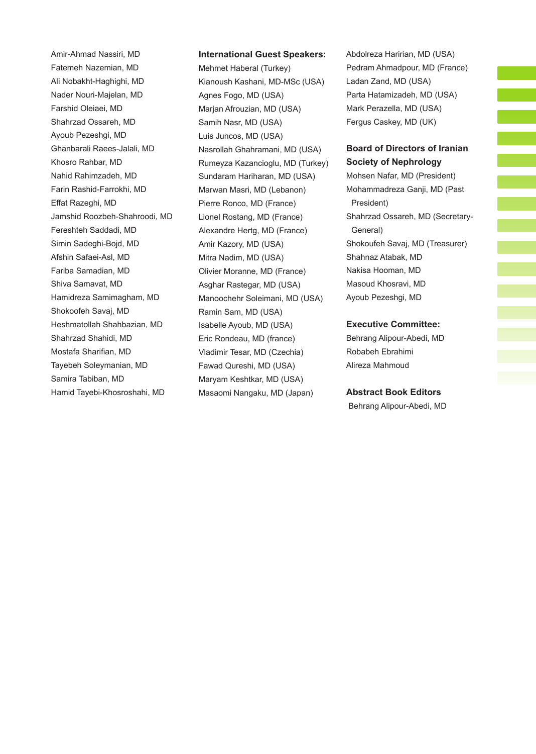Amir-Ahmad Nassiri, MD
Fatemeh Nazemian, MD
Ali Nobakht-Haghighi, MD
Nader Nouri-Majelan, MD
Farshid Oleiaei, MD
Shahrzad Ossareh, MD
Ayoub Pezeshgi, MD
Ghanbarali Raees-Jalali, MD
Khosro Rahbar, MD
Nahid Rahimzadeh, MD
Farin Rashid-Farrokhi, MD
Effat Razeghi, MD
Jamshid Roozbeh-Shahroodi, MD
Fereshteh Saddadi, MD
Simin Sadeghi-Bojd, MD
Afshin Safaei-Asl, MD
Fariba Samadian, MD
Shiva Samavat, MD
Hamidreza Samimagham, MD
Shokoofeh Savaj, MD
Heshmatollah Shahbazian, MD
Shahrzad Shahidi, MD
Mostafa Sharifian, MD
Tayebeh Soleymanian, MD
Samira Tabiban, MD
Hamid Tayebi-Khosroshahi, MD

**International Guest Speakers:**

Mehmet Haberal (Turkey)
Kianoush Kashani, MD-MSc (USA)
Agnes Fogo, MD (USA)
Marjan Afrouzian, MD (USA)
Samih Nasr, MD (USA)
Luis Juncos, MD (USA)
Nasrollah Ghahramani, MD (USA)
Rumeyza Kazancioglu, MD (Turkey)
Sundaram Hariharan, MD (USA)
Marwan Masri, MD (Lebanon)
Pierre Ronco, MD (France)
Lionel Rostang, MD (France)
Alexandre Hertg, MD (France)
Amir Kazory, MD (USA)
Mitra Nadim, MD (USA)
Olivier Moranne, MD (France)
Asghar Rastegar, MD (USA)
Manoochehr Soleimani, MD (USA)
Ramin Sam, MD (USA)
Isabelle Ayoub, MD (USA)
Eric Rondeau, MD (france)
Vladimir Tesar, MD (Czechia)
Fawad Qureshi, MD (USA)
Maryam Keshtkar, MD (USA)
Masaomi Nangaku, MD (Japan)
Abdolreza Haririan, MD (USA)
Pedram Ahmadpour, MD (France)
Ladan Zand, MD (USA)
Parta Hatamizadeh, MD (USA)
Mark Perazella, MD (USA)
Fergus Caskey, MD (UK)

**Board of Directors of Iranian Society of Nephrology**

Mohsen Nafar, MD (President)
Mohammadreza Ganji, MD (Past President)
Shahrzad Ossareh, MD (Secretary-General)
Shokoufeh Savaj, MD (Treasurer)
Shahnaz Atabak, MD
Nakisa Hooman, MD
Masoud Khosravi, MD
Ayoub Pezeshgi, MD

**Executive Committee:**

Behrang Alipour-Abedi, MD
Robabeh Ebrahimi
Alireza Mahmoud

**Abstract Book Editors**

Behrang Alipour-Abedi, MD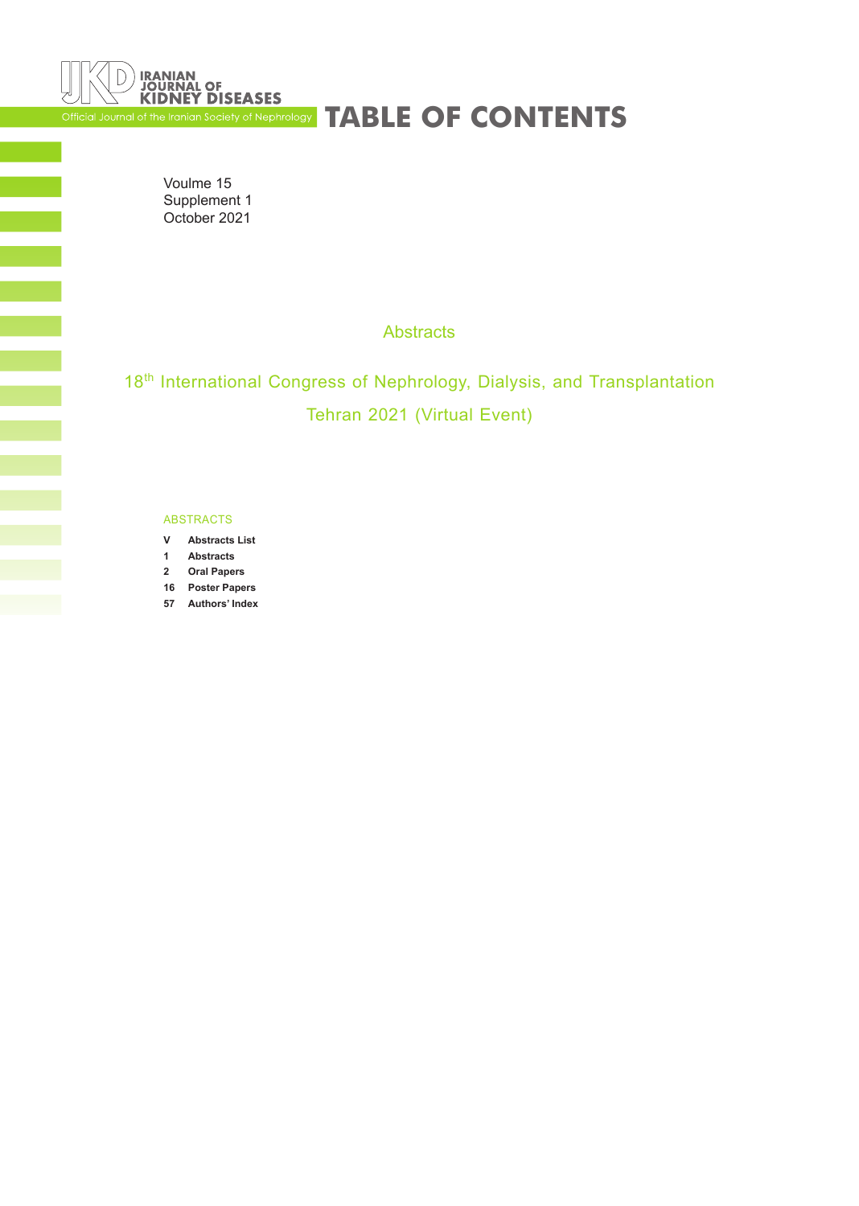IRANIAN JOURNAL OF KIDNEY DISEASES

Official Journal of the Iranian Society of Nephrology

# TABLE OF CONTENTS

Voulme 15
Supplement 1
October 2021

## Abstracts

## 18th International Congress of Nephrology, Dialysis, and Transplantation

## Tehran 2021 (Virtual Event)

ABSTRACTS

| | |
|---|---|
| V | **Abstracts List** |
| 1 | **Abstracts** |
| 2 | **Oral Papers** |
| 16 | **Poster Papers** |
| 57 | **Authors' Index** |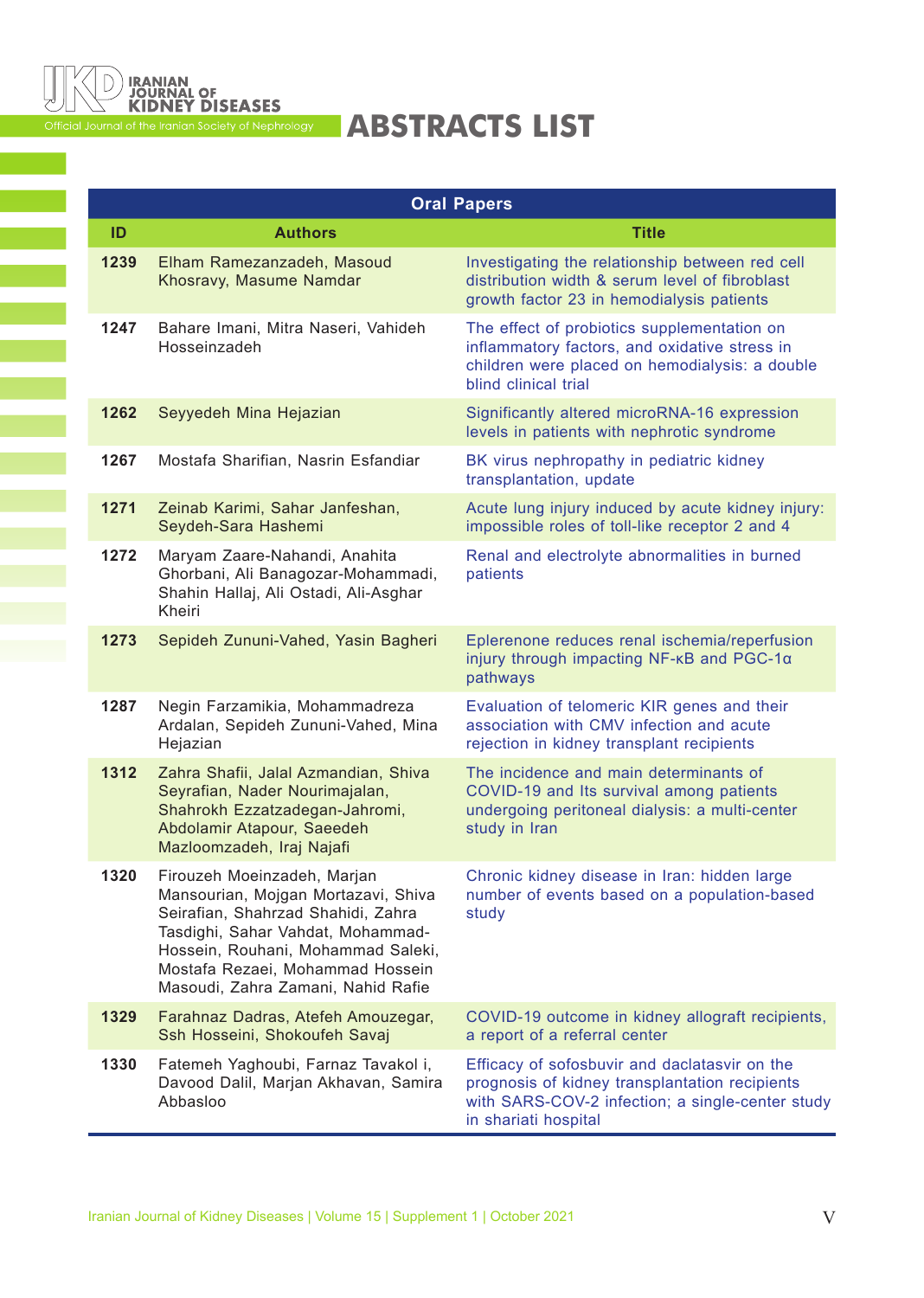# ABSTRACTS LIST

| Oral Papers | | |
|---|---|---|
| **ID** | **Authors** | **Title** |
| 1239 | Elham Ramezanzadeh, Masoud Khosravy, Masume Namdar | Investigating the relationship between red cell distribution width & serum level of fibroblast growth factor 23 in hemodialysis patients |
| 1247 | Bahare Imani, Mitra Naseri, Vahideh Hosseinzadeh | The effect of probiotics supplementation on inflammatory factors, and oxidative stress in children were placed on hemodialysis: a double blind clinical trial |
| 1262 | Seyyedeh Mina Hejazian | Significantly altered microRNA-16 expression levels in patients with nephrotic syndrome |
| 1267 | Mostafa Sharifian, Nasrin Esfandiar | BK virus nephropathy in pediatric kidney transplantation, update |
| 1271 | Zeinab Karimi, Sahar Janfeshan, Seydeh-Sara Hashemi | Acute lung injury induced by acute kidney injury: impossible roles of toll-like receptor 2 and 4 |
| 1272 | Maryam Zaare-Nahandi, Anahita Ghorbani, Ali Banagozar-Mohammadi, Shahin Hallaj, Ali Ostadi, Ali-Asghar Kheiri | Renal and electrolyte abnormalities in burned patients |
| 1273 | Sepideh Zununi-Vahed, Yasin Bagheri | Eplerenone reduces renal ischemia/reperfusion injury through impacting NF-κB and PGC-1α pathways |
| 1287 | Negin Farzamikia, Mohammadreza Ardalan, Sepideh Zununi-Vahed, Mina Hejazian | Evaluation of telomeric KIR genes and their association with CMV infection and acute rejection in kidney transplant recipients |
| 1312 | Zahra Shafii, Jalal Azmandian, Shiva Seyrafian, Nader Nourimajalan, Shahrokh Ezzatzadegan-Jahromi, Abdolamir Atapour, Saeedeh Mazloomzadeh, Iraj Najafi | The incidence and main determinants of COVID-19 and Its survival among patients undergoing peritoneal dialysis: a multi-center study in Iran |
| 1320 | Firouzeh Moeinzadeh, Marjan Mansourian, Mojgan Mortazavi, Shiva Seirafian, Shahrzad Shahidi, Zahra Tasdighi, Sahar Vahdat, Mohammad-Hossein, Rouhani, Mohammad Saleki, Mostafa Rezaei, Mohammad Hossein Masoudi, Zahra Zamani, Nahid Rafie | Chronic kidney disease in Iran: hidden large number of events based on a population-based study |
| 1329 | Farahnaz Dadras, Atefeh Amouzegar, Ssh Hosseini, Shokoufeh Savaj | COVID-19 outcome in kidney allograft recipients, a report of a referral center |
| 1330 | Fatemeh Yaghoubi, Farnaz Tavakol i, Davood Dalil, Marjan Akhavan, Samira Abbasloo | Efficacy of sofosbuvir and daclatasvir on the prognosis of kidney transplantation recipients with SARS-COV-2 infection; a single-center study in shariati hospital |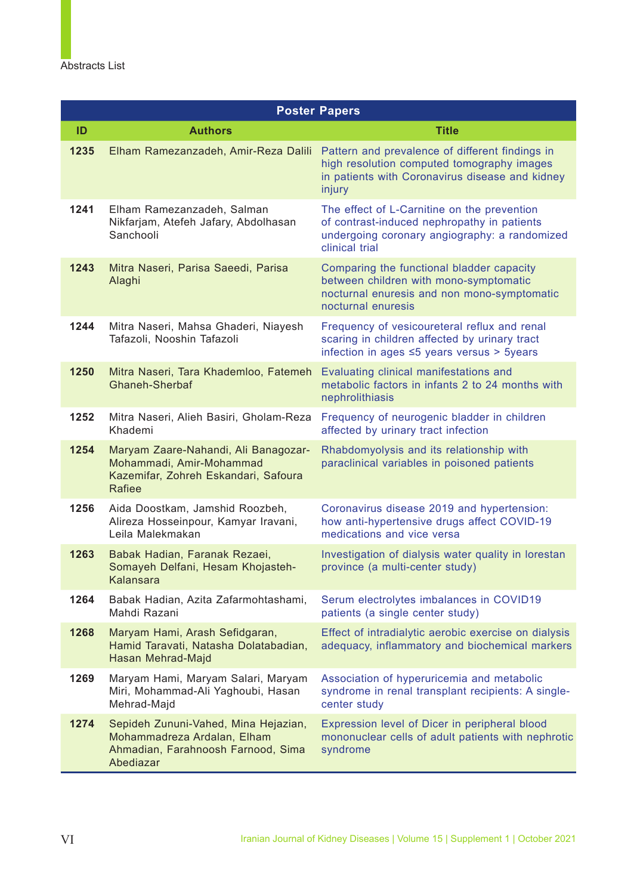| Poster Papers | | |
|---|---|---|
| **ID** | **Authors** | **Title** |
| **1235** | Elham Ramezanzadeh, Amir-Reza Dalili | Pattern and prevalence of different findings in high resolution computed tomography images in patients with Coronavirus disease and kidney injury |
| **1241** | Elham Ramezanzadeh, Salman Nikfarjam, Atefeh Jafary, Abdolhasan Sanchooli | The effect of L-Carnitine on the prevention of contrast-induced nephropathy in patients undergoing coronary angiography: a randomized clinical trial |
| **1243** | Mitra Naseri, Parisa Saeedi, Parisa Alaghi | Comparing the functional bladder capacity between children with mono-symptomatic nocturnal enuresis and non mono-symptomatic nocturnal enuresis |
| **1244** | Mitra Naseri, Mahsa Ghaderi, Niayesh Tafazoli, Nooshin Tafazoli | Frequency of vesicoureteral reflux and renal scaring in children affected by urinary tract infection in ages ≤5 years versus > 5years |
| **1250** | Mitra Naseri, Tara Khademloo, Fatemeh Ghaneh-Sherbaf | Evaluating clinical manifestations and metabolic factors in infants 2 to 24 months with nephrolithiasis |
| **1252** | Mitra Naseri, Alieh Basiri, Gholam-Reza Khademi | Frequency of neurogenic bladder in children affected by urinary tract infection |
| **1254** | Maryam Zaare-Nahandi, Ali Banagozar-Mohammadi, Amir-Mohammad Kazemifar, Zohreh Eskandari, Safoura Rafiee | Rhabdomyolysis and its relationship with paraclinical variables in poisoned patients |
| **1256** | Aida Doostkam, Jamshid Roozbeh, Alireza Hosseinpour, Kamyar Iravani, Leila Malekmakan | Coronavirus disease 2019 and hypertension: how anti-hypertensive drugs affect COVID-19 medications and vice versa |
| **1263** | Babak Hadian, Faranak Rezaei, Somayeh Delfani, Hesam Khojasteh-Kalansara | Investigation of dialysis water quality in lorestan province (a multi-center study) |
| **1264** | Babak Hadian, Azita Zafarmohtashami, Mahdi Razani | Serum electrolytes imbalances in COVID19 patients (a single center study) |
| **1268** | Maryam Hami, Arash Sefidgaran, Hamid Taravati, Natasha Dolatabadian, Hasan Mehrad-Majd | Effect of intradialytic aerobic exercise on dialysis adequacy, inflammatory and biochemical markers |
| **1269** | Maryam Hami, Maryam Salari, Maryam Miri, Mohammad-Ali Yaghoubi, Hasan Mehrad-Majd | Association of hyperuricemia and metabolic syndrome in renal transplant recipients: A single-center study |
| **1274** | Sepideh Zununi-Vahed, Mina Hejazian, Mohammadreza Ardalan, Elham Ahmadian, Farahnoosh Farnood, Sima Abediazar | Expression level of Dicer in peripheral blood mononuclear cells of adult patients with nephrotic syndrome |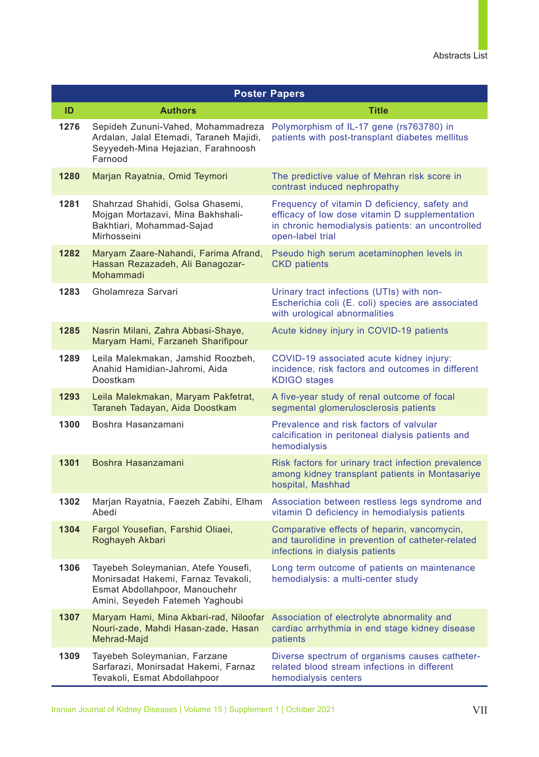| Poster Papers | | |
|---|---|---|
| **ID** | **Authors** | **Title** |
| **1276** | Sepideh Zununi-Vahed, Mohammadreza Ardalan, Jalal Etemadi, Taraneh Majidi, Seyyedeh-Mina Hejazian, Farahnoosh Farnood | Polymorphism of IL-17 gene (rs763780) in patients with post-transplant diabetes mellitus |
| **1280** | Marjan Rayatnia, Omid Teymori | The predictive value of Mehran risk score in contrast induced nephropathy |
| **1281** | Shahrzad Shahidi, Golsa Ghasemi, Mojgan Mortazavi, Mina Bakhshali-Bakhtiari, Mohammad-Sajad Mirhosseini | Frequency of vitamin D deficiency, safety and efficacy of low dose vitamin D supplementation in chronic hemodialysis patients: an uncontrolled open-label trial |
| **1282** | Maryam Zaare-Nahandi, Farima Afrand, Hassan Rezazadeh, Ali Banagozar-Mohammadi | Pseudo high serum acetaminophen levels in CKD patients |
| **1283** | Gholamreza Sarvari | Urinary tract infections (UTIs) with non-Escherichia coli (E. coli) species are associated with urological abnormalities |
| **1285** | Nasrin Milani, Zahra Abbasi-Shaye, Maryam Hami, Farzaneh Sharifipour | Acute kidney injury in COVID-19 patients |
| **1289** | Leila Malekmakan, Jamshid Roozbeh, Anahid Hamidian-Jahromi, Aida Doostkam | COVID-19 associated acute kidney injury: incidence, risk factors and outcomes in different KDIGO stages |
| **1293** | Leila Malekmakan, Maryam Pakfetrat, Taraneh Tadayan, Aida Doostkam | A five-year study of renal outcome of focal segmental glomerulosclerosis patients |
| **1300** | Boshra Hasanzamani | Prevalence and risk factors of valvular calcification in peritoneal dialysis patients and hemodialysis |
| **1301** | Boshra Hasanzamani | Risk factors for urinary tract infection prevalence among kidney transplant patients in Montasariye hospital, Mashhad |
| **1302** | Marjan Rayatnia, Faezeh Zabihi, Elham Abedi | Association between restless legs syndrome and vitamin D deficiency in hemodialysis patients |
| **1304** | Fargol Yousefian, Farshid Oliaei, Roghayeh Akbari | Comparative effects of heparin, vancomycin, and taurolidine in prevention of catheter-related infections in dialysis patients |
| **1306** | Tayebeh Soleymanian, Atefe Yousefi, Monirsadat Hakemi, Farnaz Tevakoli, Esmat Abdollahpoor, Manouchehr Amini, Seyedeh Fatemeh Yaghoubi | Long term outcome of patients on maintenance hemodialysis: a multi-center study |
| **1307** | Maryam Hami, Mina Akbari-rad, Niloofar Nouri-zade, Mahdi Hasan-zade, Hasan Mehrad-Majd | Association of electrolyte abnormality and cardiac arrhythmia in end stage kidney disease patients |
| **1309** | Tayebeh Soleymanian, Farzane Sarfarazi, Monirsadat Hakemi, Farnaz Tevakoli, Esmat Abdollahpoor | Diverse spectrum of organisms causes catheter-related blood stream infections in different hemodialysis centers |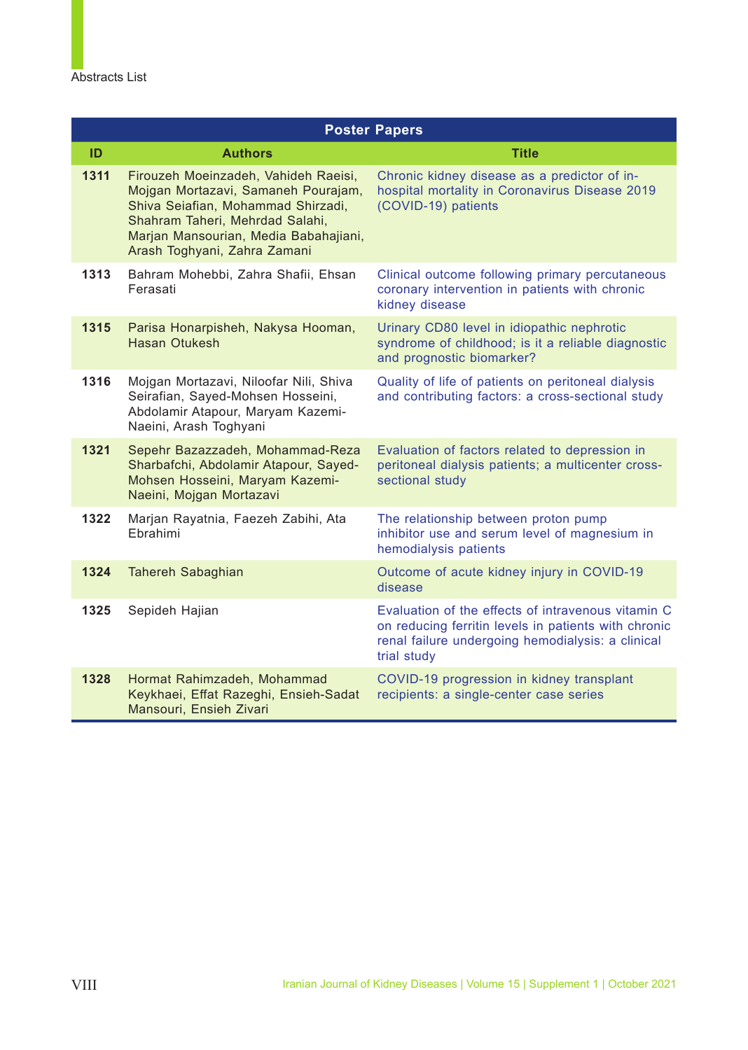| Poster Papers | | |
|---|---|---|
| **ID** | **Authors** | **Title** |
| **1311** | Firouzeh Moeinzadeh, Vahideh Raeisi, Mojgan Mortazavi, Samaneh Pourajam, Shiva Seiafian, Mohammad Shirzadi, Shahram Taheri, Mehrdad Salahi, Marjan Mansourian, Media Babahajiani, Arash Toghyani, Zahra Zamani | Chronic kidney disease as a predictor of in-hospital mortality in Coronavirus Disease 2019 (COVID-19) patients |
| **1313** | Bahram Mohebbi, Zahra Shafii, Ehsan Ferasati | Clinical outcome following primary percutaneous coronary intervention in patients with chronic kidney disease |
| **1315** | Parisa Honarpisheh, Nakysa Hooman, Hasan Otukesh | Urinary CD80 level in idiopathic nephrotic syndrome of childhood; is it a reliable diagnostic and prognostic biomarker? |
| **1316** | Mojgan Mortazavi, Niloofar Nili, Shiva Seirafian, Sayed-Mohsen Hosseini, Abdolamir Atapour, Maryam Kazemi-Naeini, Arash Toghyani | Quality of life of patients on peritoneal dialysis and contributing factors: a cross-sectional study |
| **1321** | Sepehr Bazazzadeh, Mohammad-Reza Sharbafchi, Abdolamir Atapour, Sayed-Mohsen Hosseini, Maryam Kazemi-Naeini, Mojgan Mortazavi | Evaluation of factors related to depression in peritoneal dialysis patients; a multicenter cross-sectional study |
| **1322** | Marjan Rayatnia, Faezeh Zabihi, Ata Ebrahimi | The relationship between proton pump inhibitor use and serum level of magnesium in hemodialysis patients |
| **1324** | Tahereh Sabaghian | Outcome of acute kidney injury in COVID-19 disease |
| **1325** | Sepideh Hajian | Evaluation of the effects of intravenous vitamin C on reducing ferritin levels in patients with chronic renal failure undergoing hemodialysis: a clinical trial study |
| **1328** | Hormat Rahimzadeh, Mohammad Keykhaei, Effat Razeghi, Ensieh-Sadat Mansouri, Ensieh Zivari | COVID-19 progression in kidney transplant recipients: a single-center case series |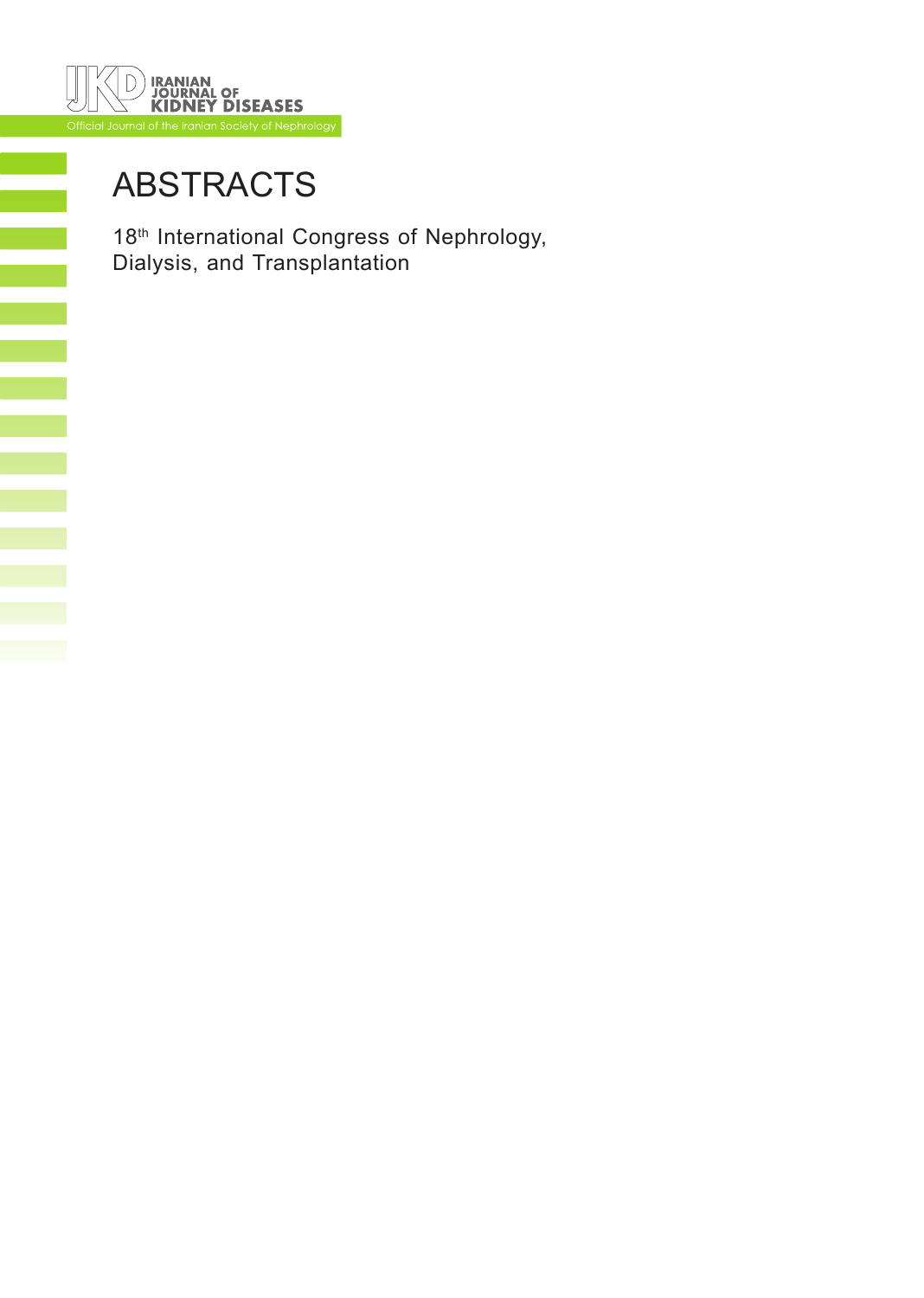IRANIAN JOURNAL OF KIDNEY DISEASES

Official Journal of the Iranian Society of Nephrology

# ABSTRACTS

18th International Congress of Nephrology, Dialysis, and Transplantation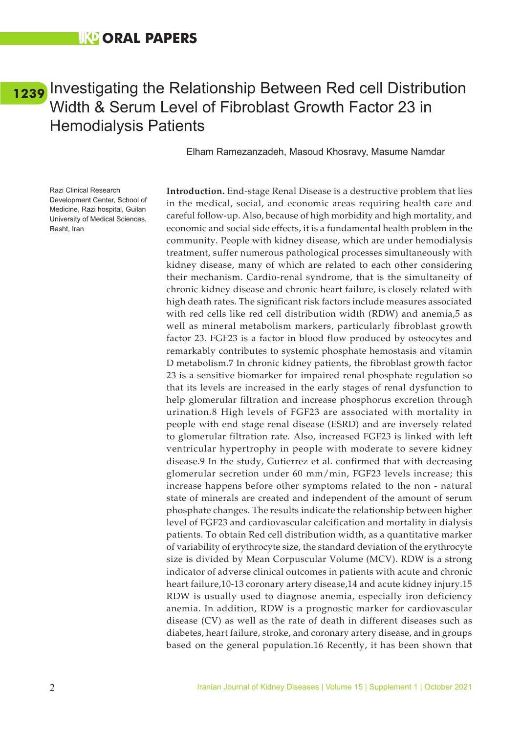## 1239 Investigating the Relationship Between Red cell Distribution Width & Serum Level of Fibroblast Growth Factor 23 in Hemodialysis Patients

Elham Ramezanzadeh, Masoud Khosravy, Masume Namdar

Razi Clinical Research Development Center, School of Medicine, Razi hospital, Guilan University of Medical Sciences, Rasht, Iran

**Introduction.** End-stage Renal Disease is a destructive problem that lies in the medical, social, and economic areas requiring health care and careful follow-up. Also, because of high morbidity and high mortality, and economic and social side effects, it is a fundamental health problem in the community. People with kidney disease, which are under hemodialysis treatment, suffer numerous pathological processes simultaneously with kidney disease, many of which are related to each other considering their mechanism. Cardio-renal syndrome, that is the simultaneity of chronic kidney disease and chronic heart failure, is closely related with high death rates. The significant risk factors include measures associated with red cells like red cell distribution width (RDW) and anemia,5 as well as mineral metabolism markers, particularly fibroblast growth factor 23. FGF23 is a factor in blood flow produced by osteocytes and remarkably contributes to systemic phosphate hemostasis and vitamin D metabolism.7 In chronic kidney patients, the fibroblast growth factor 23 is a sensitive biomarker for impaired renal phosphate regulation so that its levels are increased in the early stages of renal dysfunction to help glomerular filtration and increase phosphorus excretion through urination.8 High levels of FGF23 are associated with mortality in people with end stage renal disease (ESRD) and are inversely related to glomerular filtration rate. Also, increased FGF23 is linked with left ventricular hypertrophy in people with moderate to severe kidney disease.9 In the study, Gutierrez et al. confirmed that with decreasing glomerular secretion under 60 mm/min, FGF23 levels increase; this increase happens before other symptoms related to the non - natural state of minerals are created and independent of the amount of serum phosphate changes. The results indicate the relationship between higher level of FGF23 and cardiovascular calcification and mortality in dialysis patients. To obtain Red cell distribution width, as a quantitative marker of variability of erythrocyte size, the standard deviation of the erythrocyte size is divided by Mean Corpuscular Volume (MCV). RDW is a strong indicator of adverse clinical outcomes in patients with acute and chronic heart failure,10-13 coronary artery disease,14 and acute kidney injury.15 RDW is usually used to diagnose anemia, especially iron deficiency anemia. In addition, RDW is a prognostic marker for cardiovascular disease (CV) as well as the rate of death in different diseases such as diabetes, heart failure, stroke, and coronary artery disease, and in groups based on the general population.16 Recently, it has been shown that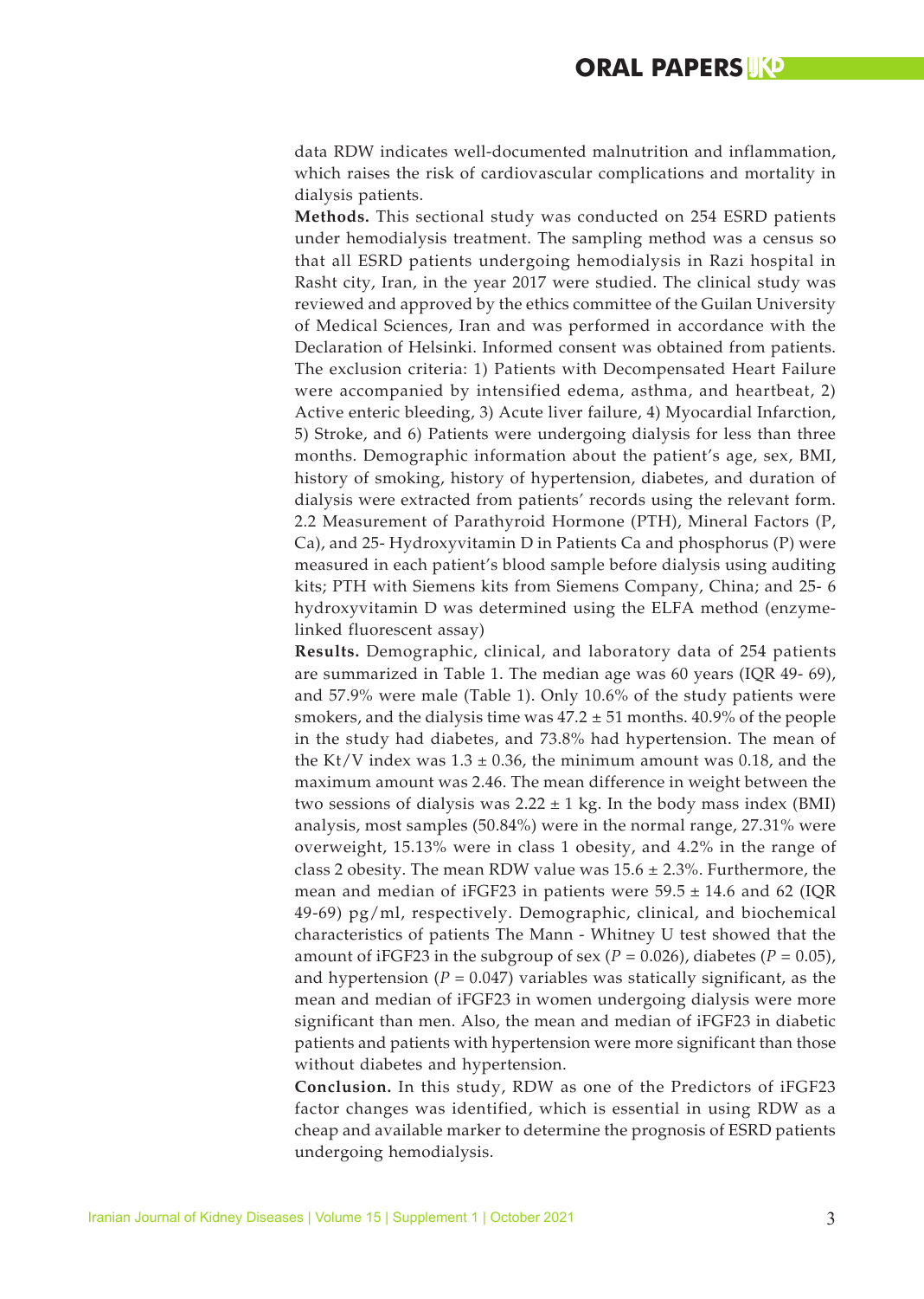data RDW indicates well-documented malnutrition and inflammation, which raises the risk of cardiovascular complications and mortality in dialysis patients.

**Methods.** This sectional study was conducted on 254 ESRD patients under hemodialysis treatment. The sampling method was a census so that all ESRD patients undergoing hemodialysis in Razi hospital in Rasht city, Iran, in the year 2017 were studied. The clinical study was reviewed and approved by the ethics committee of the Guilan University of Medical Sciences, Iran and was performed in accordance with the Declaration of Helsinki. Informed consent was obtained from patients. The exclusion criteria: 1) Patients with Decompensated Heart Failure were accompanied by intensified edema, asthma, and heartbeat, 2) Active enteric bleeding, 3) Acute liver failure, 4) Myocardial Infarction, 5) Stroke, and 6) Patients were undergoing dialysis for less than three months. Demographic information about the patient's age, sex, BMI, history of smoking, history of hypertension, diabetes, and duration of dialysis were extracted from patients' records using the relevant form. 2.2 Measurement of Parathyroid Hormone (PTH), Mineral Factors (P, Ca), and 25- Hydroxyvitamin D in Patients Ca and phosphorus (P) were measured in each patient's blood sample before dialysis using auditing kits; PTH with Siemens kits from Siemens Company, China; and 25- 6 hydroxyvitamin D was determined using the ELFA method (enzyme-linked fluorescent assay)

**Results.** Demographic, clinical, and laboratory data of 254 patients are summarized in Table 1. The median age was 60 years (IQR 49- 69), and 57.9% were male (Table 1). Only 10.6% of the study patients were smokers, and the dialysis time was 47.2 ± 51 months. 40.9% of the people in the study had diabetes, and 73.8% had hypertension. The mean of the Kt/V index was 1.3 ± 0.36, the minimum amount was 0.18, and the maximum amount was 2.46. The mean difference in weight between the two sessions of dialysis was 2.22 ± 1 kg. In the body mass index (BMI) analysis, most samples (50.84%) were in the normal range, 27.31% were overweight, 15.13% were in class 1 obesity, and 4.2% in the range of class 2 obesity. The mean RDW value was 15.6 ± 2.3%. Furthermore, the mean and median of iFGF23 in patients were 59.5 ± 14.6 and 62 (IQR 49-69) pg/ml, respectively. Demographic, clinical, and biochemical characteristics of patients The Mann - Whitney U test showed that the amount of iFGF23 in the subgroup of sex ($P$ = 0.026), diabetes ($P$ = 0.05), and hypertension ($P$ = 0.047) variables was statically significant, as the mean and median of iFGF23 in women undergoing dialysis were more significant than men. Also, the mean and median of iFGF23 in diabetic patients and patients with hypertension were more significant than those without diabetes and hypertension.

**Conclusion.** In this study, RDW as one of the Predictors of iFGF23 factor changes was identified, which is essential in using RDW as a cheap and available marker to determine the prognosis of ESRD patients undergoing hemodialysis.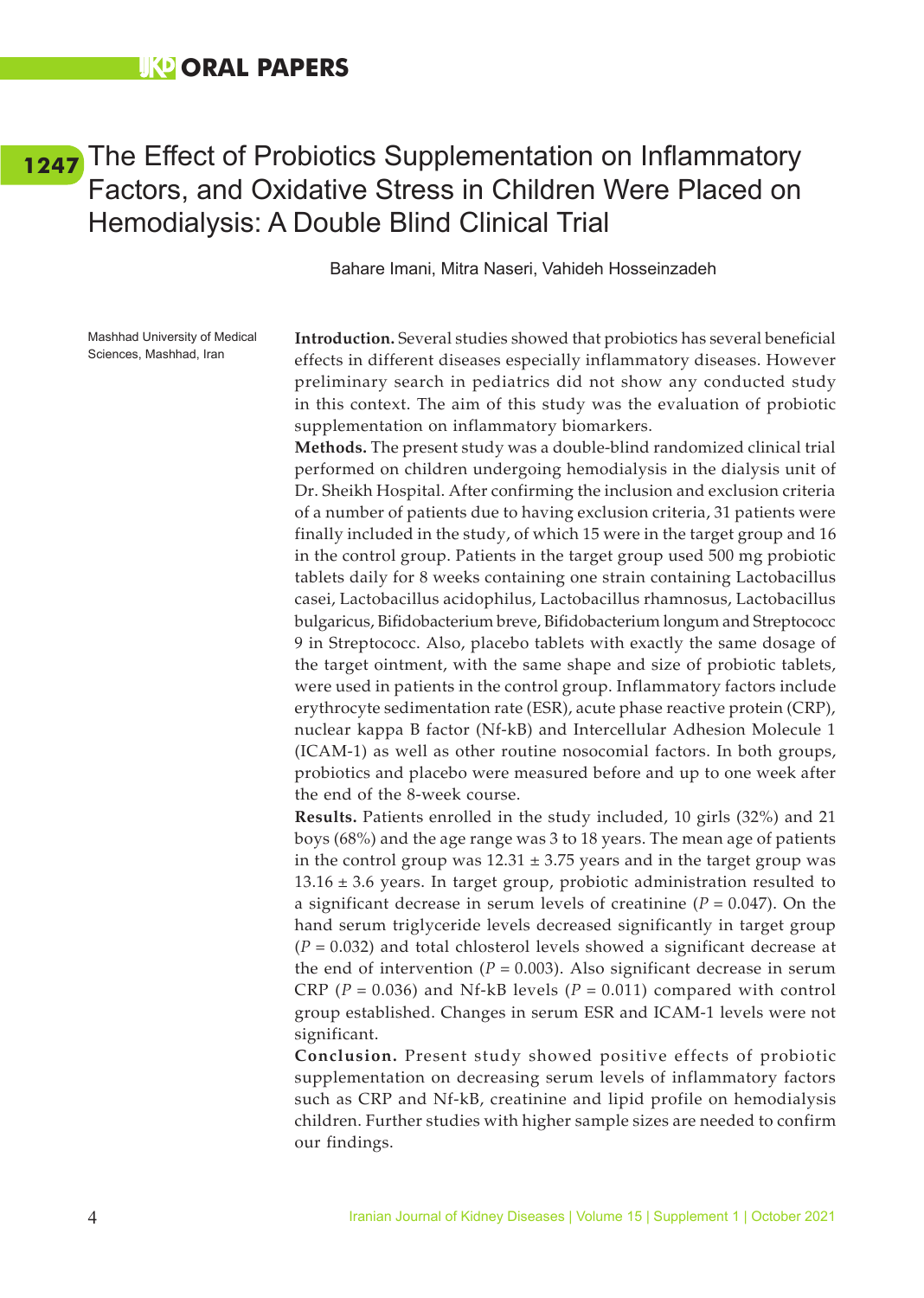# ORAL PAPERS

## 1247 The Effect of Probiotics Supplementation on Inflammatory Factors, and Oxidative Stress in Children Were Placed on Hemodialysis: A Double Blind Clinical Trial

Bahare Imani, Mitra Naseri, Vahideh Hosseinzadeh

Mashhad University of Medical Sciences, Mashhad, Iran

**Introduction.** Several studies showed that probiotics has several beneficial effects in different diseases especially inflammatory diseases. However preliminary search in pediatrics did not show any conducted study in this context. The aim of this study was the evaluation of probiotic supplementation on inflammatory biomarkers.

**Methods.** The present study was a double-blind randomized clinical trial performed on children undergoing hemodialysis in the dialysis unit of Dr. Sheikh Hospital. After confirming the inclusion and exclusion criteria of a number of patients due to having exclusion criteria, 31 patients were finally included in the study, of which 15 were in the target group and 16 in the control group. Patients in the target group used 500 mg probiotic tablets daily for 8 weeks containing one strain containing Lactobacillus casei, Lactobacillus acidophilus, Lactobacillus rhamnosus, Lactobacillus bulgaricus, Bifidobacterium breve, Bifidobacterium longum and Streptococc 9 in Streptococc. Also, placebo tablets with exactly the same dosage of the target ointment, with the same shape and size of probiotic tablets, were used in patients in the control group. Inflammatory factors include erythrocyte sedimentation rate (ESR), acute phase reactive protein (CRP), nuclear kappa B factor (Nf-kB) and Intercellular Adhesion Molecule 1 (ICAM-1) as well as other routine nosocomial factors. In both groups, probiotics and placebo were measured before and up to one week after the end of the 8-week course.

**Results.** Patients enrolled in the study included, 10 girls (32%) and 21 boys (68%) and the age range was 3 to 18 years. The mean age of patients in the control group was 12.31 ± 3.75 years and in the target group was 13.16 ± 3.6 years. In target group, probiotic administration resulted to a significant decrease in serum levels of creatinine (*P* = 0.047). On the hand serum triglyceride levels decreased significantly in target group (*P* = 0.032) and total chlosterol levels showed a significant decrease at the end of intervention (*P* = 0.003). Also significant decrease in serum CRP (*P* = 0.036) and Nf-kB levels (*P* = 0.011) compared with control group established. Changes in serum ESR and ICAM-1 levels were not significant.

**Conclusion.** Present study showed positive effects of probiotic supplementation on decreasing serum levels of inflammatory factors such as CRP and Nf-kB, creatinine and lipid profile on hemodialysis children. Further studies with higher sample sizes are needed to confirm our findings.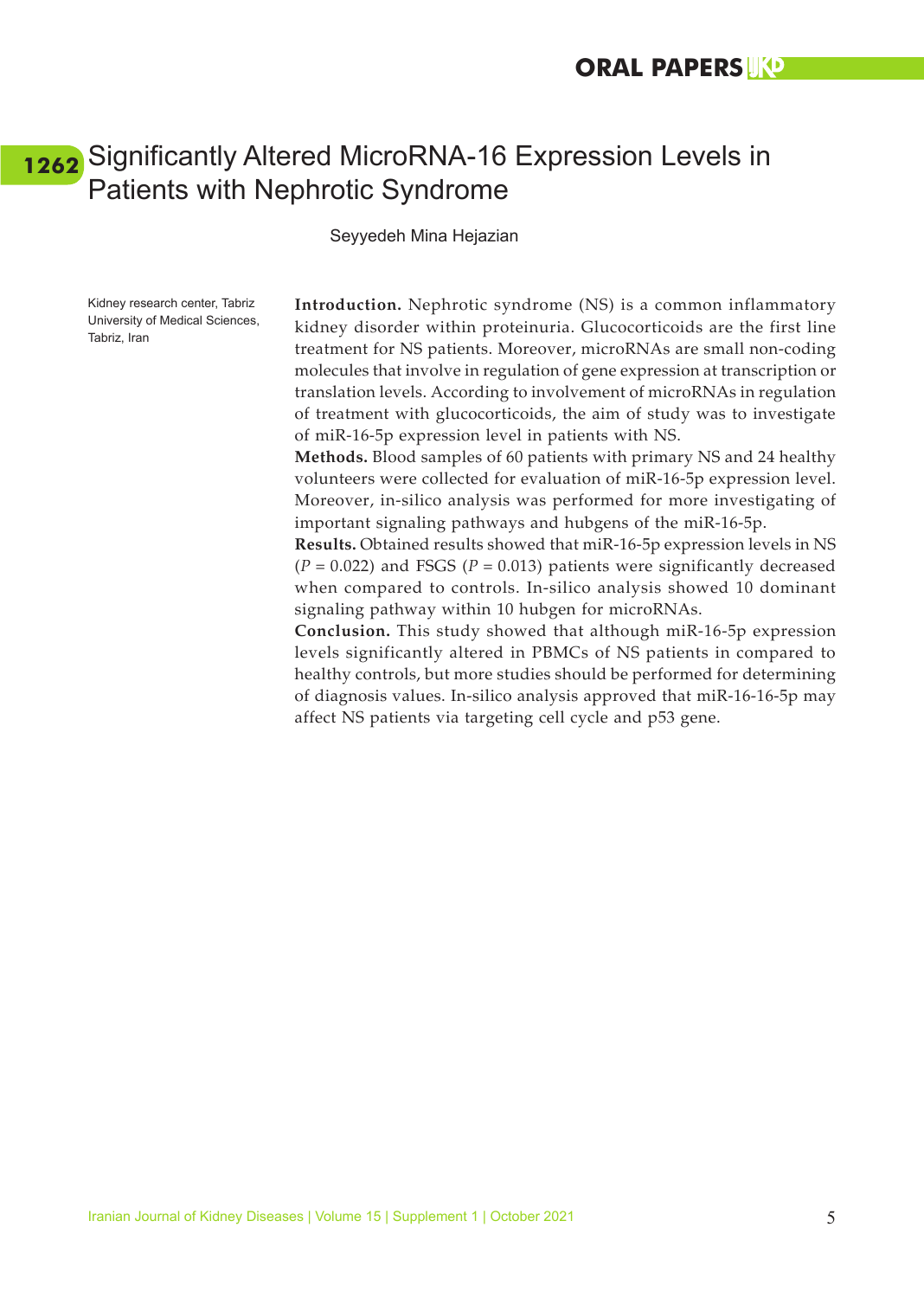# 1262 Significantly Altered MicroRNA-16 Expression Levels in Patients with Nephrotic Syndrome

Seyyedeh Mina Hejazian

Kidney research center, Tabriz University of Medical Sciences, Tabriz, Iran

**Introduction.** Nephrotic syndrome (NS) is a common inflammatory kidney disorder within proteinuria. Glucocorticoids are the first line treatment for NS patients. Moreover, microRNAs are small non-coding molecules that involve in regulation of gene expression at transcription or translation levels. According to involvement of microRNAs in regulation of treatment with glucocorticoids, the aim of study was to investigate of miR-16-5p expression level in patients with NS.

**Methods.** Blood samples of 60 patients with primary NS and 24 healthy volunteers were collected for evaluation of miR-16-5p expression level. Moreover, in-silico analysis was performed for more investigating of important signaling pathways and hubgens of the miR-16-5p.

**Results.** Obtained results showed that miR-16-5p expression levels in NS ($P = 0.022$) and FSGS ($P = 0.013$) patients were significantly decreased when compared to controls. In-silico analysis showed 10 dominant signaling pathway within 10 hubgen for microRNAs.

**Conclusion.** This study showed that although miR-16-5p expression levels significantly altered in PBMCs of NS patients in compared to healthy controls, but more studies should be performed for determining of diagnosis values. In-silico analysis approved that miR-16-16-5p may affect NS patients via targeting cell cycle and p53 gene.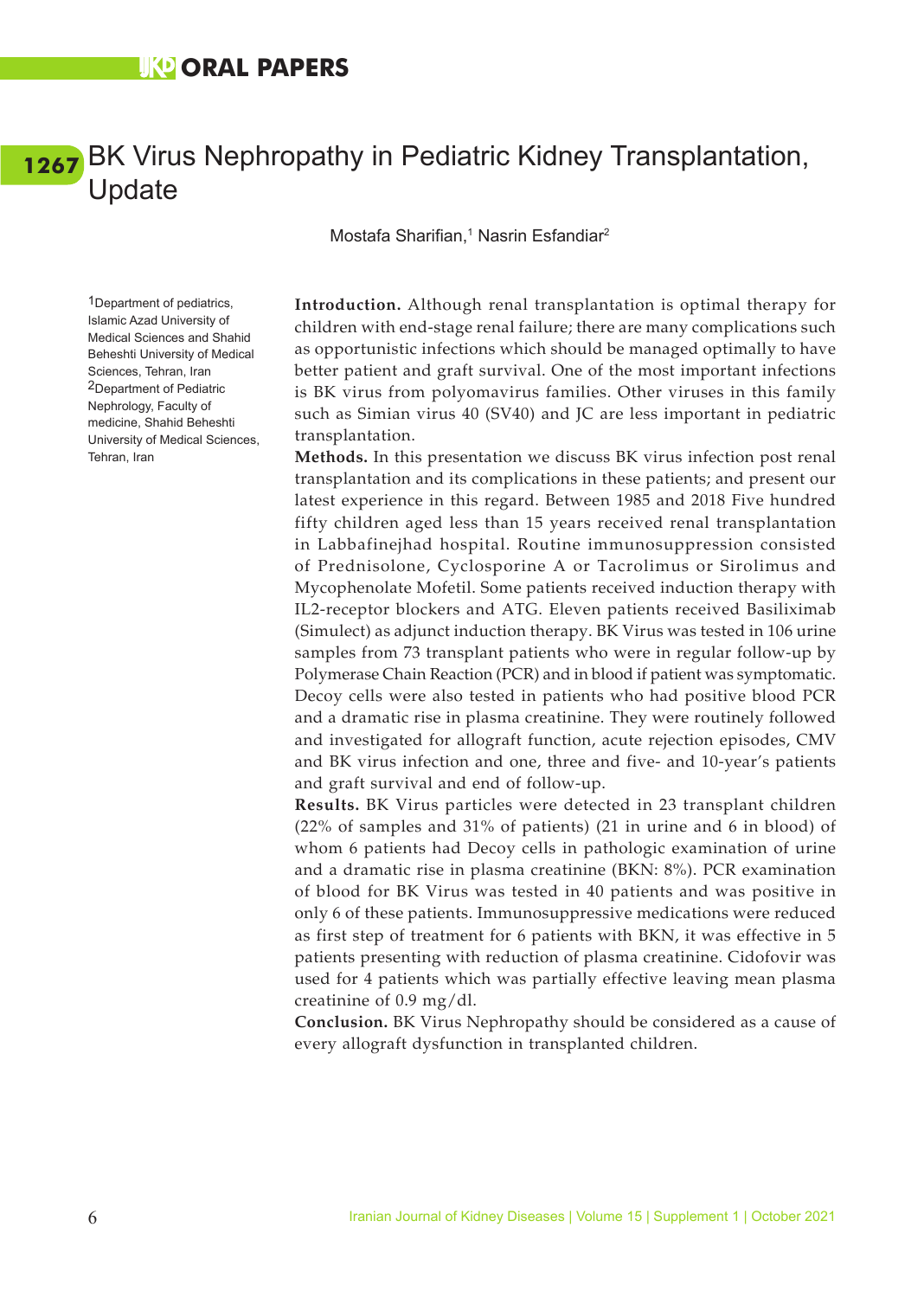# 1267 BK Virus Nephropathy in Pediatric Kidney Transplantation, Update

Mostafa Sharifian,[1] Nasrin Esfandiar[2]

[1]Department of pediatrics, Islamic Azad University of Medical Sciences and Shahid Beheshti University of Medical Sciences, Tehran, Iran
[2]Department of Pediatric Nephrology, Faculty of medicine, Shahid Beheshti University of Medical Sciences, Tehran, Iran

**Introduction.** Although renal transplantation is optimal therapy for children with end-stage renal failure; there are many complications such as opportunistic infections which should be managed optimally to have better patient and graft survival. One of the most important infections is BK virus from polyomavirus families. Other viruses in this family such as Simian virus 40 (SV40) and JC are less important in pediatric transplantation.

**Methods.** In this presentation we discuss BK virus infection post renal transplantation and its complications in these patients; and present our latest experience in this regard. Between 1985 and 2018 Five hundred fifty children aged less than 15 years received renal transplantation in Labbafinejhad hospital. Routine immunosuppression consisted of Prednisolone, Cyclosporine A or Tacrolimus or Sirolimus and Mycophenolate Mofetil. Some patients received induction therapy with IL2-receptor blockers and ATG. Eleven patients received Basiliximab (Simulect) as adjunct induction therapy. BK Virus was tested in 106 urine samples from 73 transplant patients who were in regular follow-up by Polymerase Chain Reaction (PCR) and in blood if patient was symptomatic. Decoy cells were also tested in patients who had positive blood PCR and a dramatic rise in plasma creatinine. They were routinely followed and investigated for allograft function, acute rejection episodes, CMV and BK virus infection and one, three and five- and 10-year's patients and graft survival and end of follow-up.

**Results.** BK Virus particles were detected in 23 transplant children (22% of samples and 31% of patients) (21 in urine and 6 in blood) of whom 6 patients had Decoy cells in pathologic examination of urine and a dramatic rise in plasma creatinine (BKN: 8%). PCR examination of blood for BK Virus was tested in 40 patients and was positive in only 6 of these patients. Immunosuppressive medications were reduced as first step of treatment for 6 patients with BKN, it was effective in 5 patients presenting with reduction of plasma creatinine. Cidofovir was used for 4 patients which was partially effective leaving mean plasma creatinine of 0.9 mg/dl.

**Conclusion.** BK Virus Nephropathy should be considered as a cause of every allograft dysfunction in transplanted children.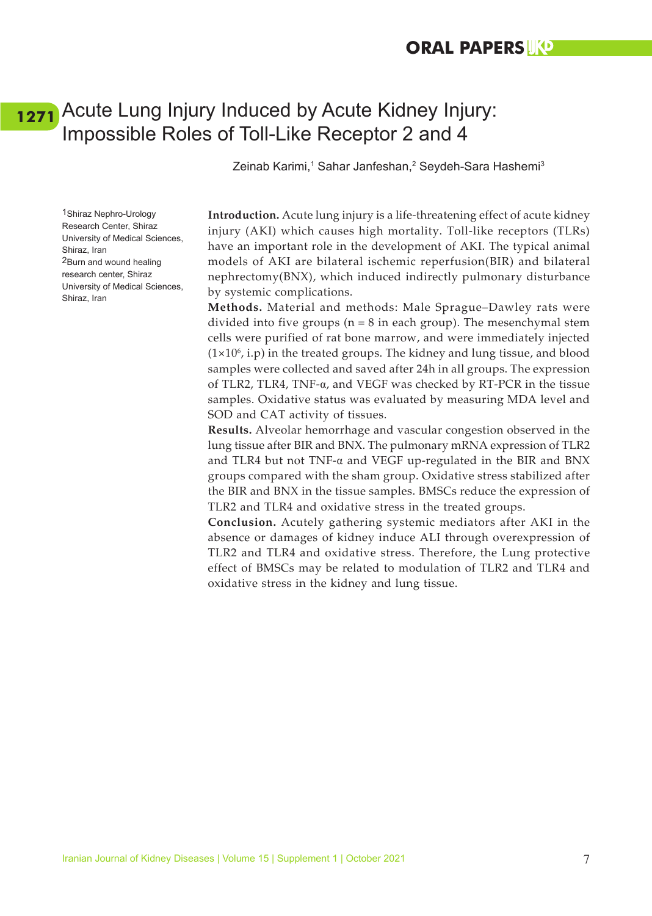# 1271 Acute Lung Injury Induced by Acute Kidney Injury: Impossible Roles of Toll-Like Receptor 2 and 4

Zeinab Karimi,[1] Sahar Janfeshan,[2] Seydeh-Sara Hashemi[3]

[1]Shiraz Nephro-Urology Research Center, Shiraz University of Medical Sciences, Shiraz, Iran
[2]Burn and wound healing research center, Shiraz University of Medical Sciences, Shiraz, Iran

**Introduction.** Acute lung injury is a life-threatening effect of acute kidney injury (AKI) which causes high mortality. Toll-like receptors (TLRs) have an important role in the development of AKI. The typical animal models of AKI are bilateral ischemic reperfusion(BIR) and bilateral nephrectomy(BNX), which induced indirectly pulmonary disturbance by systemic complications.

**Methods.** Material and methods: Male Sprague–Dawley rats were divided into five groups (n = 8 in each group). The mesenchymal stem cells were purified of rat bone marrow, and were immediately injected ($1 \times 10^6$, i.p) in the treated groups. The kidney and lung tissue, and blood samples were collected and saved after 24h in all groups. The expression of TLR2, TLR4, TNF-α, and VEGF was checked by RT-PCR in the tissue samples. Oxidative status was evaluated by measuring MDA level and SOD and CAT activity of tissues.

**Results.** Alveolar hemorrhage and vascular congestion observed in the lung tissue after BIR and BNX. The pulmonary mRNA expression of TLR2 and TLR4 but not TNF-α and VEGF up-regulated in the BIR and BNX groups compared with the sham group. Oxidative stress stabilized after the BIR and BNX in the tissue samples. BMSCs reduce the expression of TLR2 and TLR4 and oxidative stress in the treated groups.

**Conclusion.** Acutely gathering systemic mediators after AKI in the absence or damages of kidney induce ALI through overexpression of TLR2 and TLR4 and oxidative stress. Therefore, the Lung protective effect of BMSCs may be related to modulation of TLR2 and TLR4 and oxidative stress in the kidney and lung tissue.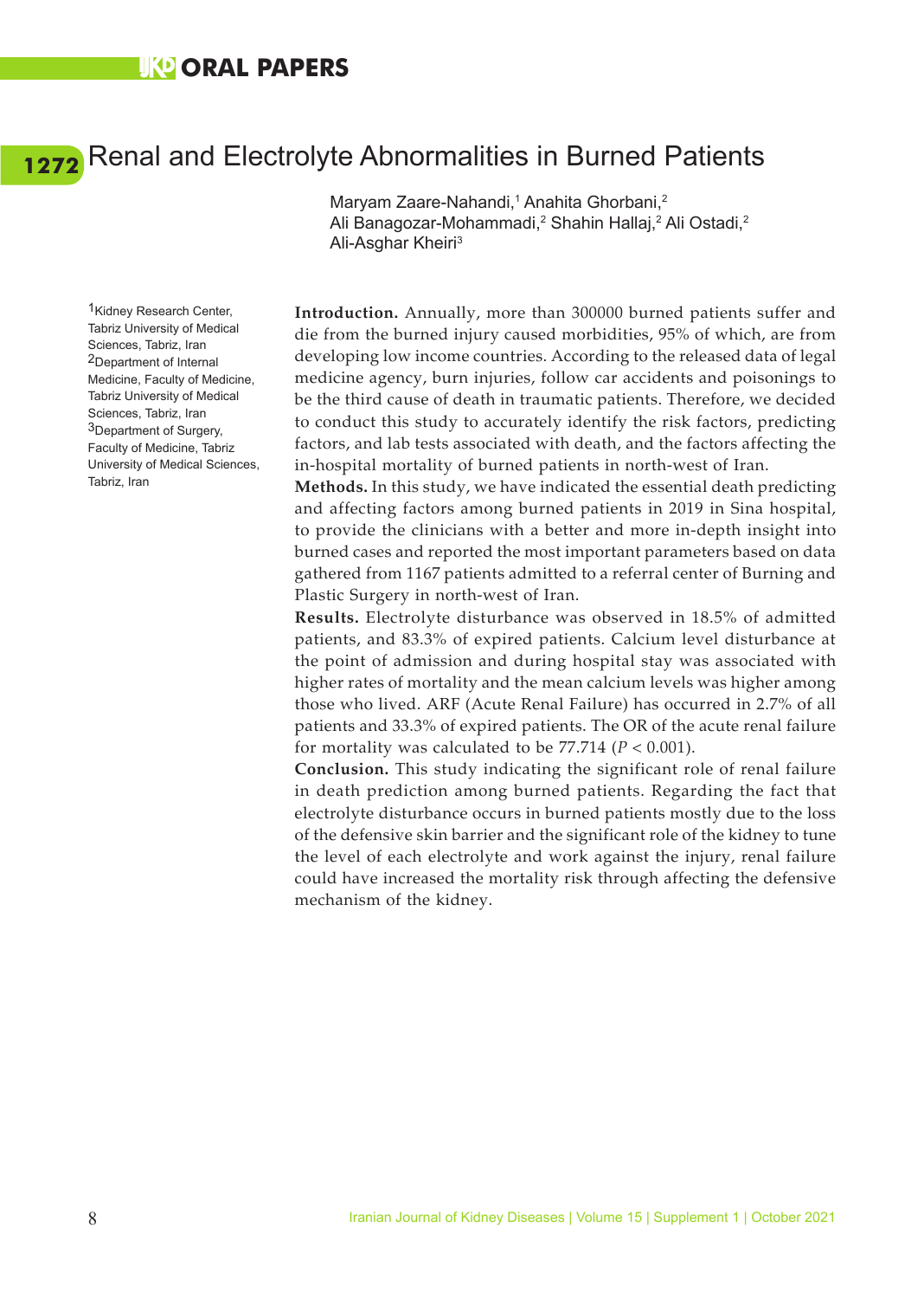## ORAL PAPERS

# 1272 Renal and Electrolyte Abnormalities in Burned Patients

Maryam Zaare-Nahandi,[1] Anahita Ghorbani,[2] Ali Banagozar-Mohammadi,[2] Shahin Hallaj,[2] Ali Ostadi,[2] Ali-Asghar Kheiri[3]

[1]Kidney Research Center, Tabriz University of Medical Sciences, Tabriz, Iran
[2]Department of Internal Medicine, Faculty of Medicine, Tabriz University of Medical Sciences, Tabriz, Iran
[3]Department of Surgery, Faculty of Medicine, Tabriz University of Medical Sciences, Tabriz, Iran

**Introduction.** Annually, more than 300000 burned patients suffer and die from the burned injury caused morbidities, 95% of which, are from developing low income countries. According to the released data of legal medicine agency, burn injuries, follow car accidents and poisonings to be the third cause of death in traumatic patients. Therefore, we decided to conduct this study to accurately identify the risk factors, predicting factors, and lab tests associated with death, and the factors affecting the in-hospital mortality of burned patients in north-west of Iran.

**Methods.** In this study, we have indicated the essential death predicting and affecting factors among burned patients in 2019 in Sina hospital, to provide the clinicians with a better and more in-depth insight into burned cases and reported the most important parameters based on data gathered from 1167 patients admitted to a referral center of Burning and Plastic Surgery in north-west of Iran.

**Results.** Electrolyte disturbance was observed in 18.5% of admitted patients, and 83.3% of expired patients. Calcium level disturbance at the point of admission and during hospital stay was associated with higher rates of mortality and the mean calcium levels was higher among those who lived. ARF (Acute Renal Failure) has occurred in 2.7% of all patients and 33.3% of expired patients. The OR of the acute renal failure for mortality was calculated to be 77.714 ($P < 0.001$).

**Conclusion.** This study indicating the significant role of renal failure in death prediction among burned patients. Regarding the fact that electrolyte disturbance occurs in burned patients mostly due to the loss of the defensive skin barrier and the significant role of the kidney to tune the level of each electrolyte and work against the injury, renal failure could have increased the mortality risk through affecting the defensive mechanism of the kidney.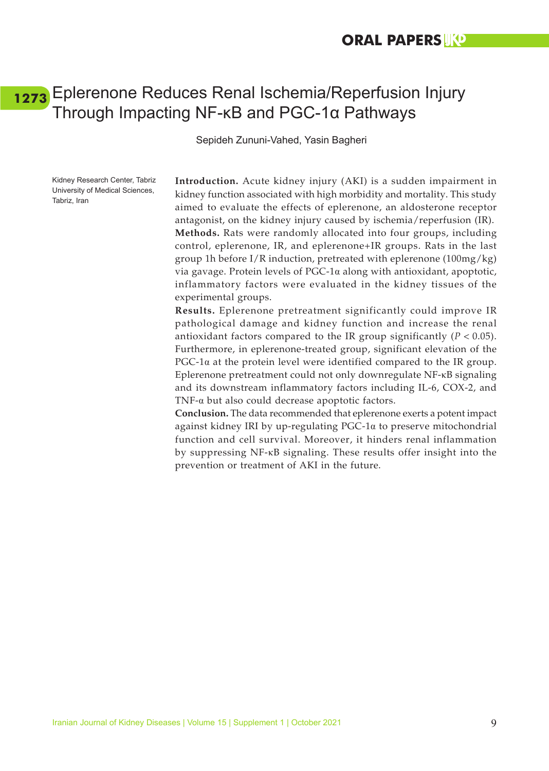# 1273 Eplerenone Reduces Renal Ischemia/Reperfusion Injury Through Impacting NF-κB and PGC-1α Pathways

Sepideh Zununi-Vahed, Yasin Bagheri

Kidney Research Center, Tabriz University of Medical Sciences, Tabriz, Iran

**Introduction.** Acute kidney injury (AKI) is a sudden impairment in kidney function associated with high morbidity and mortality. This study aimed to evaluate the effects of eplerenone, an aldosterone receptor antagonist, on the kidney injury caused by ischemia/reperfusion (IR).

**Methods.** Rats were randomly allocated into four groups, including control, eplerenone, IR, and eplerenone+IR groups. Rats in the last group 1h before I/R induction, pretreated with eplerenone (100mg/kg) via gavage. Protein levels of PGC-1α along with antioxidant, apoptotic, inflammatory factors were evaluated in the kidney tissues of the experimental groups.

**Results.** Eplerenone pretreatment significantly could improve IR pathological damage and kidney function and increase the renal antioxidant factors compared to the IR group significantly ($P < 0.05$). Furthermore, in eplerenone-treated group, significant elevation of the PGC-1α at the protein level were identified compared to the IR group. Eplerenone pretreatment could not only downregulate NF-κB signaling and its downstream inflammatory factors including IL-6, COX-2, and TNF-α but also could decrease apoptotic factors.

**Conclusion.** The data recommended that eplerenone exerts a potent impact against kidney IRI by up-regulating PGC-1α to preserve mitochondrial function and cell survival. Moreover, it hinders renal inflammation by suppressing NF-κB signaling. These results offer insight into the prevention or treatment of AKI in the future.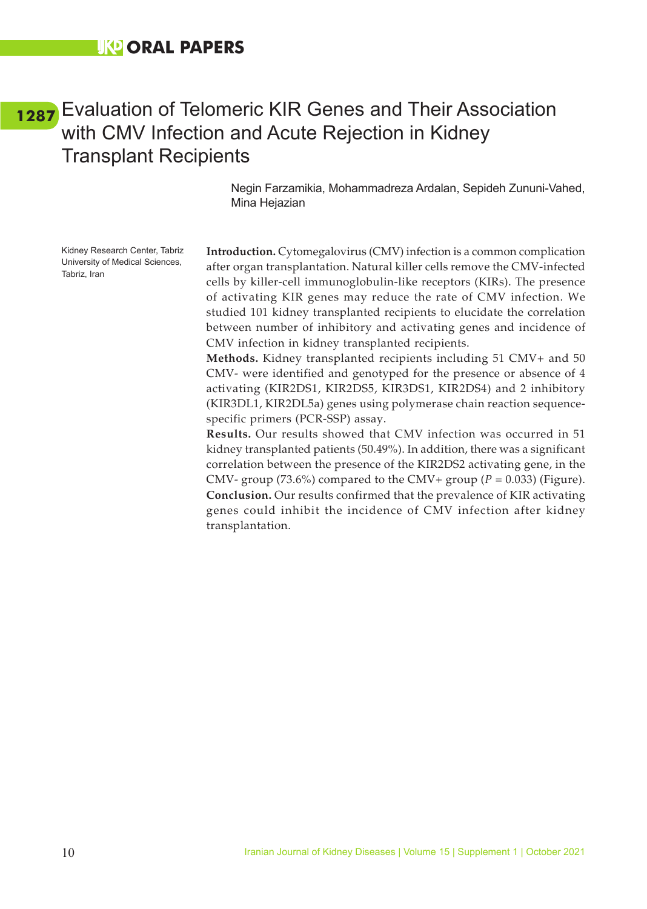## ORAL PAPERS

# 1287 Evaluation of Telomeric KIR Genes and Their Association with CMV Infection and Acute Rejection in Kidney Transplant Recipients

Negin Farzamikia, Mohammadreza Ardalan, Sepideh Zununi-Vahed, Mina Hejazian

Kidney Research Center, Tabriz University of Medical Sciences, Tabriz, Iran

**Introduction.** Cytomegalovirus (CMV) infection is a common complication after organ transplantation. Natural killer cells remove the CMV-infected cells by killer-cell immunoglobulin-like receptors (KIRs). The presence of activating KIR genes may reduce the rate of CMV infection. We studied 101 kidney transplanted recipients to elucidate the correlation between number of inhibitory and activating genes and incidence of CMV infection in kidney transplanted recipients.

**Methods.** Kidney transplanted recipients including 51 CMV+ and 50 CMV- were identified and genotyped for the presence or absence of 4 activating (KIR2DS1, KIR2DS5, KIR3DS1, KIR2DS4) and 2 inhibitory (KIR3DL1, KIR2DL5a) genes using polymerase chain reaction sequence-specific primers (PCR-SSP) assay.

**Results.** Our results showed that CMV infection was occurred in 51 kidney transplanted patients (50.49%). In addition, there was a significant correlation between the presence of the KIR2DS2 activating gene, in the CMV- group (73.6%) compared to the CMV+ group ($P = 0.033$) (Figure).

**Conclusion.** Our results confirmed that the prevalence of KIR activating genes could inhibit the incidence of CMV infection after kidney transplantation.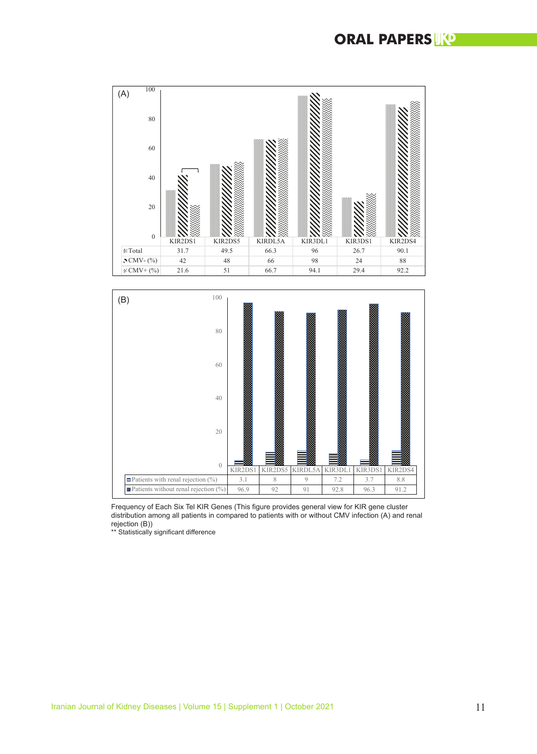(A)

| | KIR2DS1 | KIR2DS5 | KIRDL5A | KIR3DL1 | KIR3DS1 | KIR2DS4 |
|---|---|---|---|---|---|---|
| Total | 31.7 | 49.5 | 66.3 | 96 | 26.7 | 90.1 |
| CMV- (%) | 42 | 48 | 66 | 98 | 24 | 88 |
| CMV+ (%) | 21.6 | 51 | 66.7 | 94.1 | 29.4 | 92.2 |

(B)

| | KIR2DS1 | KIR2DS5 | KIRDL5A | KIR3DL1 | KIR3DS1 | KIR2DS4 |
|---|---|---|---|---|---|---|
| Patients with renal rejection (%) | 3.1 | 8 | 9 | 7.2 | 3.7 | 8.8 |
| Patients without renal rejection (%) | 96.9 | 92 | 91 | 92.8 | 96.3 | 91.2 |

Frequency of Each Six Tel KIR Genes (This figure provides general view for KIR gene cluster distribution among all patients in compared to patients with or without CMV infection (A) and renal rejection (B))

** Statistically significant difference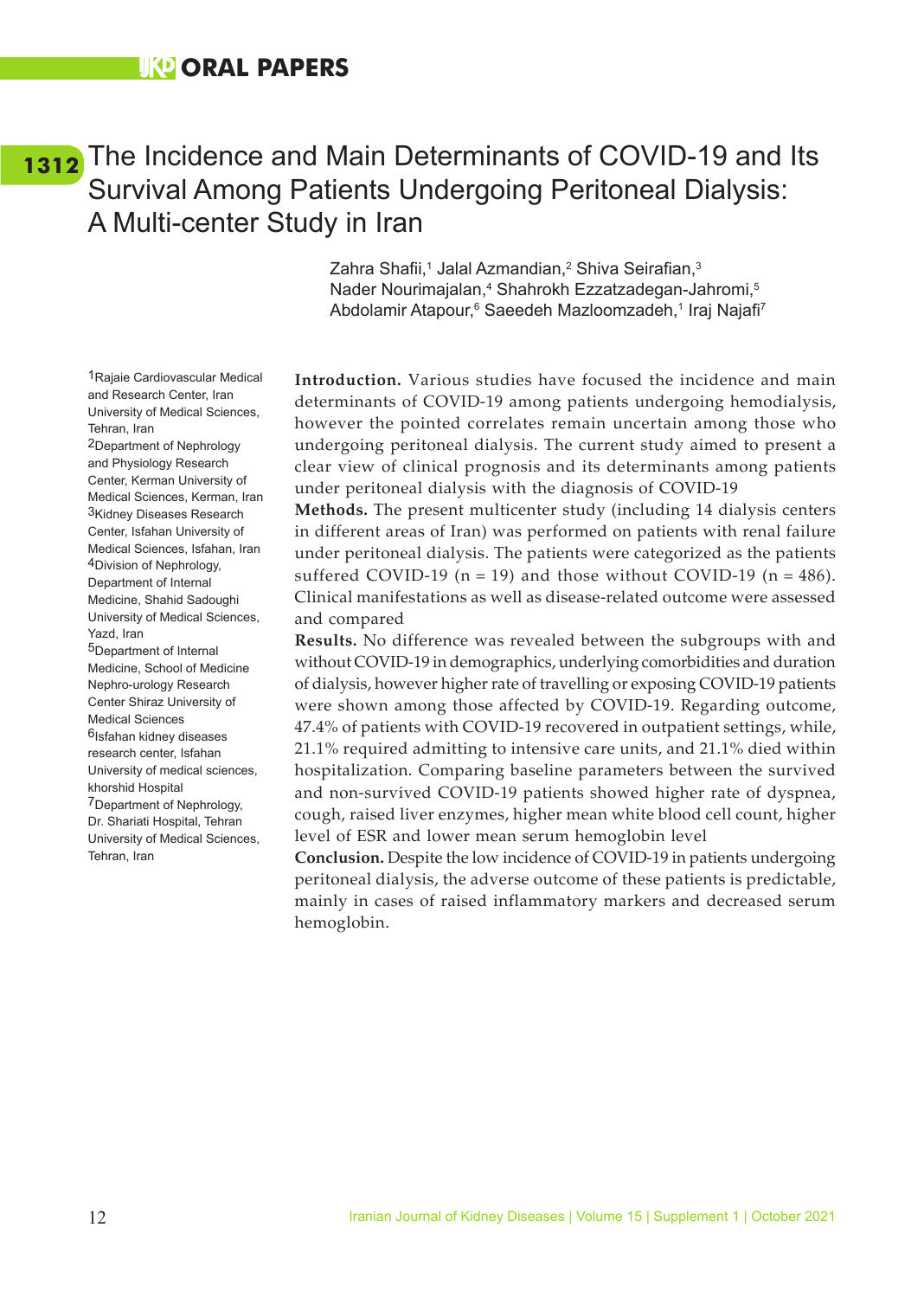## ORAL PAPERS

# 1312 The Incidence and Main Determinants of COVID-19 and Its Survival Among Patients Undergoing Peritoneal Dialysis: A Multi-center Study in Iran

Zahra Shafii,[1] Jalal Azmandian,[2] Shiva Seirafian,[3] Nader Nourimajalan,[4] Shahrokh Ezzatzadegan-Jahromi,[5] Abdolamir Atapour,[6] Saeedeh Mazloomzadeh,[1] Iraj Najafi[7]

[1]Rajaie Cardiovascular Medical and Research Center, Iran University of Medical Sciences, Tehran, Iran
[2]Department of Nephrology and Physiology Research Center, Kerman University of Medical Sciences, Kerman, Iran
[3]Kidney Diseases Research Center, Isfahan University of Medical Sciences, Isfahan, Iran
[4]Division of Nephrology, Department of Internal Medicine, Shahid Sadoughi University of Medical Sciences, Yazd, Iran
[5]Department of Internal Medicine, School of Medicine Nephro-urology Research Center Shiraz University of Medical Sciences
[6]Isfahan kidney diseases research center, Isfahan University of medical sciences, khorshid Hospital
[7]Department of Nephrology, Dr. Shariati Hospital, Tehran University of Medical Sciences, Tehran, Iran

**Introduction.** Various studies have focused the incidence and main determinants of COVID-19 among patients undergoing hemodialysis, however the pointed correlates remain uncertain among those who undergoing peritoneal dialysis. The current study aimed to present a clear view of clinical prognosis and its determinants among patients under peritoneal dialysis with the diagnosis of COVID-19

**Methods.** The present multicenter study (including 14 dialysis centers in different areas of Iran) was performed on patients with renal failure under peritoneal dialysis. The patients were categorized as the patients suffered COVID-19 (n = 19) and those without COVID-19 (n = 486). Clinical manifestations as well as disease-related outcome were assessed and compared

**Results.** No difference was revealed between the subgroups with and without COVID-19 in demographics, underlying comorbidities and duration of dialysis, however higher rate of travelling or exposing COVID-19 patients were shown among those affected by COVID-19. Regarding outcome, 47.4% of patients with COVID-19 recovered in outpatient settings, while, 21.1% required admitting to intensive care units, and 21.1% died within hospitalization. Comparing baseline parameters between the survived and non-survived COVID-19 patients showed higher rate of dyspnea, cough, raised liver enzymes, higher mean white blood cell count, higher level of ESR and lower mean serum hemoglobin level

**Conclusion.** Despite the low incidence of COVID-19 in patients undergoing peritoneal dialysis, the adverse outcome of these patients is predictable, mainly in cases of raised inflammatory markers and decreased serum hemoglobin.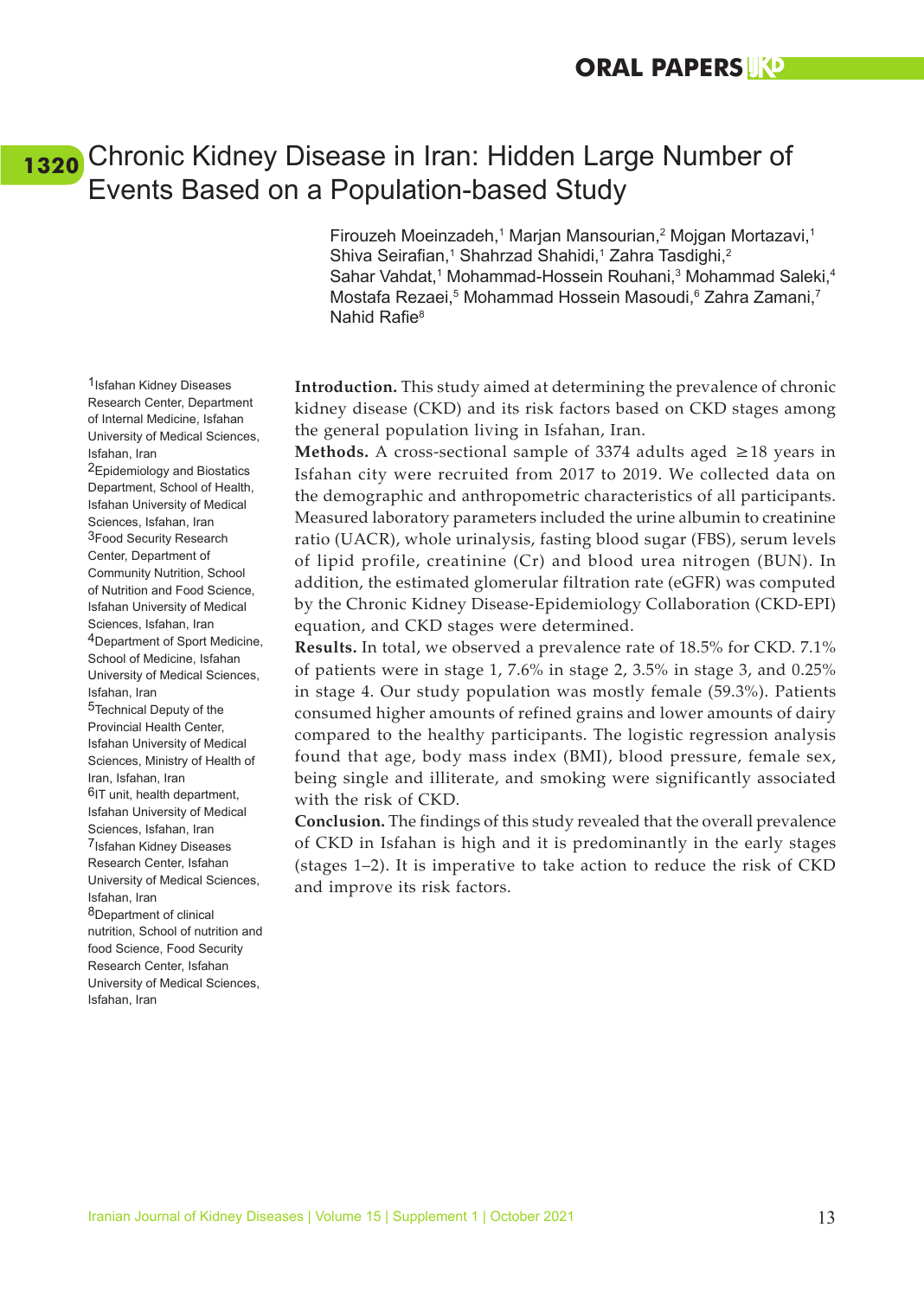# 1320 Chronic Kidney Disease in Iran: Hidden Large Number of Events Based on a Population-based Study

Firouzeh Moeinzadeh,[1] Marjan Mansourian,[2] Mojgan Mortazavi,[1] Shiva Seirafian,[1] Shahrzad Shahidi,[1] Zahra Tasdighi,[2] Sahar Vahdat,[1] Mohammad-Hossein Rouhani,[3] Mohammad Saleki,[4] Mostafa Rezaei,[5] Mohammad Hossein Masoudi,[6] Zahra Zamani,[7] Nahid Rafie[8]

[1]Isfahan Kidney Diseases Research Center, Department of Internal Medicine, Isfahan University of Medical Sciences, Isfahan, Iran
[2]Epidemiology and Biostatics Department, School of Health, Isfahan University of Medical Sciences, Isfahan, Iran
[3]Food Security Research Center, Department of Community Nutrition, School of Nutrition and Food Science, Isfahan University of Medical Sciences, Isfahan, Iran
[4]Department of Sport Medicine, School of Medicine, Isfahan University of Medical Sciences, Isfahan, Iran
[5]Technical Deputy of the Provincial Health Center, Isfahan University of Medical Sciences, Ministry of Health of Iran, Isfahan, Iran
[6]IT unit, health department, Isfahan University of Medical Sciences, Isfahan, Iran
[7]Isfahan Kidney Diseases Research Center, Isfahan University of Medical Sciences, Isfahan, Iran
[8]Department of clinical nutrition, School of nutrition and food Science, Food Security Research Center, Isfahan University of Medical Sciences, Isfahan, Iran

**Introduction.** This study aimed at determining the prevalence of chronic kidney disease (CKD) and its risk factors based on CKD stages among the general population living in Isfahan, Iran.

**Methods.** A cross-sectional sample of 3374 adults aged ≥18 years in Isfahan city were recruited from 2017 to 2019. We collected data on the demographic and anthropometric characteristics of all participants. Measured laboratory parameters included the urine albumin to creatinine ratio (UACR), whole urinalysis, fasting blood sugar (FBS), serum levels of lipid profile, creatinine (Cr) and blood urea nitrogen (BUN). In addition, the estimated glomerular filtration rate (eGFR) was computed by the Chronic Kidney Disease-Epidemiology Collaboration (CKD-EPI) equation, and CKD stages were determined.

**Results.** In total, we observed a prevalence rate of 18.5% for CKD. 7.1% of patients were in stage 1, 7.6% in stage 2, 3.5% in stage 3, and 0.25% in stage 4. Our study population was mostly female (59.3%). Patients consumed higher amounts of refined grains and lower amounts of dairy compared to the healthy participants. The logistic regression analysis found that age, body mass index (BMI), blood pressure, female sex, being single and illiterate, and smoking were significantly associated with the risk of CKD.

**Conclusion.** The findings of this study revealed that the overall prevalence of CKD in Isfahan is high and it is predominantly in the early stages (stages 1–2). It is imperative to take action to reduce the risk of CKD and improve its risk factors.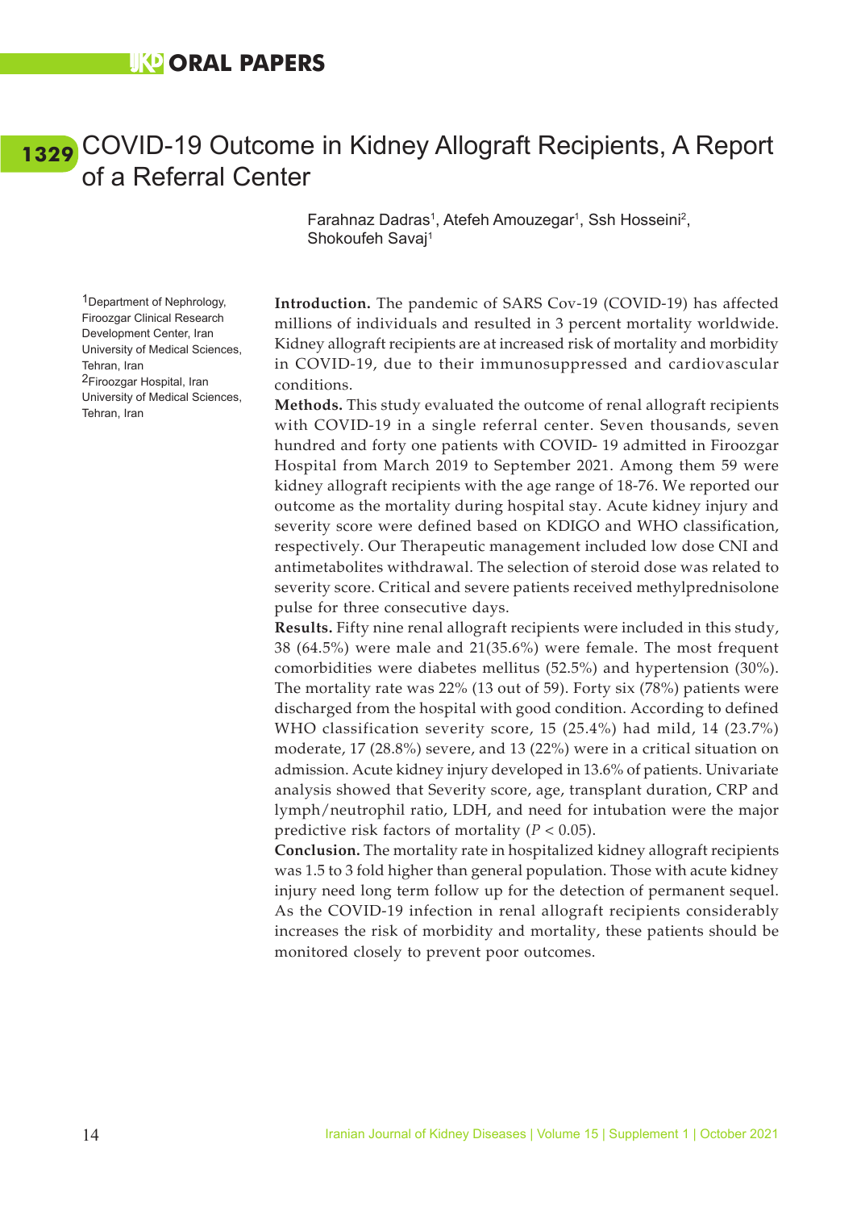# 1329 COVID-19 Outcome in Kidney Allograft Recipients, A Report of a Referral Center

Farahnaz Dadras[1], Atefeh Amouzegar[1], Ssh Hosseini[2], Shokoufeh Savaj[1]

[1]Department of Nephrology, Firoozgar Clinical Research Development Center, Iran University of Medical Sciences, Tehran, Iran
[2]Firoozgar Hospital, Iran University of Medical Sciences, Tehran, Iran

**Introduction.** The pandemic of SARS Cov-19 (COVID-19) has affected millions of individuals and resulted in 3 percent mortality worldwide. Kidney allograft recipients are at increased risk of mortality and morbidity in COVID-19, due to their immunosuppressed and cardiovascular conditions.

**Methods.** This study evaluated the outcome of renal allograft recipients with COVID-19 in a single referral center. Seven thousands, seven hundred and forty one patients with COVID- 19 admitted in Firoozgar Hospital from March 2019 to September 2021. Among them 59 were kidney allograft recipients with the age range of 18-76. We reported our outcome as the mortality during hospital stay. Acute kidney injury and severity score were defined based on KDIGO and WHO classification, respectively. Our Therapeutic management included low dose CNI and antimetabolites withdrawal. The selection of steroid dose was related to severity score. Critical and severe patients received methylprednisolone pulse for three consecutive days.

**Results.** Fifty nine renal allograft recipients were included in this study, 38 (64.5%) were male and 21(35.6%) were female. The most frequent comorbidities were diabetes mellitus (52.5%) and hypertension (30%). The mortality rate was 22% (13 out of 59). Forty six (78%) patients were discharged from the hospital with good condition. According to defined WHO classification severity score, 15 (25.4%) had mild, 14 (23.7%) moderate, 17 (28.8%) severe, and 13 (22%) were in a critical situation on admission. Acute kidney injury developed in 13.6% of patients. Univariate analysis showed that Severity score, age, transplant duration, CRP and lymph/neutrophil ratio, LDH, and need for intubation were the major predictive risk factors of mortality ($P < 0.05$).

**Conclusion.** The mortality rate in hospitalized kidney allograft recipients was 1.5 to 3 fold higher than general population. Those with acute kidney injury need long term follow up for the detection of permanent sequel. As the COVID-19 infection in renal allograft recipients considerably increases the risk of morbidity and mortality, these patients should be monitored closely to prevent poor outcomes.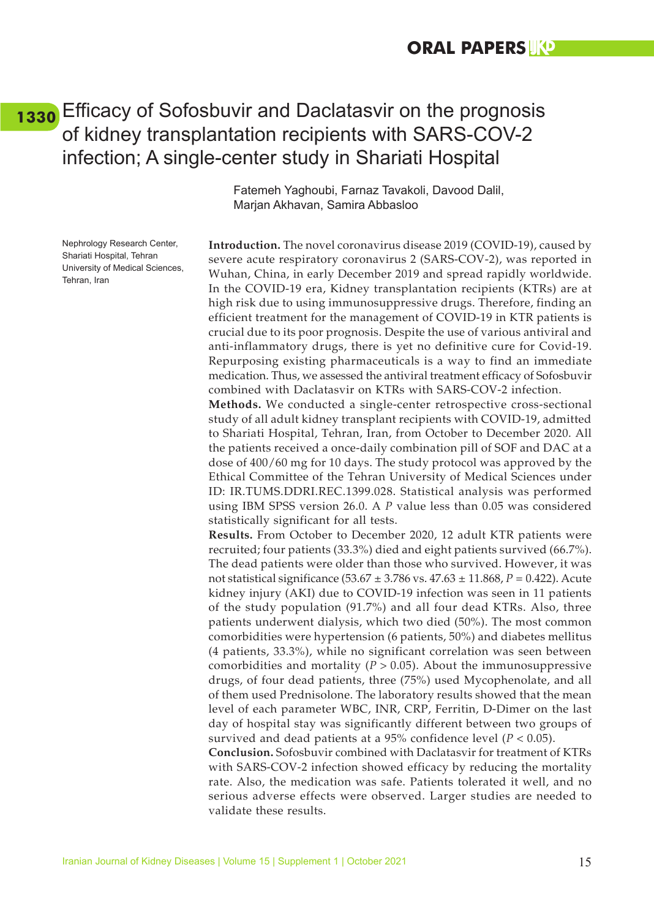# 1330 Efficacy of Sofosbuvir and Daclatasvir on the prognosis of kidney transplantation recipients with SARS-COV-2 infection; A single-center study in Shariati Hospital

Fatemeh Yaghoubi, Farnaz Tavakoli, Davood Dalil, Marjan Akhavan, Samira Abbasloo

Nephrology Research Center, Shariati Hospital, Tehran University of Medical Sciences, Tehran, Iran

**Introduction.** The novel coronavirus disease 2019 (COVID-19), caused by severe acute respiratory coronavirus 2 (SARS-COV-2), was reported in Wuhan, China, in early December 2019 and spread rapidly worldwide. In the COVID-19 era, Kidney transplantation recipients (KTRs) are at high risk due to using immunosuppressive drugs. Therefore, finding an efficient treatment for the management of COVID-19 in KTR patients is crucial due to its poor prognosis. Despite the use of various antiviral and anti-inflammatory drugs, there is yet no definitive cure for Covid-19. Repurposing existing pharmaceuticals is a way to find an immediate medication. Thus, we assessed the antiviral treatment efficacy of Sofosbuvir combined with Daclatasvir on KTRs with SARS-COV-2 infection.

**Methods.** We conducted a single-center retrospective cross-sectional study of all adult kidney transplant recipients with COVID-19, admitted to Shariati Hospital, Tehran, Iran, from October to December 2020. All the patients received a once-daily combination pill of SOF and DAC at a dose of 400/60 mg for 10 days. The study protocol was approved by the Ethical Committee of the Tehran University of Medical Sciences under ID: IR.TUMS.DDRI.REC.1399.028. Statistical analysis was performed using IBM SPSS version 26.0. A $P$ value less than 0.05 was considered statistically significant for all tests.

**Results.** From October to December 2020, 12 adult KTR patients were recruited; four patients (33.3%) died and eight patients survived (66.7%). The dead patients were older than those who survived. However, it was not statistical significance ($53.67 \pm 3.786$ vs. $47.63 \pm 11.868$, $P = 0.422$). Acute kidney injury (AKI) due to COVID-19 infection was seen in 11 patients of the study population (91.7%) and all four dead KTRs. Also, three patients underwent dialysis, which two died (50%). The most common comorbidities were hypertension (6 patients, 50%) and diabetes mellitus (4 patients, 33.3%), while no significant correlation was seen between comorbidities and mortality ($P > 0.05$). About the immunosuppressive drugs, of four dead patients, three (75%) used Mycophenolate, and all of them used Prednisolone. The laboratory results showed that the mean level of each parameter WBC, INR, CRP, Ferritin, D-Dimer on the last day of hospital stay was significantly different between two groups of survived and dead patients at a 95% confidence level ($P < 0.05$).

**Conclusion.** Sofosbuvir combined with Daclatasvir for treatment of KTRs with SARS-COV-2 infection showed efficacy by reducing the mortality rate. Also, the medication was safe. Patients tolerated it well, and no serious adverse effects were observed. Larger studies are needed to validate these results.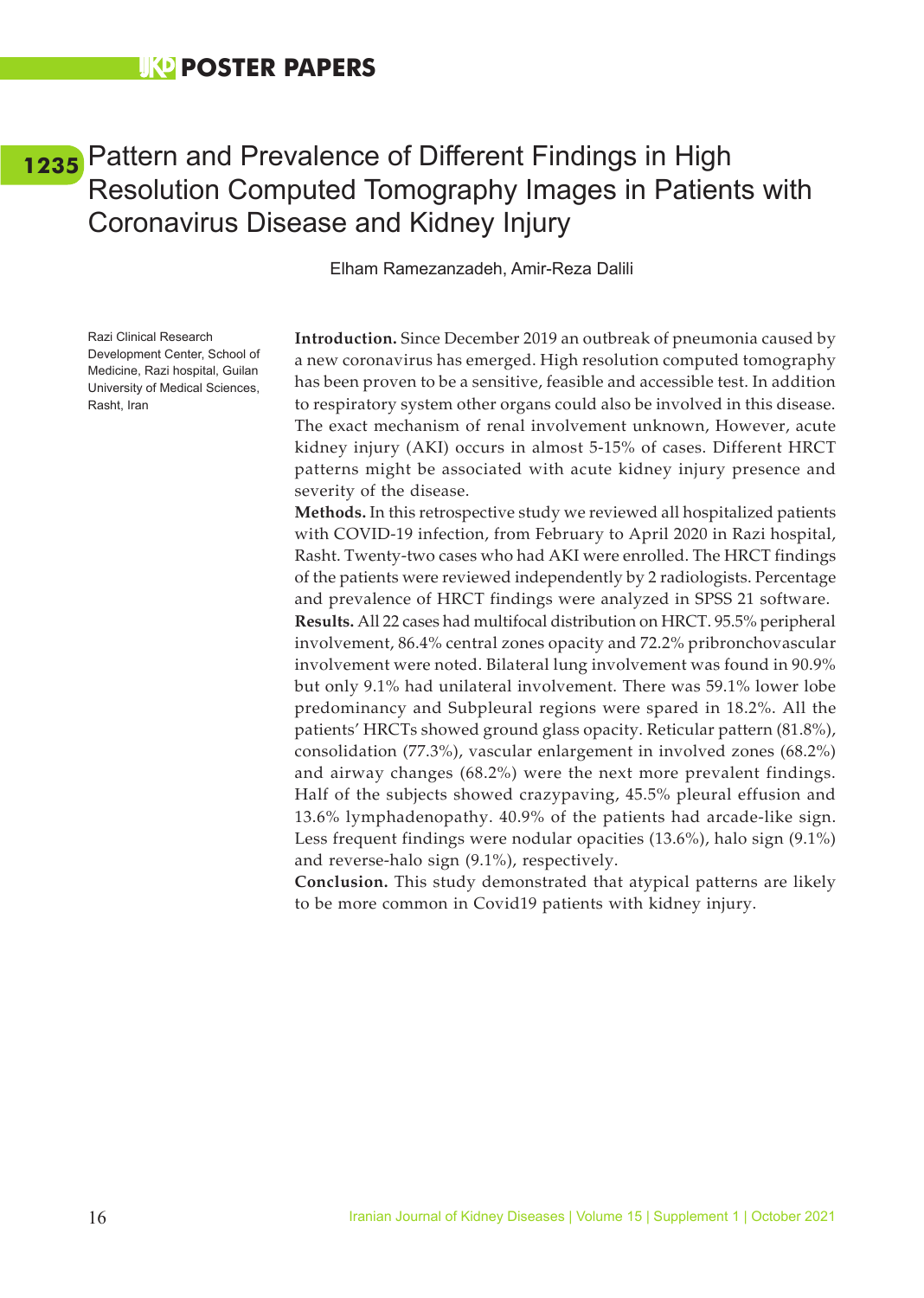## 1235 Pattern and Prevalence of Different Findings in High Resolution Computed Tomography Images in Patients with Coronavirus Disease and Kidney Injury

Elham Ramezanzadeh, Amir-Reza Dalili

Razi Clinical Research Development Center, School of Medicine, Razi hospital, Guilan University of Medical Sciences, Rasht, Iran

**Introduction.** Since December 2019 an outbreak of pneumonia caused by a new coronavirus has emerged. High resolution computed tomography has been proven to be a sensitive, feasible and accessible test. In addition to respiratory system other organs could also be involved in this disease. The exact mechanism of renal involvement unknown, However, acute kidney injury (AKI) occurs in almost 5-15% of cases. Different HRCT patterns might be associated with acute kidney injury presence and severity of the disease.

**Methods.** In this retrospective study we reviewed all hospitalized patients with COVID-19 infection, from February to April 2020 in Razi hospital, Rasht. Twenty-two cases who had AKI were enrolled. The HRCT findings of the patients were reviewed independently by 2 radiologists. Percentage and prevalence of HRCT findings were analyzed in SPSS 21 software.

**Results.** All 22 cases had multifocal distribution on HRCT. 95.5% peripheral involvement, 86.4% central zones opacity and 72.2% pribronchovascular involvement were noted. Bilateral lung involvement was found in 90.9% but only 9.1% had unilateral involvement. There was 59.1% lower lobe predominancy and Subpleural regions were spared in 18.2%. All the patients' HRCTs showed ground glass opacity. Reticular pattern (81.8%), consolidation (77.3%), vascular enlargement in involved zones (68.2%) and airway changes (68.2%) were the next more prevalent findings. Half of the subjects showed crazypaving, 45.5% pleural effusion and 13.6% lymphadenopathy. 40.9% of the patients had arcade-like sign. Less frequent findings were nodular opacities (13.6%), halo sign (9.1%) and reverse-halo sign (9.1%), respectively.

**Conclusion.** This study demonstrated that atypical patterns are likely to be more common in Covid19 patients with kidney injury.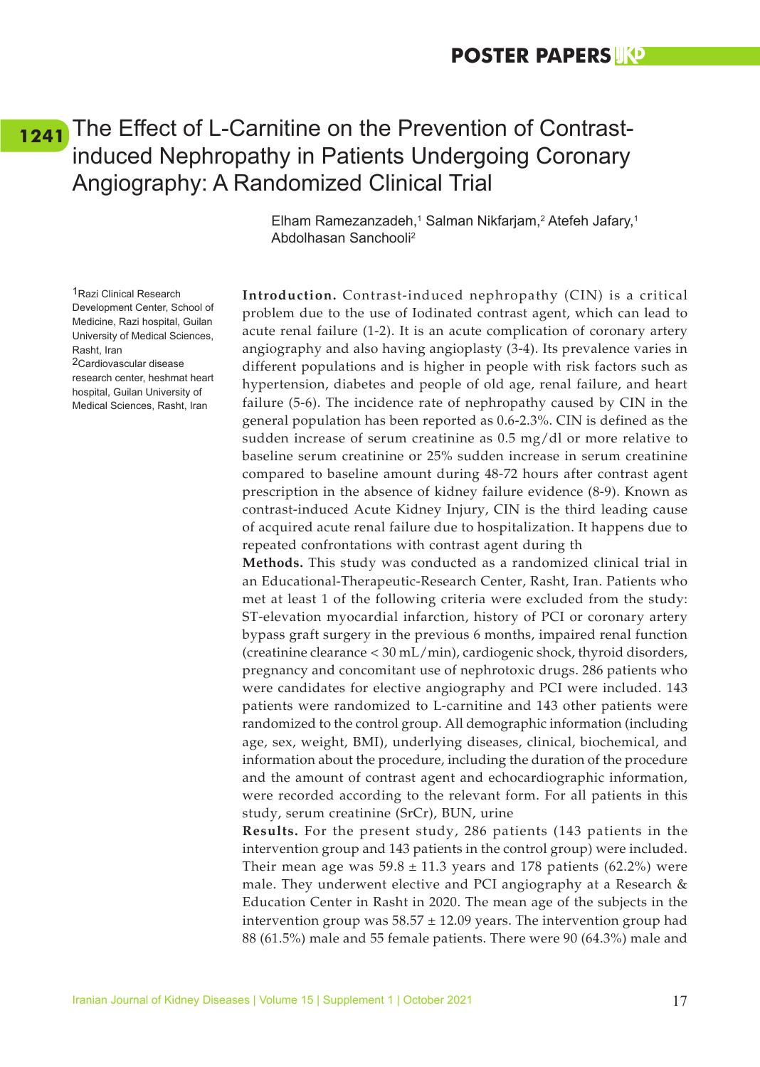## 1241 The Effect of L-Carnitine on the Prevention of Contrast-induced Nephropathy in Patients Undergoing Coronary Angiography: A Randomized Clinical Trial

Elham Ramezanzadeh,[1] Salman Nikfarjam,[2] Atefeh Jafary,[1] Abdolhasan Sanchooli[2]

[1]Razi Clinical Research Development Center, School of Medicine, Razi hospital, Guilan University of Medical Sciences, Rasht, Iran
[2]Cardiovascular disease research center, heshmat heart hospital, Guilan University of Medical Sciences, Rasht, Iran

**Introduction.** Contrast-induced nephropathy (CIN) is a critical problem due to the use of Iodinated contrast agent, which can lead to acute renal failure (1-2). It is an acute complication of coronary artery angiography and also having angioplasty (3-4). Its prevalence varies in different populations and is higher in people with risk factors such as hypertension, diabetes and people of old age, renal failure, and heart failure (5-6). The incidence rate of nephropathy caused by CIN in the general population has been reported as 0.6-2.3%. CIN is defined as the sudden increase of serum creatinine as 0.5 mg/dl or more relative to baseline serum creatinine or 25% sudden increase in serum creatinine compared to baseline amount during 48-72 hours after contrast agent prescription in the absence of kidney failure evidence (8-9). Known as contrast-induced Acute Kidney Injury, CIN is the third leading cause of acquired acute renal failure due to hospitalization. It happens due to repeated confrontations with contrast agent during th

**Methods.** This study was conducted as a randomized clinical trial in an Educational-Therapeutic-Research Center, Rasht, Iran. Patients who met at least 1 of the following criteria were excluded from the study: ST-elevation myocardial infarction, history of PCI or coronary artery bypass graft surgery in the previous 6 months, impaired renal function (creatinine clearance < 30 mL/min), cardiogenic shock, thyroid disorders, pregnancy and concomitant use of nephrotoxic drugs. 286 patients who were candidates for elective angiography and PCI were included. 143 patients were randomized to L-carnitine and 143 other patients were randomized to the control group. All demographic information (including age, sex, weight, BMI), underlying diseases, clinical, biochemical, and information about the procedure, including the duration of the procedure and the amount of contrast agent and echocardiographic information, were recorded according to the relevant form. For all patients in this study, serum creatinine (SrCr), BUN, urine

**Results.** For the present study, 286 patients (143 patients in the intervention group and 143 patients in the control group) were included. Their mean age was 59.8 ± 11.3 years and 178 patients (62.2%) were male. They underwent elective and PCI angiography at a Research & Education Center in Rasht in 2020. The mean age of the subjects in the intervention group was 58.57 ± 12.09 years. The intervention group had 88 (61.5%) male and 55 female patients. There were 90 (64.3%) male and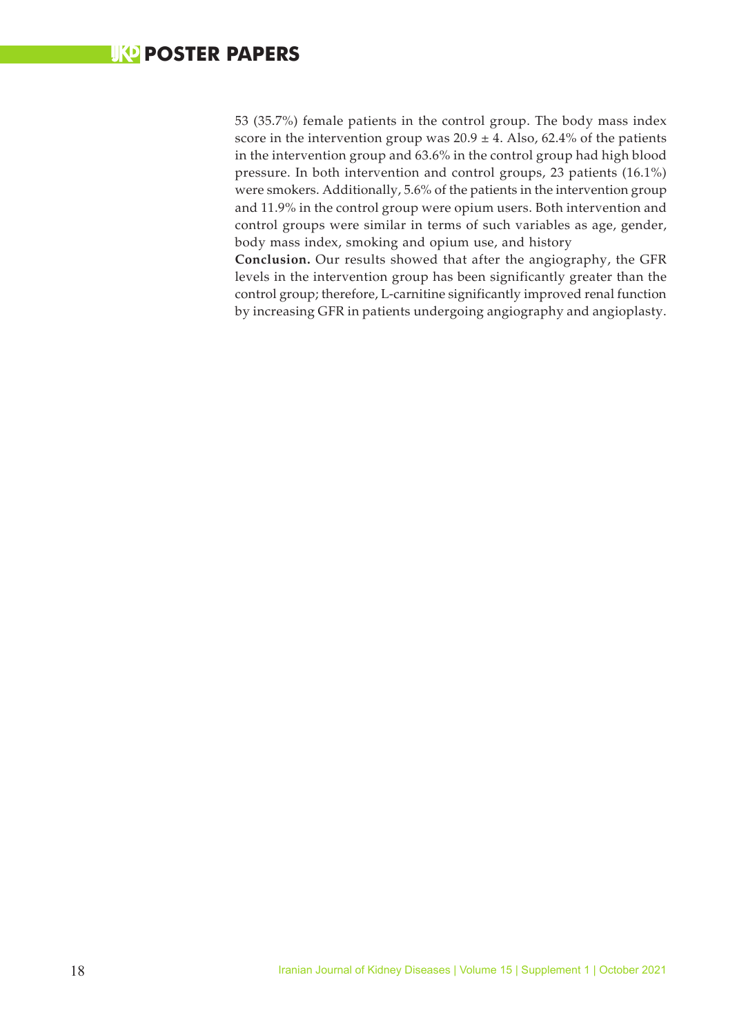53 (35.7%) female patients in the control group. The body mass index score in the intervention group was 20.9 ± 4. Also, 62.4% of the patients in the intervention group and 63.6% in the control group had high blood pressure. In both intervention and control groups, 23 patients (16.1%) were smokers. Additionally, 5.6% of the patients in the intervention group and 11.9% in the control group were opium users. Both intervention and control groups were similar in terms of such variables as age, gender, body mass index, smoking and opium use, and history

**Conclusion.** Our results showed that after the angiography, the GFR levels in the intervention group has been significantly greater than the control group; therefore, L-carnitine significantly improved renal function by increasing GFR in patients undergoing angiography and angioplasty.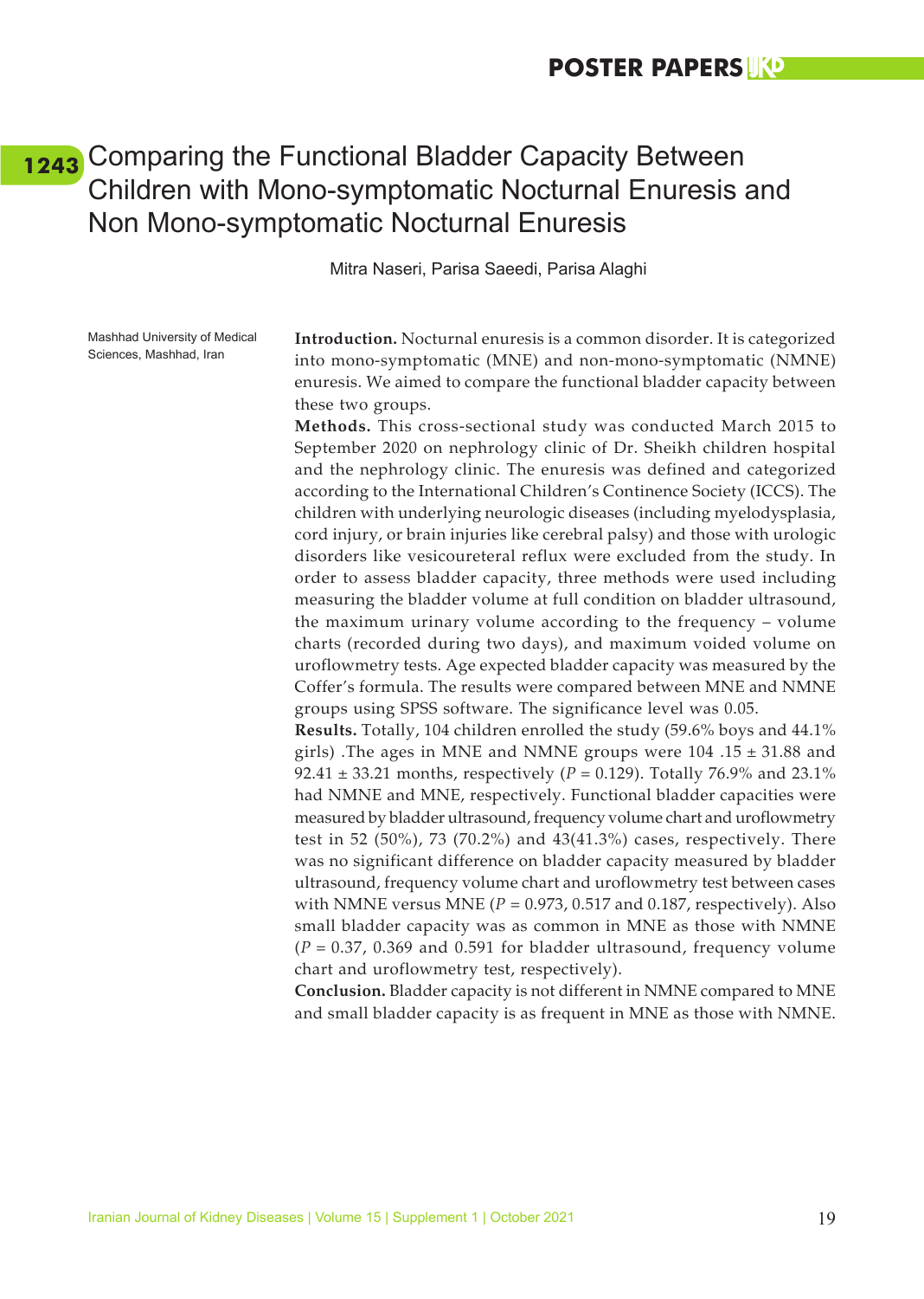## 1243 Comparing the Functional Bladder Capacity Between Children with Mono-symptomatic Nocturnal Enuresis and Non Mono-symptomatic Nocturnal Enuresis

Mitra Naseri, Parisa Saeedi, Parisa Alaghi

Mashhad University of Medical Sciences, Mashhad, Iran

**Introduction.** Nocturnal enuresis is a common disorder. It is categorized into mono-symptomatic (MNE) and non-mono-symptomatic (NMNE) enuresis. We aimed to compare the functional bladder capacity between these two groups.

**Methods.** This cross-sectional study was conducted March 2015 to September 2020 on nephrology clinic of Dr. Sheikh children hospital and the nephrology clinic. The enuresis was defined and categorized according to the International Children's Continence Society (ICCS). The children with underlying neurologic diseases (including myelodysplasia, cord injury, or brain injuries like cerebral palsy) and those with urologic disorders like vesicoureteral reflux were excluded from the study. In order to assess bladder capacity, three methods were used including measuring the bladder volume at full condition on bladder ultrasound, the maximum urinary volume according to the frequency – volume charts (recorded during two days), and maximum voided volume on uroflowmetry tests. Age expected bladder capacity was measured by the Coffer's formula. The results were compared between MNE and NMNE groups using SPSS software. The significance level was 0.05.

**Results.** Totally, 104 children enrolled the study (59.6% boys and 44.1% girls) .The ages in MNE and NMNE groups were 104 .15 ± 31.88 and 92.41 ± 33.21 months, respectively (*P* = 0.129). Totally 76.9% and 23.1% had NMNE and MNE, respectively. Functional bladder capacities were measured by bladder ultrasound, frequency volume chart and uroflowmetry test in 52 (50%), 73 (70.2%) and 43(41.3%) cases, respectively. There was no significant difference on bladder capacity measured by bladder ultrasound, frequency volume chart and uroflowmetry test between cases with NMNE versus MNE (*P* = 0.973, 0.517 and 0.187, respectively). Also small bladder capacity was as common in MNE as those with NMNE (*P* = 0.37, 0.369 and 0.591 for bladder ultrasound, frequency volume chart and uroflowmetry test, respectively).

**Conclusion.** Bladder capacity is not different in NMNE compared to MNE and small bladder capacity is as frequent in MNE as those with NMNE.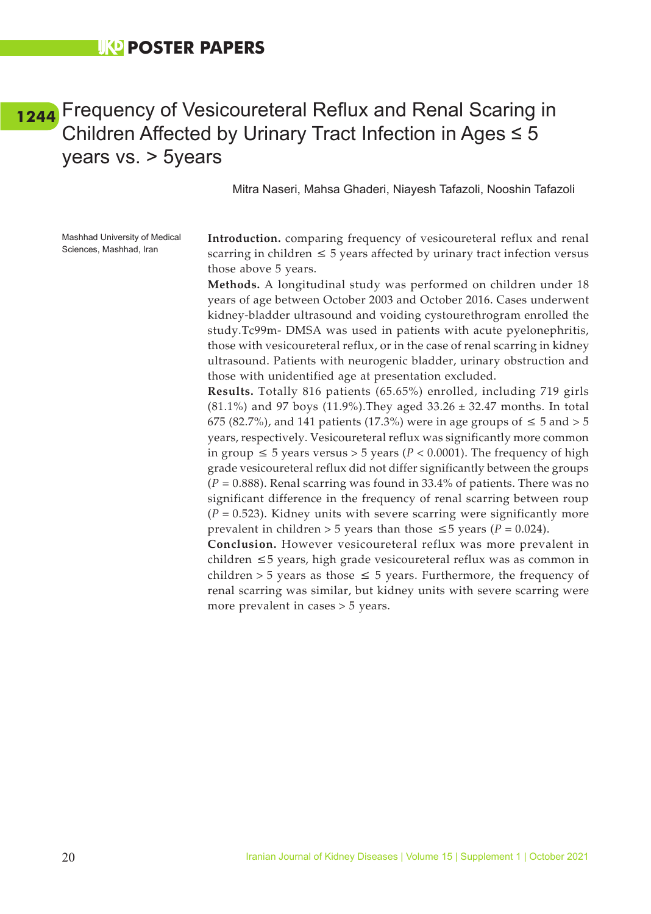## 1244 Frequency of Vesicoureteral Reflux and Renal Scaring in Children Affected by Urinary Tract Infection in Ages ≤ 5 years vs. > 5years

Mitra Naseri, Mahsa Ghaderi, Niayesh Tafazoli, Nooshin Tafazoli

Mashhad University of Medical Sciences, Mashhad, Iran

**Introduction.** comparing frequency of vesicoureteral reflux and renal scarring in children ≤ 5 years affected by urinary tract infection versus those above 5 years.

**Methods.** A longitudinal study was performed on children under 18 years of age between October 2003 and October 2016. Cases underwent kidney-bladder ultrasound and voiding cystourethrogram enrolled the study.Tc99m- DMSA was used in patients with acute pyelonephritis, those with vesicoureteral reflux, or in the case of renal scarring in kidney ultrasound. Patients with neurogenic bladder, urinary obstruction and those with unidentified age at presentation excluded.

**Results.** Totally 816 patients (65.65%) enrolled, including 719 girls (81.1%) and 97 boys (11.9%).They aged 33.26 ± 32.47 months. In total 675 (82.7%), and 141 patients (17.3%) were in age groups of ≤ 5 and > 5 years, respectively. Vesicoureteral reflux was significantly more common in group ≤ 5 years versus > 5 years ($P < 0.0001$). The frequency of high grade vesicoureteral reflux did not differ significantly between the groups ($P = 0.888$). Renal scarring was found in 33.4% of patients. There was no significant difference in the frequency of renal scarring between roup ($P = 0.523$). Kidney units with severe scarring were significantly more prevalent in children > 5 years than those ≤5 years ($P = 0.024$).

**Conclusion.** However vesicoureteral reflux was more prevalent in children ≤5 years, high grade vesicoureteral reflux was as common in children > 5 years as those ≤ 5 years. Furthermore, the frequency of renal scarring was similar, but kidney units with severe scarring were more prevalent in cases > 5 years.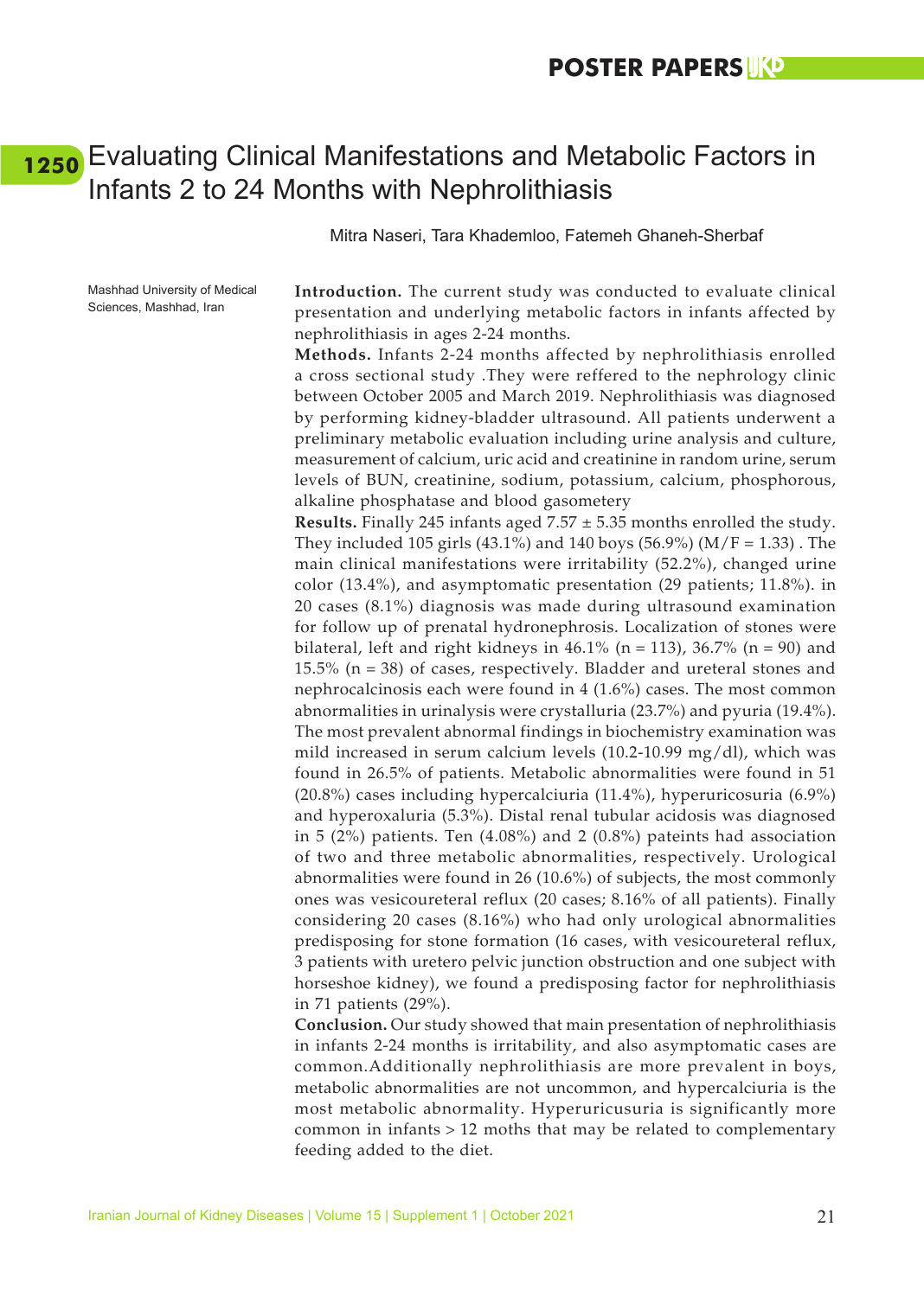# 1250 Evaluating Clinical Manifestations and Metabolic Factors in Infants 2 to 24 Months with Nephrolithiasis

Mitra Naseri, Tara Khademloo, Fatemeh Ghaneh-Sherbaf

Mashhad University of Medical Sciences, Mashhad, Iran

**Introduction.** The current study was conducted to evaluate clinical presentation and underlying metabolic factors in infants affected by nephrolithiasis in ages 2-24 months.

**Methods.** Infants 2-24 months affected by nephrolithiasis enrolled a cross sectional study .They were reffered to the nephrology clinic between October 2005 and March 2019. Nephrolithiasis was diagnosed by performing kidney-bladder ultrasound. All patients underwent a preliminary metabolic evaluation including urine analysis and culture, measurement of calcium, uric acid and creatinine in random urine, serum levels of BUN, creatinine, sodium, potassium, calcium, phosphorous, alkaline phosphatase and blood gasometery

**Results.** Finally 245 infants aged 7.57 ± 5.35 months enrolled the study. They included 105 girls (43.1%) and 140 boys (56.9%) (M/F = 1.33) . The main clinical manifestations were irritability (52.2%), changed urine color (13.4%), and asymptomatic presentation (29 patients; 11.8%). in 20 cases (8.1%) diagnosis was made during ultrasound examination for follow up of prenatal hydronephrosis. Localization of stones were bilateral, left and right kidneys in 46.1% (n = 113), 36.7% (n = 90) and 15.5% (n = 38) of cases, respectively. Bladder and ureteral stones and nephrocalcinosis each were found in 4 (1.6%) cases. The most common abnormalities in urinalysis were crystalluria (23.7%) and pyuria (19.4%). The most prevalent abnormal findings in biochemistry examination was mild increased in serum calcium levels (10.2-10.99 mg/dl), which was found in 26.5% of patients. Metabolic abnormalities were found in 51 (20.8%) cases including hypercalciuria (11.4%), hyperuricosuria (6.9%) and hyperoxaluria (5.3%). Distal renal tubular acidosis was diagnosed in 5 (2%) patients. Ten (4.08%) and 2 (0.8%) pateints had association of two and three metabolic abnormalities, respectively. Urological abnormalities were found in 26 (10.6%) of subjects, the most commonly ones was vesicoureteral reflux (20 cases; 8.16% of all patients). Finally considering 20 cases (8.16%) who had only urological abnormalities predisposing for stone formation (16 cases, with vesicoureteral reflux, 3 patients with uretero pelvic junction obstruction and one subject with horseshoe kidney), we found a predisposing factor for nephrolithiasis in 71 patients (29%).

**Conclusion.** Our study showed that main presentation of nephrolithiasis in infants 2-24 months is irritability, and also asymptomatic cases are common.Additionally nephrolithiasis are more prevalent in boys, metabolic abnormalities are not uncommon, and hypercalciuria is the most metabolic abnormality. Hyperuricusuria is significantly more common in infants > 12 moths that may be related to complementary feeding added to the diet.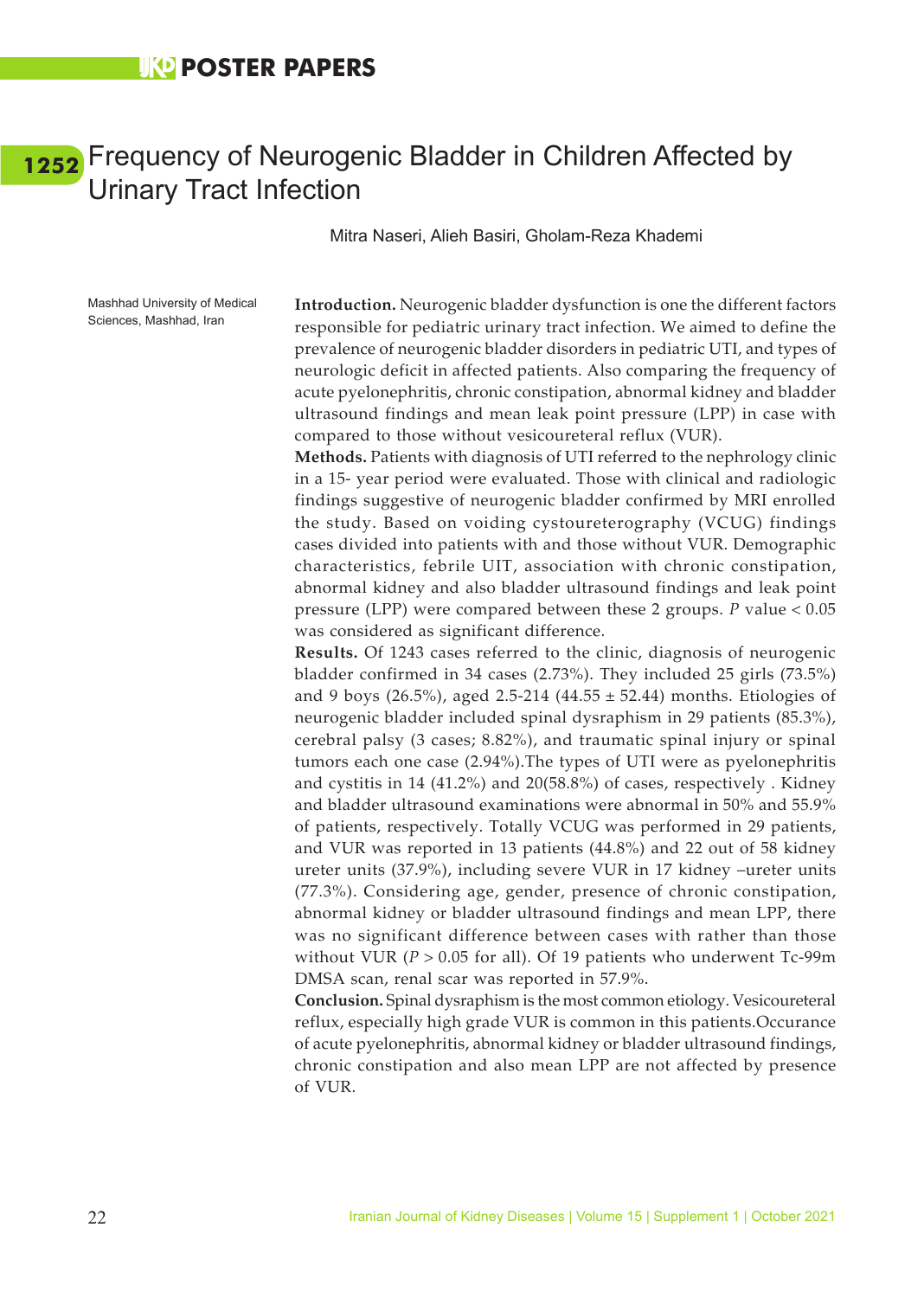# 1252 Frequency of Neurogenic Bladder in Children Affected by Urinary Tract Infection

Mitra Naseri, Alieh Basiri, Gholam-Reza Khademi

Mashhad University of Medical Sciences, Mashhad, Iran

**Introduction.** Neurogenic bladder dysfunction is one the different factors responsible for pediatric urinary tract infection. We aimed to define the prevalence of neurogenic bladder disorders in pediatric UTI, and types of neurologic deficit in affected patients. Also comparing the frequency of acute pyelonephritis, chronic constipation, abnormal kidney and bladder ultrasound findings and mean leak point pressure (LPP) in case with compared to those without vesicoureteral reflux (VUR).

**Methods.** Patients with diagnosis of UTI referred to the nephrology clinic in a 15- year period were evaluated. Those with clinical and radiologic findings suggestive of neurogenic bladder confirmed by MRI enrolled the study. Based on voiding cystoureterography (VCUG) findings cases divided into patients with and those without VUR. Demographic characteristics, febrile UIT, association with chronic constipation, abnormal kidney and also bladder ultrasound findings and leak point pressure (LPP) were compared between these 2 groups. $P$ value < 0.05 was considered as significant difference.

**Results.** Of 1243 cases referred to the clinic, diagnosis of neurogenic bladder confirmed in 34 cases (2.73%). They included 25 girls (73.5%) and 9 boys (26.5%), aged 2.5-214 (44.55 ± 52.44) months. Etiologies of neurogenic bladder included spinal dysraphism in 29 patients (85.3%), cerebral palsy (3 cases; 8.82%), and traumatic spinal injury or spinal tumors each one case (2.94%).The types of UTI were as pyelonephritis and cystitis in 14 (41.2%) and 20(58.8%) of cases, respectively . Kidney and bladder ultrasound examinations were abnormal in 50% and 55.9% of patients, respectively. Totally VCUG was performed in 29 patients, and VUR was reported in 13 patients (44.8%) and 22 out of 58 kidney ureter units (37.9%), including severe VUR in 17 kidney –ureter units (77.3%). Considering age, gender, presence of chronic constipation, abnormal kidney or bladder ultrasound findings and mean LPP, there was no significant difference between cases with rather than those without VUR ($P$ > 0.05 for all). Of 19 patients who underwent Tc-99m DMSA scan, renal scar was reported in 57.9%.

**Conclusion.** Spinal dysraphism is the most common etiology. Vesicoureteral reflux, especially high grade VUR is common in this patients.Occurance of acute pyelonephritis, abnormal kidney or bladder ultrasound findings, chronic constipation and also mean LPP are not affected by presence of VUR.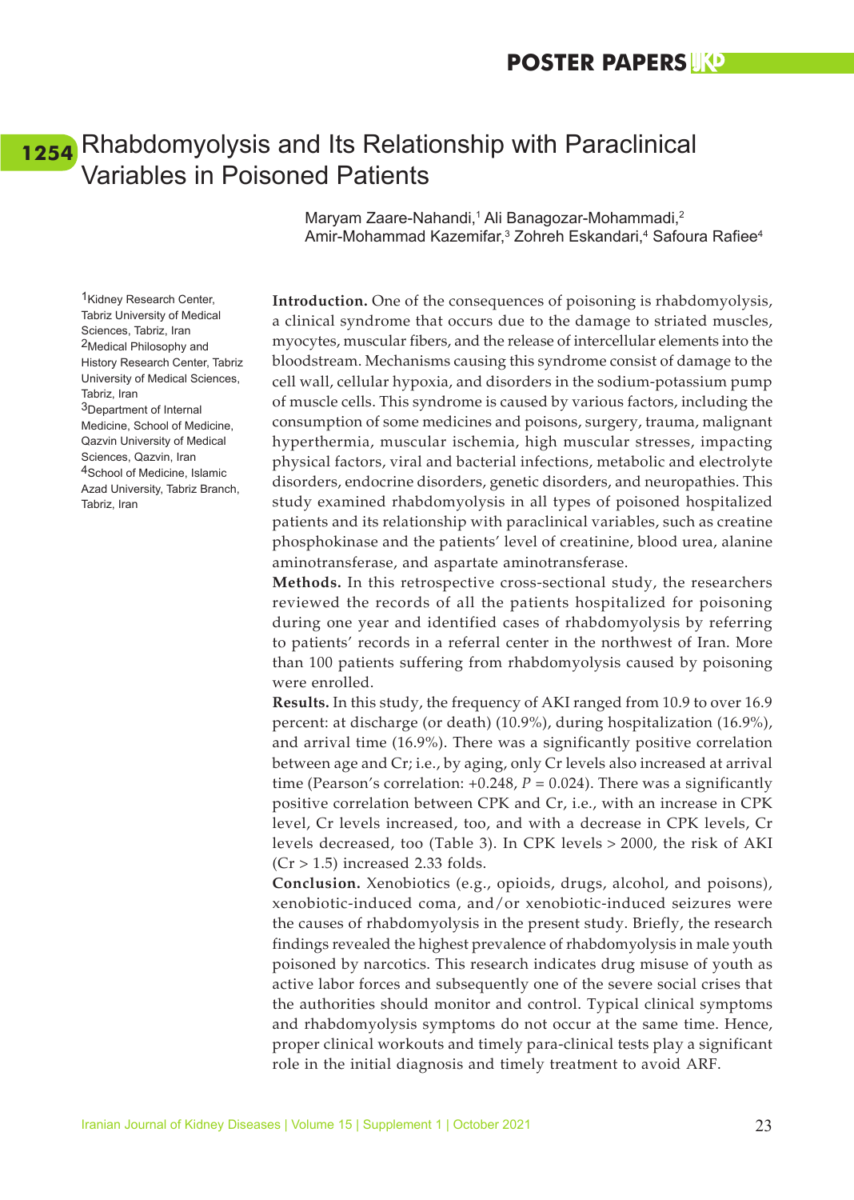## 1254 Rhabdomyolysis and Its Relationship with Paraclinical Variables in Poisoned Patients

Maryam Zaare-Nahandi,[1] Ali Banagozar-Mohammadi,[2] Amir-Mohammad Kazemifar,[3] Zohreh Eskandari,[4] Safoura Rafiee[4]

[1]Kidney Research Center, Tabriz University of Medical Sciences, Tabriz, Iran
[2]Medical Philosophy and History Research Center, Tabriz University of Medical Sciences, Tabriz, Iran
[3]Department of Internal Medicine, School of Medicine, Qazvin University of Medical Sciences, Qazvin, Iran
[4]School of Medicine, Islamic Azad University, Tabriz Branch, Tabriz, Iran

**Introduction.** One of the consequences of poisoning is rhabdomyolysis, a clinical syndrome that occurs due to the damage to striated muscles, myocytes, muscular fibers, and the release of intercellular elements into the bloodstream. Mechanisms causing this syndrome consist of damage to the cell wall, cellular hypoxia, and disorders in the sodium-potassium pump of muscle cells. This syndrome is caused by various factors, including the consumption of some medicines and poisons, surgery, trauma, malignant hyperthermia, muscular ischemia, high muscular stresses, impacting physical factors, viral and bacterial infections, metabolic and electrolyte disorders, endocrine disorders, genetic disorders, and neuropathies. This study examined rhabdomyolysis in all types of poisoned hospitalized patients and its relationship with paraclinical variables, such as creatine phosphokinase and the patients' level of creatinine, blood urea, alanine aminotransferase, and aspartate aminotransferase.

**Methods.** In this retrospective cross-sectional study, the researchers reviewed the records of all the patients hospitalized for poisoning during one year and identified cases of rhabdomyolysis by referring to patients' records in a referral center in the northwest of Iran. More than 100 patients suffering from rhabdomyolysis caused by poisoning were enrolled.

**Results.** In this study, the frequency of AKI ranged from 10.9 to over 16.9 percent: at discharge (or death) (10.9%), during hospitalization (16.9%), and arrival time (16.9%). There was a significantly positive correlation between age and Cr; i.e., by aging, only Cr levels also increased at arrival time (Pearson's correlation: +0.248, $P = 0.024$). There was a significantly positive correlation between CPK and Cr, i.e., with an increase in CPK level, Cr levels increased, too, and with a decrease in CPK levels, Cr levels decreased, too (Table 3). In CPK levels > 2000, the risk of AKI (Cr > 1.5) increased 2.33 folds.

**Conclusion.** Xenobiotics (e.g., opioids, drugs, alcohol, and poisons), xenobiotic-induced coma, and/or xenobiotic-induced seizures were the causes of rhabdomyolysis in the present study. Briefly, the research findings revealed the highest prevalence of rhabdomyolysis in male youth poisoned by narcotics. This research indicates drug misuse of youth as active labor forces and subsequently one of the severe social crises that the authorities should monitor and control. Typical clinical symptoms and rhabdomyolysis symptoms do not occur at the same time. Hence, proper clinical workouts and timely para-clinical tests play a significant role in the initial diagnosis and timely treatment to avoid ARF.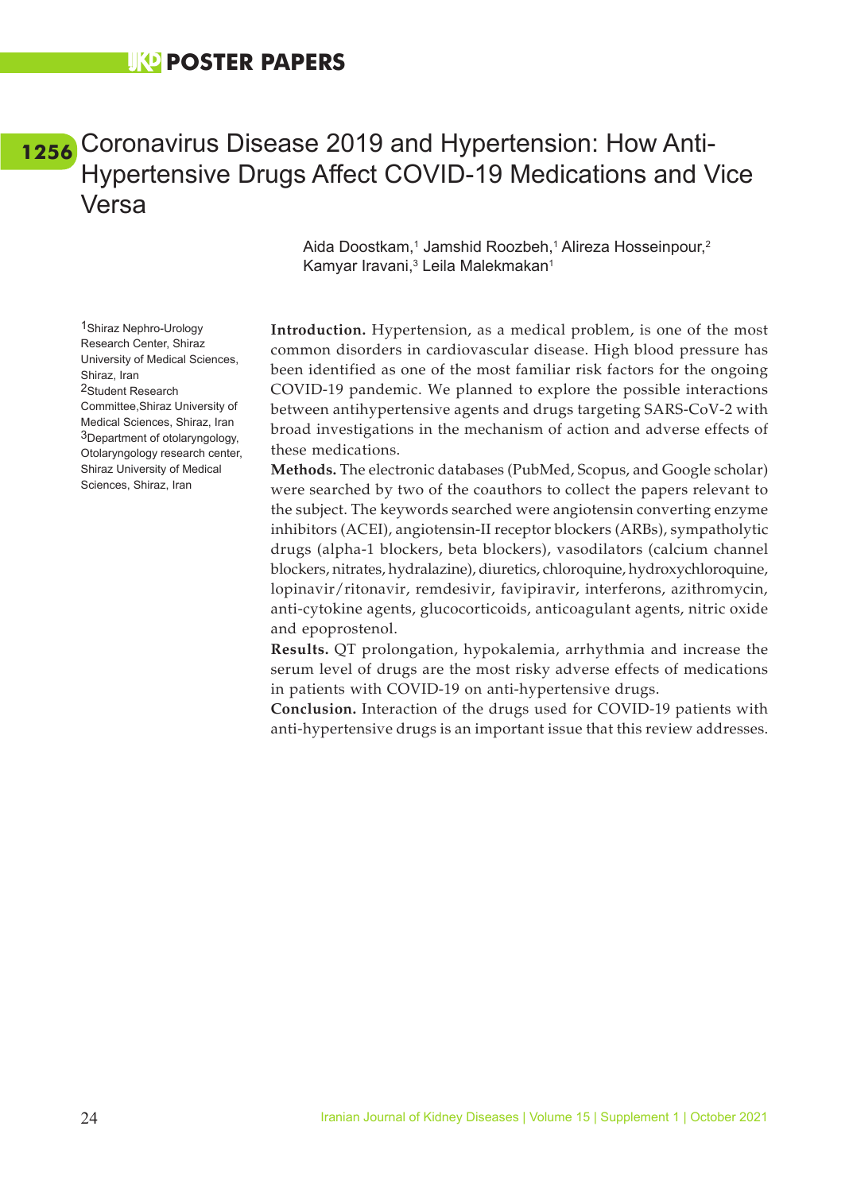## 1256 Coronavirus Disease 2019 and Hypertension: How Anti-Hypertensive Drugs Affect COVID-19 Medications and Vice Versa

Aida Doostkam,[1] Jamshid Roozbeh,[1] Alireza Hosseinpour,[2] Kamyar Iravani,[3] Leila Malekmakan[1]

[1]Shiraz Nephro-Urology Research Center, Shiraz University of Medical Sciences, Shiraz, Iran
[2]Student Research Committee,Shiraz University of Medical Sciences, Shiraz, Iran
[3]Department of otolaryngology, Otolaryngology research center, Shiraz University of Medical Sciences, Shiraz, Iran

**Introduction.** Hypertension, as a medical problem, is one of the most common disorders in cardiovascular disease. High blood pressure has been identified as one of the most familiar risk factors for the ongoing COVID-19 pandemic. We planned to explore the possible interactions between antihypertensive agents and drugs targeting SARS-CoV-2 with broad investigations in the mechanism of action and adverse effects of these medications.

**Methods.** The electronic databases (PubMed, Scopus, and Google scholar) were searched by two of the coauthors to collect the papers relevant to the subject. The keywords searched were angiotensin converting enzyme inhibitors (ACEI), angiotensin-II receptor blockers (ARBs), sympatholytic drugs (alpha-1 blockers, beta blockers), vasodilators (calcium channel blockers, nitrates, hydralazine), diuretics, chloroquine, hydroxychloroquine, lopinavir/ritonavir, remdesivir, favipiravir, interferons, azithromycin, anti-cytokine agents, glucocorticoids, anticoagulant agents, nitric oxide and epoprostenol.

**Results.** QT prolongation, hypokalemia, arrhythmia and increase the serum level of drugs are the most risky adverse effects of medications in patients with COVID-19 on anti-hypertensive drugs.

**Conclusion.** Interaction of the drugs used for COVID-19 patients with anti-hypertensive drugs is an important issue that this review addresses.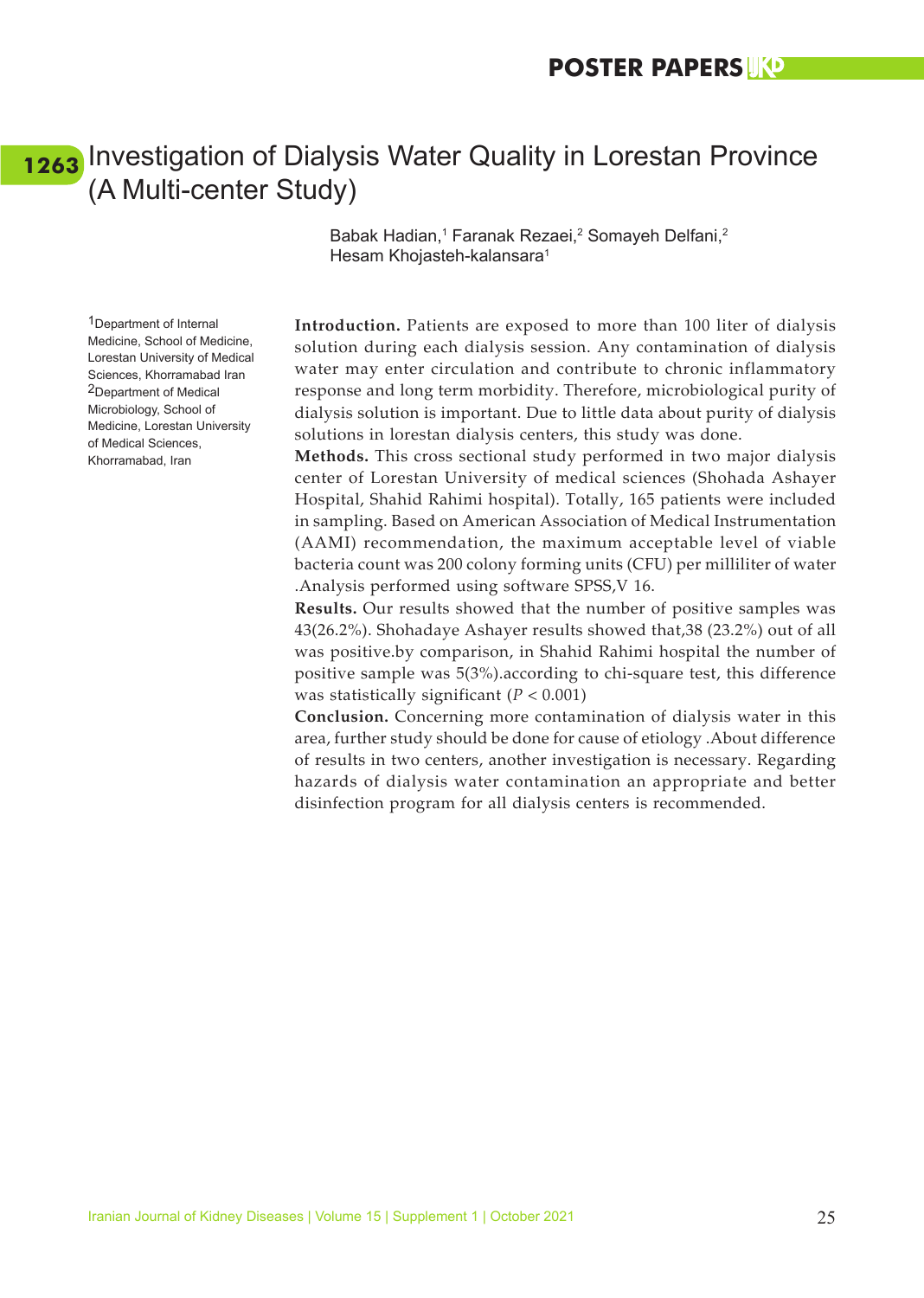# 1263 Investigation of Dialysis Water Quality in Lorestan Province (A Multi-center Study)

Babak Hadian,[1] Faranak Rezaei,[2] Somayeh Delfani,[2] Hesam Khojasteh-kalansara[1]

[1]Department of Internal Medicine, School of Medicine, Lorestan University of Medical Sciences, Khorramabad Iran
[2]Department of Medical Microbiology, School of Medicine, Lorestan University of Medical Sciences, Khorramabad, Iran

**Introduction.** Patients are exposed to more than 100 liter of dialysis solution during each dialysis session. Any contamination of dialysis water may enter circulation and contribute to chronic inflammatory response and long term morbidity. Therefore, microbiological purity of dialysis solution is important. Due to little data about purity of dialysis solutions in lorestan dialysis centers, this study was done.

**Methods.** This cross sectional study performed in two major dialysis center of Lorestan University of medical sciences (Shohada Ashayer Hospital, Shahid Rahimi hospital). Totally, 165 patients were included in sampling. Based on American Association of Medical Instrumentation (AAMI) recommendation, the maximum acceptable level of viable bacteria count was 200 colony forming units (CFU) per milliliter of water .Analysis performed using software SPSS,V 16.

**Results.** Our results showed that the number of positive samples was 43(26.2%). Shohadaye Ashayer results showed that,38 (23.2%) out of all was positive.by comparison, in Shahid Rahimi hospital the number of positive sample was 5(3%).according to chi-square test, this difference was statistically significant ($P < 0.001$)

**Conclusion.** Concerning more contamination of dialysis water in this area, further study should be done for cause of etiology .About difference of results in two centers, another investigation is necessary. Regarding hazards of dialysis water contamination an appropriate and better disinfection program for all dialysis centers is recommended.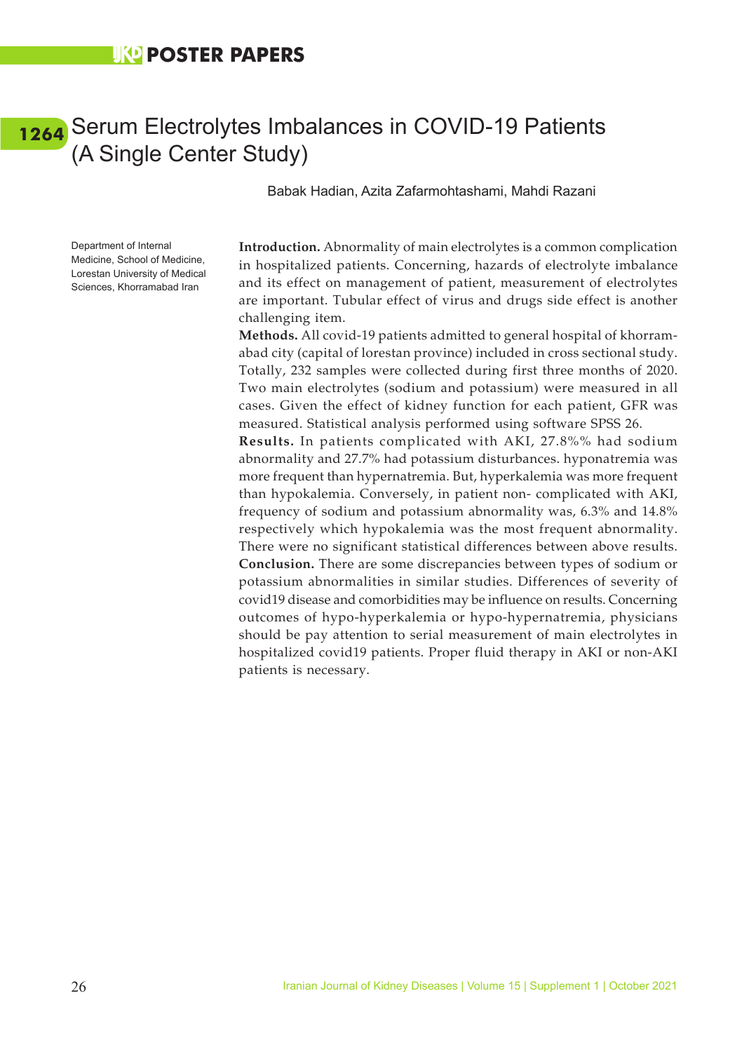## 1264 Serum Electrolytes Imbalances in COVID-19 Patients (A Single Center Study)

Babak Hadian, Azita Zafarmohtashami, Mahdi Razani

Department of Internal Medicine, School of Medicine, Lorestan University of Medical Sciences, Khorramabad Iran

**Introduction.** Abnormality of main electrolytes is a common complication in hospitalized patients. Concerning, hazards of electrolyte imbalance and its effect on management of patient, measurement of electrolytes are important. Tubular effect of virus and drugs side effect is another challenging item.

**Methods.** All covid-19 patients admitted to general hospital of khorramabad city (capital of lorestan province) included in cross sectional study. Totally, 232 samples were collected during first three months of 2020. Two main electrolytes (sodium and potassium) were measured in all cases. Given the effect of kidney function for each patient, GFR was measured. Statistical analysis performed using software SPSS 26.

**Results.** In patients complicated with AKI, 27.8%% had sodium abnormality and 27.7% had potassium disturbances. hyponatremia was more frequent than hypernatremia. But, hyperkalemia was more frequent than hypokalemia. Conversely, in patient non- complicated with AKI, frequency of sodium and potassium abnormality was, 6.3% and 14.8% respectively which hypokalemia was the most frequent abnormality. There were no significant statistical differences between above results.

**Conclusion.** There are some discrepancies between types of sodium or potassium abnormalities in similar studies. Differences of severity of covid19 disease and comorbidities may be influence on results. Concerning outcomes of hypo-hyperkalemia or hypo-hypernatremia, physicians should be pay attention to serial measurement of main electrolytes in hospitalized covid19 patients. Proper fluid therapy in AKI or non-AKI patients is necessary.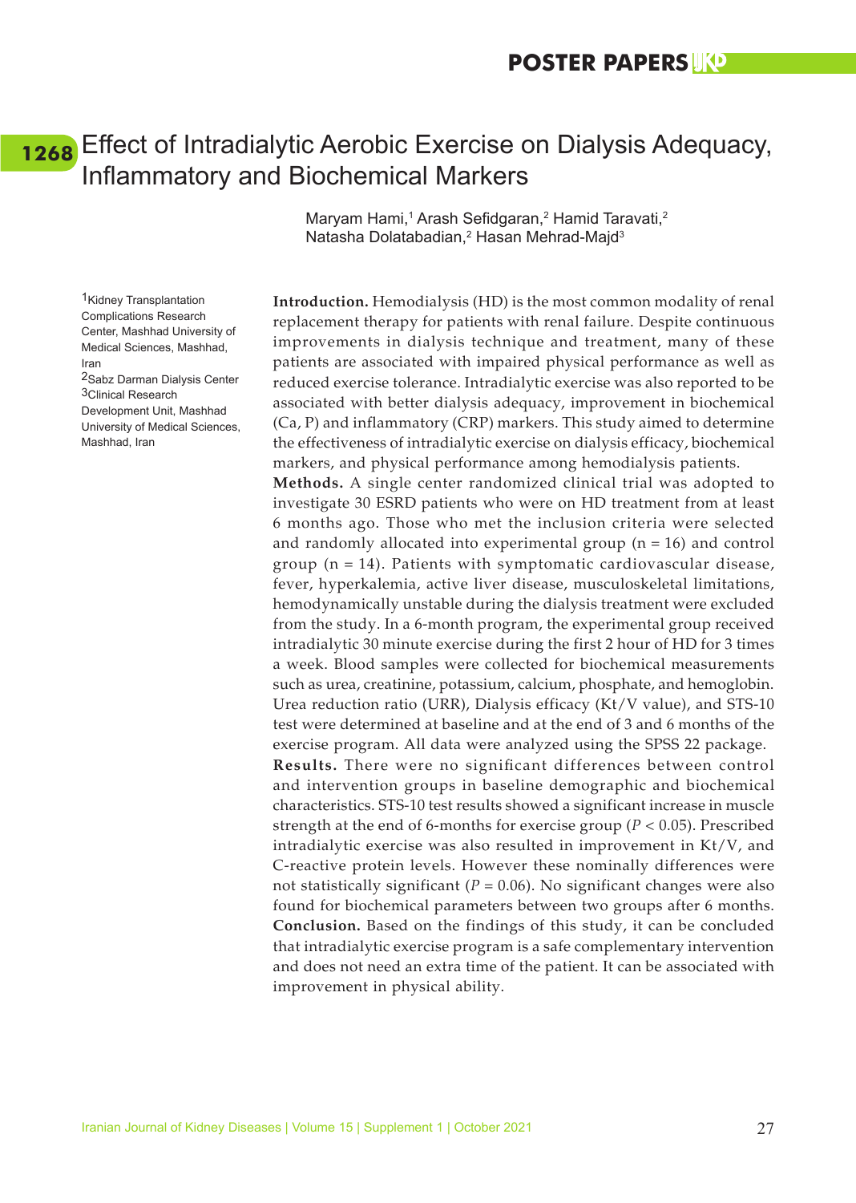## 1268 Effect of Intradialytic Aerobic Exercise on Dialysis Adequacy, Inflammatory and Biochemical Markers

Maryam Hami,[1] Arash Sefidgaran,[2] Hamid Taravati,[2] Natasha Dolatabadian,[2] Hasan Mehrad-Majd[3]

[1]Kidney Transplantation Complications Research Center, Mashhad University of Medical Sciences, Mashhad, Iran
[2]Sabz Darman Dialysis Center
[3]Clinical Research Development Unit, Mashhad University of Medical Sciences, Mashhad, Iran

**Introduction.** Hemodialysis (HD) is the most common modality of renal replacement therapy for patients with renal failure. Despite continuous improvements in dialysis technique and treatment, many of these patients are associated with impaired physical performance as well as reduced exercise tolerance. Intradialytic exercise was also reported to be associated with better dialysis adequacy, improvement in biochemical (Ca, P) and inflammatory (CRP) markers. This study aimed to determine the effectiveness of intradialytic exercise on dialysis efficacy, biochemical markers, and physical performance among hemodialysis patients.

**Methods.** A single center randomized clinical trial was adopted to investigate 30 ESRD patients who were on HD treatment from at least 6 months ago. Those who met the inclusion criteria were selected and randomly allocated into experimental group (n = 16) and control group (n = 14). Patients with symptomatic cardiovascular disease, fever, hyperkalemia, active liver disease, musculoskeletal limitations, hemodynamically unstable during the dialysis treatment were excluded from the study. In a 6-month program, the experimental group received intradialytic 30 minute exercise during the first 2 hour of HD for 3 times a week. Blood samples were collected for biochemical measurements such as urea, creatinine, potassium, calcium, phosphate, and hemoglobin. Urea reduction ratio (URR), Dialysis efficacy (Kt/V value), and STS-10 test were determined at baseline and at the end of 3 and 6 months of the exercise program. All data were analyzed using the SPSS 22 package.

**Results.** There were no significant differences between control and intervention groups in baseline demographic and biochemical characteristics. STS-10 test results showed a significant increase in muscle strength at the end of 6-months for exercise group ($P < 0.05$). Prescribed intradialytic exercise was also resulted in improvement in Kt/V, and C-reactive protein levels. However these nominally differences were not statistically significant ($P = 0.06$). No significant changes were also found for biochemical parameters between two groups after 6 months.

**Conclusion.** Based on the findings of this study, it can be concluded that intradialytic exercise program is a safe complementary intervention and does not need an extra time of the patient. It can be associated with improvement in physical ability.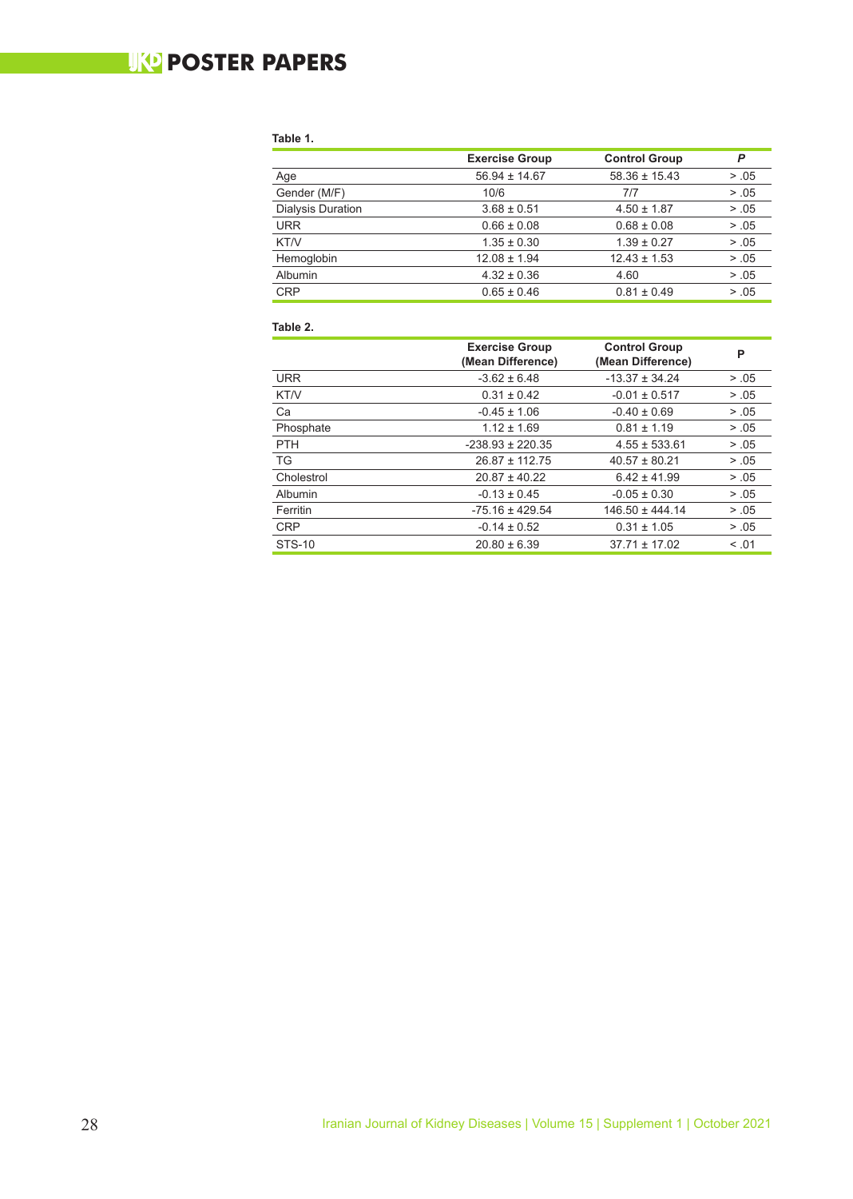Table 1.

| | Exercise Group | Control Group | *P* |
|---|---|---|---|
| Age | 56.94 ± 14.67 | 58.36 ± 15.43 | > .05 |
| Gender (M/F) | 10/6 | 7/7 | > .05 |
| Dialysis Duration | 3.68 ± 0.51 | 4.50 ± 1.87 | > .05 |
| URR | 0.66 ± 0.08 | 0.68 ± 0.08 | > .05 |
| KT/V | 1.35 ± 0.30 | 1.39 ± 0.27 | > .05 |
| Hemoglobin | 12.08 ± 1.94 | 12.43 ± 1.53 | > .05 |
| Albumin | 4.32 ± 0.36 | 4.60 | > .05 |
| CRP | 0.65 ± 0.46 | 0.81 ± 0.49 | > .05 |

Table 2.

| | Exercise Group (Mean Difference) | Control Group (Mean Difference) | P |
|---|---|---|---|
| URR | -3.62 ± 6.48 | -13.37 ± 34.24 | > .05 |
| KT/V | 0.31 ± 0.42 | -0.01 ± 0.517 | > .05 |
| Ca | -0.45 ± 1.06 | -0.40 ± 0.69 | > .05 |
| Phosphate | 1.12 ± 1.69 | 0.81 ± 1.19 | > .05 |
| PTH | -238.93 ± 220.35 | 4.55 ± 533.61 | > .05 |
| TG | 26.87 ± 112.75 | 40.57 ± 80.21 | > .05 |
| Cholestrol | 20.87 ± 40.22 | 6.42 ± 41.99 | > .05 |
| Albumin | -0.13 ± 0.45 | -0.05 ± 0.30 | > .05 |
| Ferritin | -75.16 ± 429.54 | 146.50 ± 444.14 | > .05 |
| CRP | -0.14 ± 0.52 | 0.31 ± 1.05 | > .05 |
| STS-10 | 20.80 ± 6.39 | 37.71 ± 17.02 | < .01 |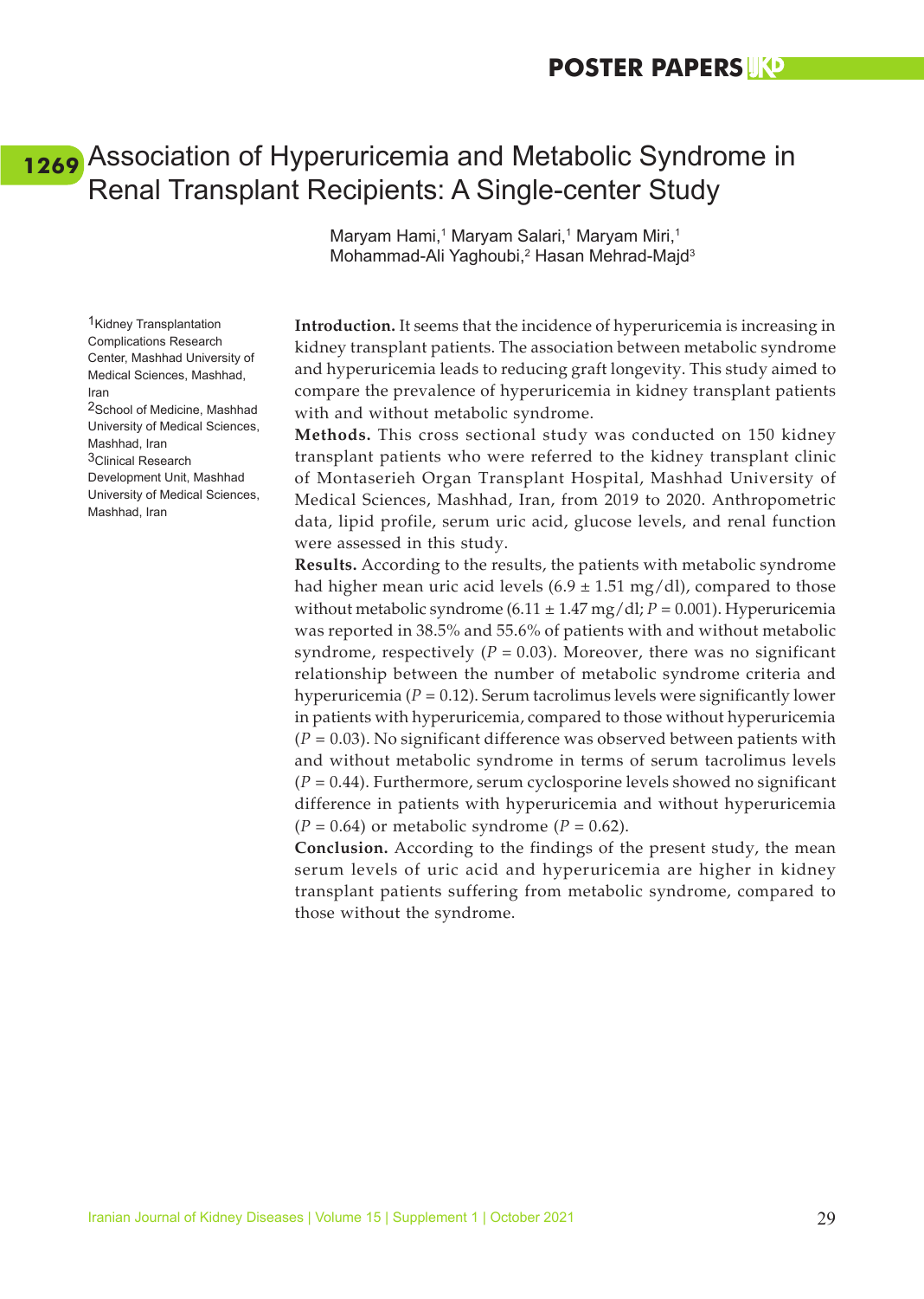# 1269 Association of Hyperuricemia and Metabolic Syndrome in Renal Transplant Recipients: A Single-center Study

Maryam Hami,[1] Maryam Salari,[1] Maryam Miri,[1] Mohammad-Ali Yaghoubi,[2] Hasan Mehrad-Majd[3]

[1]Kidney Transplantation Complications Research Center, Mashhad University of Medical Sciences, Mashhad, Iran
[2]School of Medicine, Mashhad University of Medical Sciences, Mashhad, Iran
[3]Clinical Research Development Unit, Mashhad University of Medical Sciences, Mashhad, Iran

**Introduction.** It seems that the incidence of hyperuricemia is increasing in kidney transplant patients. The association between metabolic syndrome and hyperuricemia leads to reducing graft longevity. This study aimed to compare the prevalence of hyperuricemia in kidney transplant patients with and without metabolic syndrome.

**Methods.** This cross sectional study was conducted on 150 kidney transplant patients who were referred to the kidney transplant clinic of Montaserieh Organ Transplant Hospital, Mashhad University of Medical Sciences, Mashhad, Iran, from 2019 to 2020. Anthropometric data, lipid profile, serum uric acid, glucose levels, and renal function were assessed in this study.

**Results.** According to the results, the patients with metabolic syndrome had higher mean uric acid levels (6.9 ± 1.51 mg/dl), compared to those without metabolic syndrome (6.11 ± 1.47 mg/dl; $P = 0.001$). Hyperuricemia was reported in 38.5% and 55.6% of patients with and without metabolic syndrome, respectively ($P = 0.03$). Moreover, there was no significant relationship between the number of metabolic syndrome criteria and hyperuricemia ($P = 0.12$). Serum tacrolimus levels were significantly lower in patients with hyperuricemia, compared to those without hyperuricemia ($P = 0.03$). No significant difference was observed between patients with and without metabolic syndrome in terms of serum tacrolimus levels ($P = 0.44$). Furthermore, serum cyclosporine levels showed no significant difference in patients with hyperuricemia and without hyperuricemia ($P = 0.64$) or metabolic syndrome ($P = 0.62$).

**Conclusion.** According to the findings of the present study, the mean serum levels of uric acid and hyperuricemia are higher in kidney transplant patients suffering from metabolic syndrome, compared to those without the syndrome.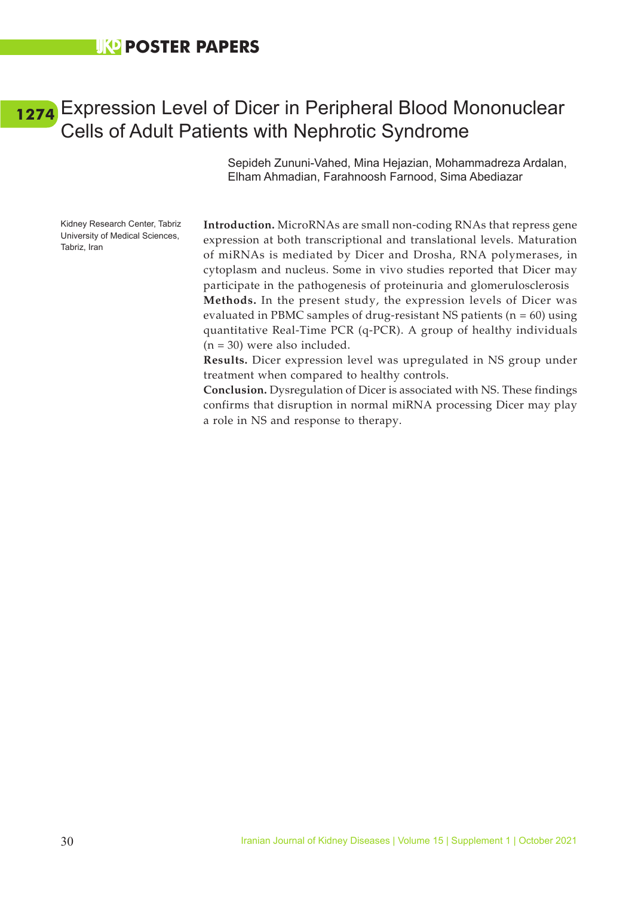# 1274 Expression Level of Dicer in Peripheral Blood Mononuclear Cells of Adult Patients with Nephrotic Syndrome

Sepideh Zununi-Vahed, Mina Hejazian, Mohammadreza Ardalan, Elham Ahmadian, Farahnoosh Farnood, Sima Abediazar

Kidney Research Center, Tabriz University of Medical Sciences, Tabriz, Iran

**Introduction.** MicroRNAs are small non-coding RNAs that repress gene expression at both transcriptional and translational levels. Maturation of miRNAs is mediated by Dicer and Drosha, RNA polymerases, in cytoplasm and nucleus. Some in vivo studies reported that Dicer may participate in the pathogenesis of proteinuria and glomerulosclerosis

**Methods.** In the present study, the expression levels of Dicer was evaluated in PBMC samples of drug-resistant NS patients (n = 60) using quantitative Real-Time PCR (q-PCR). A group of healthy individuals (n = 30) were also included.

**Results.** Dicer expression level was upregulated in NS group under treatment when compared to healthy controls.

**Conclusion.** Dysregulation of Dicer is associated with NS. These findings confirms that disruption in normal miRNA processing Dicer may play a role in NS and response to therapy.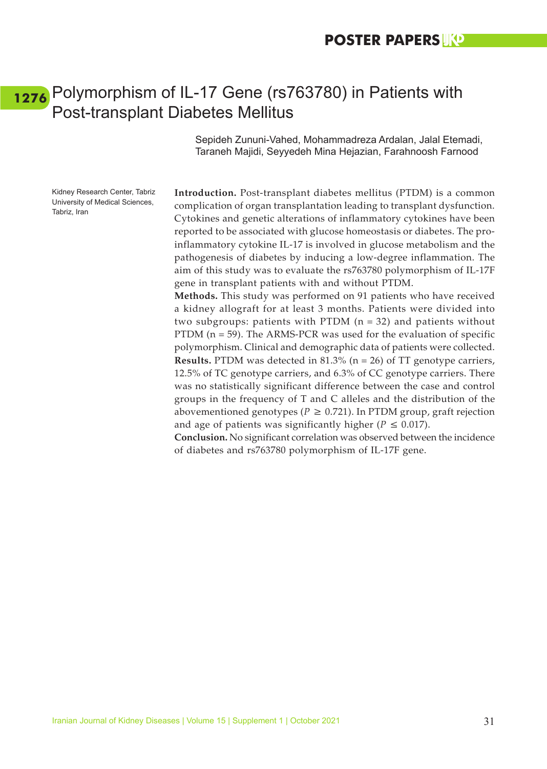# 1276 Polymorphism of IL-17 Gene (rs763780) in Patients with Post-transplant Diabetes Mellitus

Sepideh Zununi-Vahed, Mohammadreza Ardalan, Jalal Etemadi, Taraneh Majidi, Seyyedeh Mina Hejazian, Farahnoosh Farnood

Kidney Research Center, Tabriz University of Medical Sciences, Tabriz, Iran

**Introduction.** Post-transplant diabetes mellitus (PTDM) is a common complication of organ transplantation leading to transplant dysfunction. Cytokines and genetic alterations of inflammatory cytokines have been reported to be associated with glucose homeostasis or diabetes. The pro-inflammatory cytokine IL-17 is involved in glucose metabolism and the pathogenesis of diabetes by inducing a low-degree inflammation. The aim of this study was to evaluate the rs763780 polymorphism of IL-17F gene in transplant patients with and without PTDM.

**Methods.** This study was performed on 91 patients who have received a kidney allograft for at least 3 months. Patients were divided into two subgroups: patients with PTDM (n = 32) and patients without PTDM (n = 59). The ARMS-PCR was used for the evaluation of specific polymorphism. Clinical and demographic data of patients were collected.

**Results.** PTDM was detected in 81.3% (n = 26) of TT genotype carriers, 12.5% of TC genotype carriers, and 6.3% of CC genotype carriers. There was no statistically significant difference between the case and control groups in the frequency of T and C alleles and the distribution of the abovementioned genotypes ($P \geq 0.721$). In PTDM group, graft rejection and age of patients was significantly higher ($P \leq 0.017$).

**Conclusion.** No significant correlation was observed between the incidence of diabetes and rs763780 polymorphism of IL-17F gene.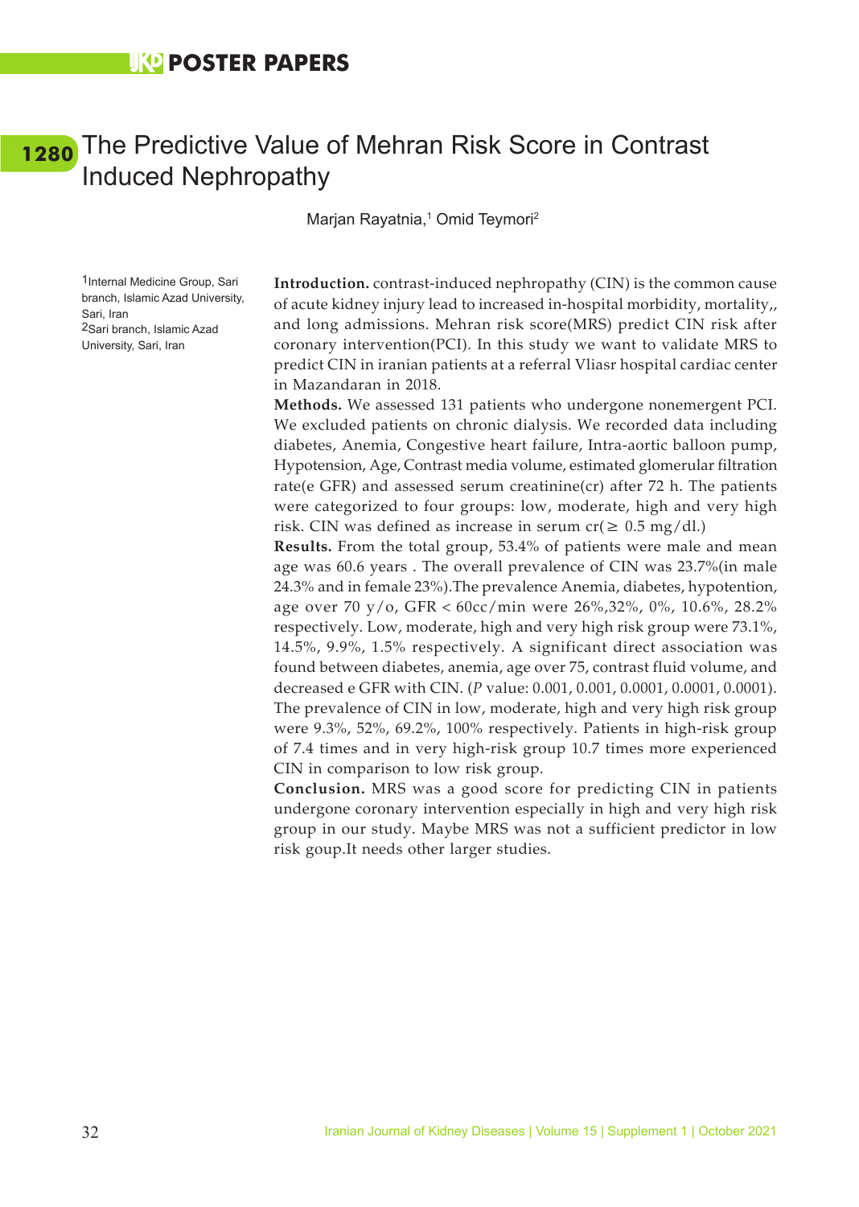## 1280 The Predictive Value of Mehran Risk Score in Contrast Induced Nephropathy

Marjan Rayatnia,[1] Omid Teymori[2]

[1]Internal Medicine Group, Sari branch, Islamic Azad University, Sari, Iran
[2]Sari branch, Islamic Azad University, Sari, Iran

**Introduction.** contrast-induced nephropathy (CIN) is the common cause of acute kidney injury lead to increased in-hospital morbidity, mortality,, and long admissions. Mehran risk score(MRS) predict CIN risk after coronary intervention(PCI). In this study we want to validate MRS to predict CIN in iranian patients at a referral Vliasr hospital cardiac center in Mazandaran in 2018.

**Methods.** We assessed 131 patients who undergone nonemergent PCI. We excluded patients on chronic dialysis. We recorded data including diabetes, Anemia, Congestive heart failure, Intra-aortic balloon pump, Hypotension, Age, Contrast media volume, estimated glomerular filtration rate(e GFR) and assessed serum creatinine(cr) after 72 h. The patients were categorized to four groups: low, moderate, high and very high risk. CIN was defined as increase in serum cr($\geq$ 0.5 mg/dl.)

**Results.** From the total group, 53.4% of patients were male and mean age was 60.6 years . The overall prevalence of CIN was 23.7%(in male 24.3% and in female 23%).The prevalence Anemia, diabetes, hypotention, age over 70 y/o, GFR < 60cc/min were 26%,32%, 0%, 10.6%, 28.2% respectively. Low, moderate, high and very high risk group were 73.1%, 14.5%, 9.9%, 1.5% respectively. A significant direct association was found between diabetes, anemia, age over 75, contrast fluid volume, and decreased e GFR with CIN. (*P* value: 0.001, 0.001, 0.0001, 0.0001, 0.0001). The prevalence of CIN in low, moderate, high and very high risk group were 9.3%, 52%, 69.2%, 100% respectively. Patients in high-risk group of 7.4 times and in very high-risk group 10.7 times more experienced CIN in comparison to low risk group.

**Conclusion.** MRS was a good score for predicting CIN in patients undergone coronary intervention especially in high and very high risk group in our study. Maybe MRS was not a sufficient predictor in low risk goup.It needs other larger studies.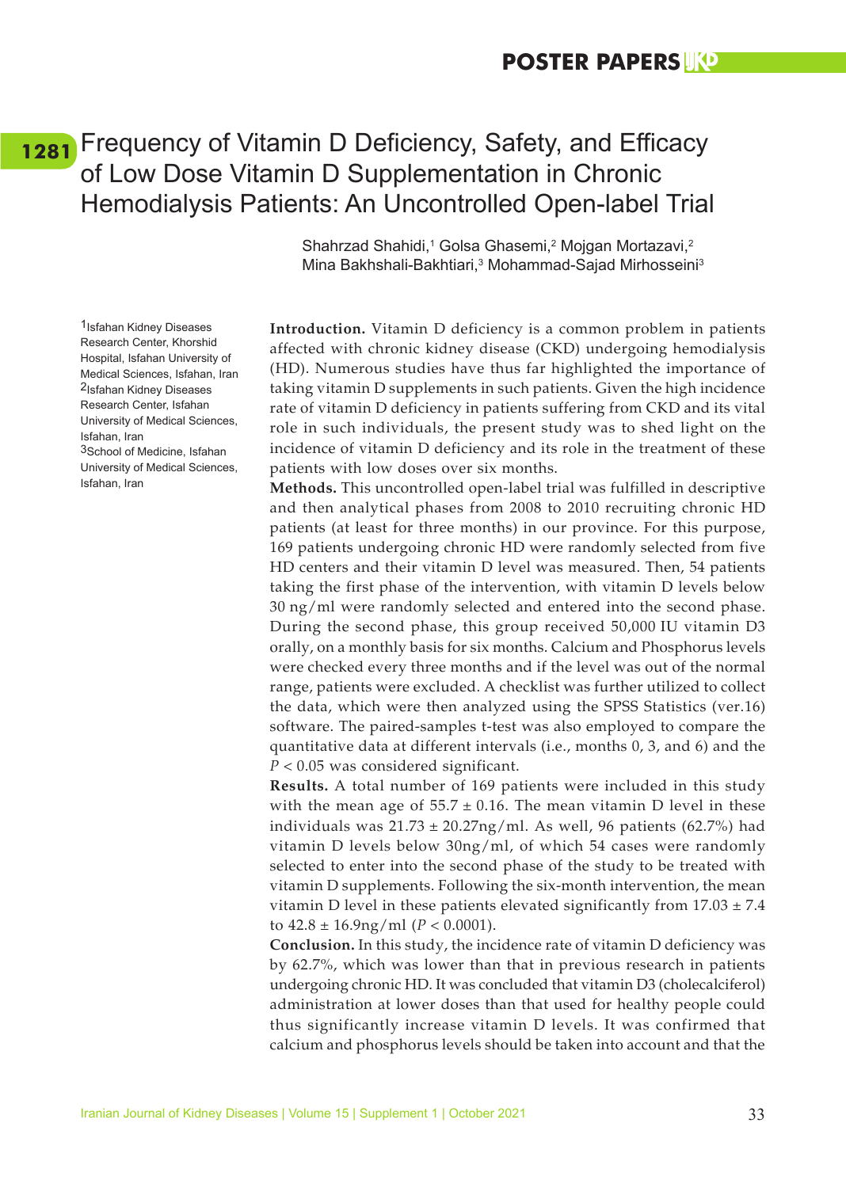# 1281 Frequency of Vitamin D Deficiency, Safety, and Efficacy of Low Dose Vitamin D Supplementation in Chronic Hemodialysis Patients: An Uncontrolled Open-label Trial

Shahrzad Shahidi,[1] Golsa Ghasemi,[2] Mojgan Mortazavi,[2] Mina Bakhshali-Bakhtiari,[3] Mohammad-Sajad Mirhosseini[3]

[1]Isfahan Kidney Diseases Research Center, Khorshid Hospital, Isfahan University of Medical Sciences, Isfahan, Iran
[2]Isfahan Kidney Diseases Research Center, Isfahan University of Medical Sciences, Isfahan, Iran
[3]School of Medicine, Isfahan University of Medical Sciences, Isfahan, Iran

**Introduction.** Vitamin D deficiency is a common problem in patients affected with chronic kidney disease (CKD) undergoing hemodialysis (HD). Numerous studies have thus far highlighted the importance of taking vitamin D supplements in such patients. Given the high incidence rate of vitamin D deficiency in patients suffering from CKD and its vital role in such individuals, the present study was to shed light on the incidence of vitamin D deficiency and its role in the treatment of these patients with low doses over six months.

**Methods.** This uncontrolled open-label trial was fulfilled in descriptive and then analytical phases from 2008 to 2010 recruiting chronic HD patients (at least for three months) in our province. For this purpose, 169 patients undergoing chronic HD were randomly selected from five HD centers and their vitamin D level was measured. Then, 54 patients taking the first phase of the intervention, with vitamin D levels below 30 ng/ml were randomly selected and entered into the second phase. During the second phase, this group received 50,000 IU vitamin D3 orally, on a monthly basis for six months. Calcium and Phosphorus levels were checked every three months and if the level was out of the normal range, patients were excluded. A checklist was further utilized to collect the data, which were then analyzed using the SPSS Statistics (ver.16) software. The paired-samples t-test was also employed to compare the quantitative data at different intervals (i.e., months 0, 3, and 6) and the $P < 0.05$ was considered significant.

**Results.** A total number of 169 patients were included in this study with the mean age of 55.7 ± 0.16. The mean vitamin D level in these individuals was 21.73 ± 20.27ng/ml. As well, 96 patients (62.7%) had vitamin D levels below 30ng/ml, of which 54 cases were randomly selected to enter into the second phase of the study to be treated with vitamin D supplements. Following the six-month intervention, the mean vitamin D level in these patients elevated significantly from 17.03 ± 7.4 to 42.8 ± 16.9ng/ml ($P < 0.0001$).

**Conclusion.** In this study, the incidence rate of vitamin D deficiency was by 62.7%, which was lower than that in previous research in patients undergoing chronic HD. It was concluded that vitamin D3 (cholecalciferol) administration at lower doses than that used for healthy people could thus significantly increase vitamin D levels. It was confirmed that calcium and phosphorus levels should be taken into account and that the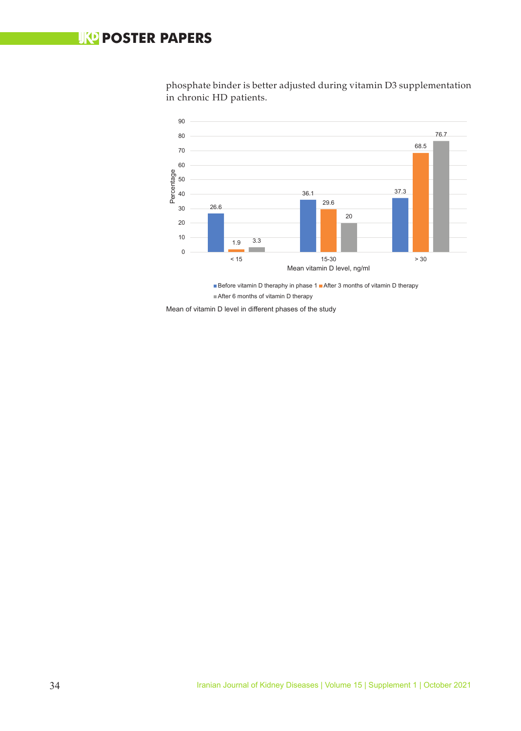phosphate binder is better adjusted during vitamin D3 supplementation in chronic HD patients.

| Mean vitamin D level, ng/ml | Before vitamin D theraphy in phase 1 | After 3 months of vitamin D therapy | After 6 months of vitamin D therapy |
|---|---|---|---|
| < 15 | 26.6 | 1.9 | 3.3 |
| 15-30 | 36.1 | 29.6 | 20 |
| > 30 | 37.3 | 68.5 | 76.7 |

Mean of vitamin D level in different phases of the study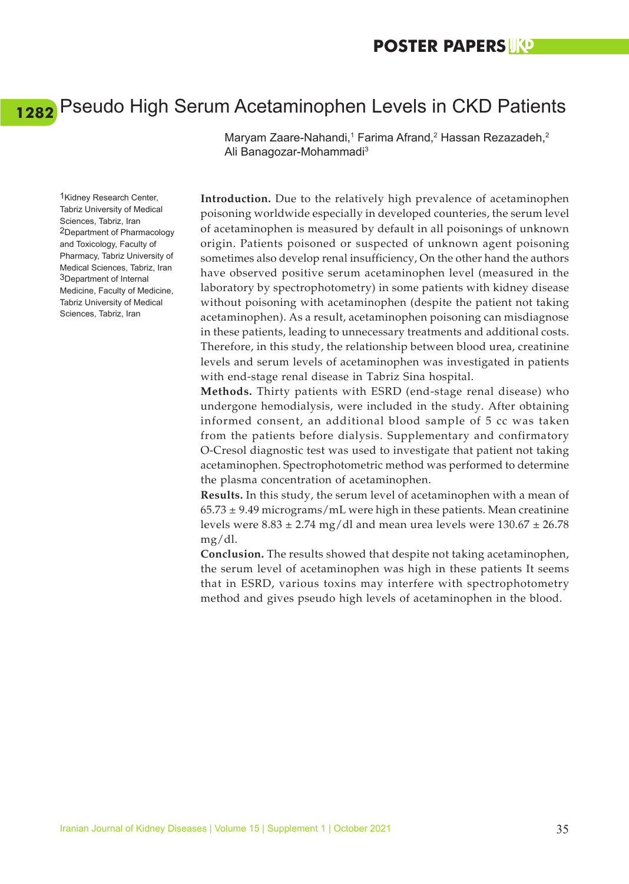## 1282 Pseudo High Serum Acetaminophen Levels in CKD Patients

Maryam Zaare-Nahandi,[1] Farima Afrand,[2] Hassan Rezazadeh,[2] Ali Banagozar-Mohammadi[3]

[1]Kidney Research Center, Tabriz University of Medical Sciences, Tabriz, Iran
[2]Department of Pharmacology and Toxicology, Faculty of Pharmacy, Tabriz University of Medical Sciences, Tabriz, Iran
[3]Department of Internal Medicine, Faculty of Medicine, Tabriz University of Medical Sciences, Tabriz, Iran

**Introduction.** Due to the relatively high prevalence of acetaminophen poisoning worldwide especially in developed counteries, the serum level of acetaminophen is measured by default in all poisonings of unknown origin. Patients poisoned or suspected of unknown agent poisoning sometimes also develop renal insufficiency, On the other hand the authors have observed positive serum acetaminophen level (measured in the laboratory by spectrophotometry) in some patients with kidney disease without poisoning with acetaminophen (despite the patient not taking acetaminophen). As a result, acetaminophen poisoning can misdiagnose in these patients, leading to unnecessary treatments and additional costs. Therefore, in this study, the relationship between blood urea, creatinine levels and serum levels of acetaminophen was investigated in patients with end-stage renal disease in Tabriz Sina hospital.

**Methods.** Thirty patients with ESRD (end-stage renal disease) who undergone hemodialysis, were included in the study. After obtaining informed consent, an additional blood sample of 5 cc was taken from the patients before dialysis. Supplementary and confirmatory O-Cresol diagnostic test was used to investigate that patient not taking acetaminophen. Spectrophotometric method was performed to determine the plasma concentration of acetaminophen.

**Results.** In this study, the serum level of acetaminophen with a mean of 65.73 ± 9.49 micrograms/mL were high in these patients. Mean creatinine levels were 8.83 ± 2.74 mg/dl and mean urea levels were 130.67 ± 26.78 mg/dl.

**Conclusion.** The results showed that despite not taking acetaminophen, the serum level of acetaminophen was high in these patients It seems that in ESRD, various toxins may interfere with spectrophotometry method and gives pseudo high levels of acetaminophen in the blood.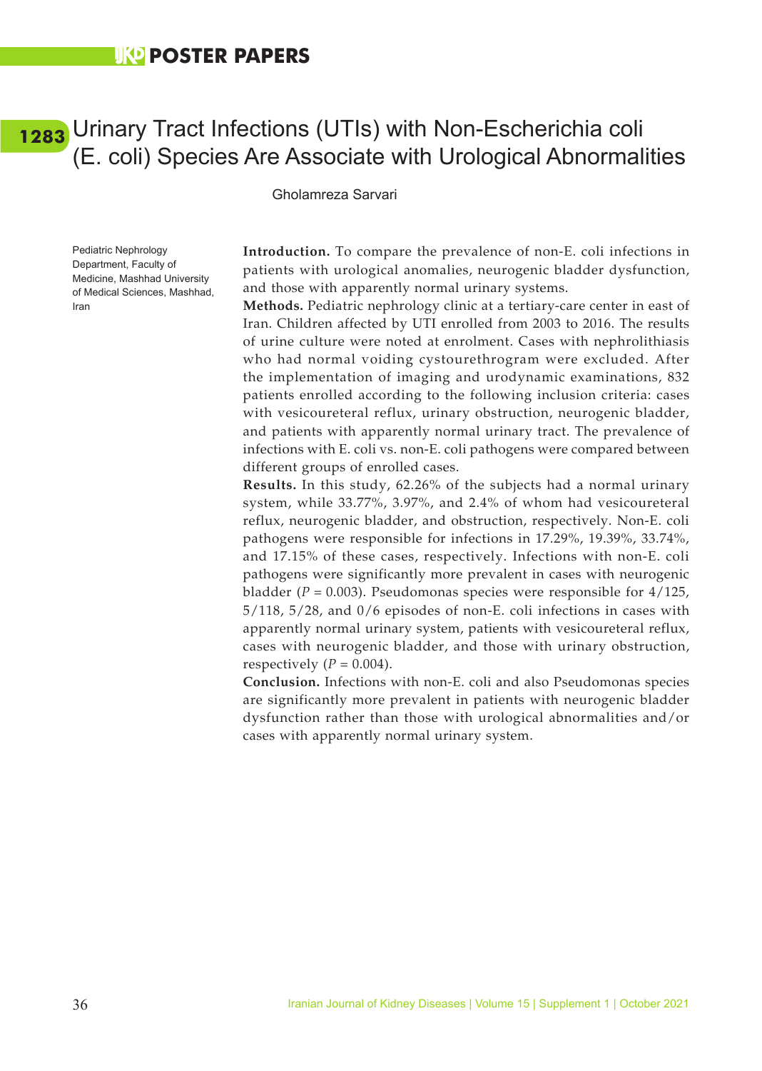## 1283 Urinary Tract Infections (UTIs) with Non-Escherichia coli (E. coli) Species Are Associate with Urological Abnormalities

Gholamreza Sarvari

Pediatric Nephrology Department, Faculty of Medicine, Mashhad University of Medical Sciences, Mashhad, Iran

**Introduction.** To compare the prevalence of non-E. coli infections in patients with urological anomalies, neurogenic bladder dysfunction, and those with apparently normal urinary systems.

**Methods.** Pediatric nephrology clinic at a tertiary-care center in east of Iran. Children affected by UTI enrolled from 2003 to 2016. The results of urine culture were noted at enrolment. Cases with nephrolithiasis who had normal voiding cystourethrogram were excluded. After the implementation of imaging and urodynamic examinations, 832 patients enrolled according to the following inclusion criteria: cases with vesicoureteral reflux, urinary obstruction, neurogenic bladder, and patients with apparently normal urinary tract. The prevalence of infections with E. coli vs. non-E. coli pathogens were compared between different groups of enrolled cases.

**Results.** In this study, 62.26% of the subjects had a normal urinary system, while 33.77%, 3.97%, and 2.4% of whom had vesicoureteral reflux, neurogenic bladder, and obstruction, respectively. Non-E. coli pathogens were responsible for infections in 17.29%, 19.39%, 33.74%, and 17.15% of these cases, respectively. Infections with non-E. coli pathogens were significantly more prevalent in cases with neurogenic bladder ($P = 0.003$). Pseudomonas species were responsible for 4/125, 5/118, 5/28, and 0/6 episodes of non-E. coli infections in cases with apparently normal urinary system, patients with vesicoureteral reflux, cases with neurogenic bladder, and those with urinary obstruction, respectively ($P = 0.004$).

**Conclusion.** Infections with non-E. coli and also Pseudomonas species are significantly more prevalent in patients with neurogenic bladder dysfunction rather than those with urological abnormalities and/or cases with apparently normal urinary system.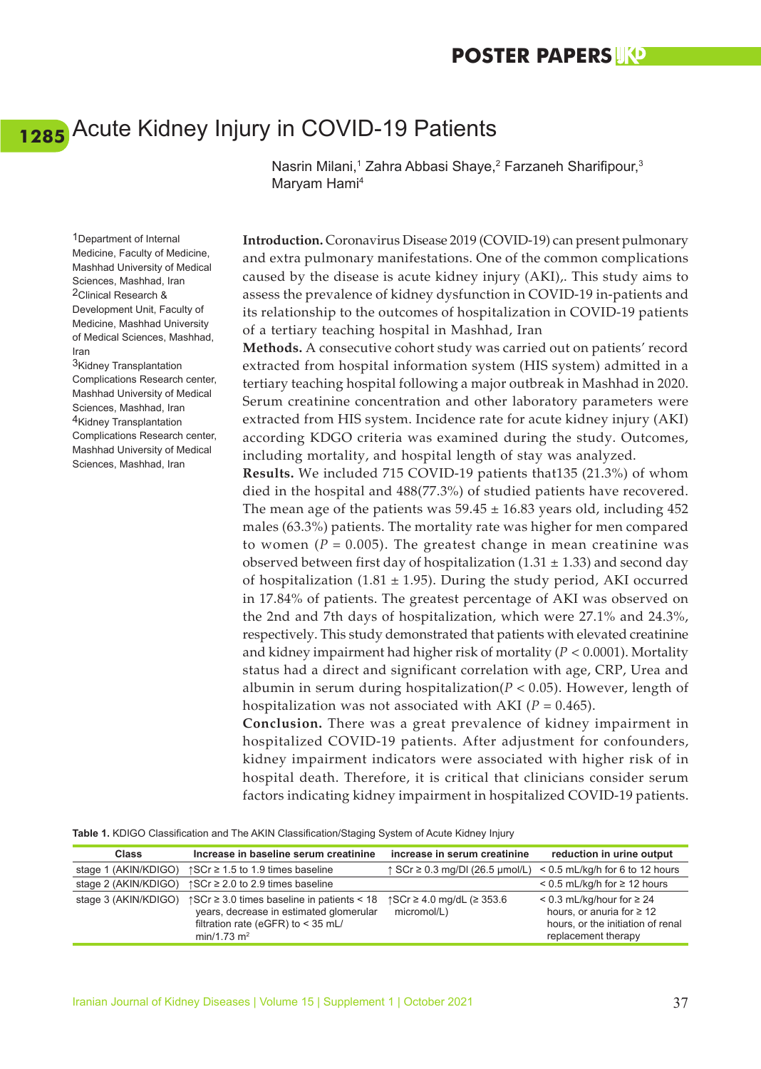# 1285 Acute Kidney Injury in COVID-19 Patients

Nasrin Milani,[1] Zahra Abbasi Shaye,[2] Farzaneh Sharifipour,[3] Maryam Hami[4]

[1]Department of Internal Medicine, Faculty of Medicine, Mashhad University of Medical Sciences, Mashhad, Iran
[2]Clinical Research & Development Unit, Faculty of Medicine, Mashhad University of Medical Sciences, Mashhad, Iran
[3]Kidney Transplantation Complications Research center, Mashhad University of Medical Sciences, Mashhad, Iran
[4]Kidney Transplantation Complications Research center, Mashhad University of Medical Sciences, Mashhad, Iran

**Introduction.** Coronavirus Disease 2019 (COVID-19) can present pulmonary and extra pulmonary manifestations. One of the common complications caused by the disease is acute kidney injury (AKI),. This study aims to assess the prevalence of kidney dysfunction in COVID-19 in-patients and its relationship to the outcomes of hospitalization in COVID-19 patients of a tertiary teaching hospital in Mashhad, Iran

**Methods.** A consecutive cohort study was carried out on patients' record extracted from hospital information system (HIS system) admitted in a tertiary teaching hospital following a major outbreak in Mashhad in 2020. Serum creatinine concentration and other laboratory parameters were extracted from HIS system. Incidence rate for acute kidney injury (AKI) according KDGO criteria was examined during the study. Outcomes, including mortality, and hospital length of stay was analyzed.

**Results.** We included 715 COVID-19 patients that135 (21.3%) of whom died in the hospital and 488(77.3%) of studied patients have recovered. The mean age of the patients was 59.45 ± 16.83 years old, including 452 males (63.3%) patients. The mortality rate was higher for men compared to women ($P$ = 0.005). The greatest change in mean creatinine was observed between first day of hospitalization (1.31 ± 1.33) and second day of hospitalization (1.81 ± 1.95). During the study period, AKI occurred in 17.84% of patients. The greatest percentage of AKI was observed on the 2nd and 7th days of hospitalization, which were 27.1% and 24.3%, respectively. This study demonstrated that patients with elevated creatinine and kidney impairment had higher risk of mortality ($P$ < 0.0001). Mortality status had a direct and significant correlation with age, CRP, Urea and albumin in serum during hospitalization($P$ < 0.05). However, length of hospitalization was not associated with AKI ($P$ = 0.465).

**Conclusion.** There was a great prevalence of kidney impairment in hospitalized COVID-19 patients. After adjustment for confounders, kidney impairment indicators were associated with higher risk of in hospital death. Therefore, it is critical that clinicians consider serum factors indicating kidney impairment in hospitalized COVID-19 patients.

**Table 1.** KDIGO Classification and The AKIN Classification/Staging System of Acute Kidney Injury

| Class | Increase in baseline serum creatinine | increase in serum creatinine | reduction in urine output |
|---|---|---|---|
| stage 1 (AKIN/KDIGO) | ↑SCr ≥ 1.5 to 1.9 times baseline | ↑ SCr ≥ 0.3 mg/Dl (26.5 μmol/L) | < 0.5 mL/kg/h for 6 to 12 hours |
| stage 2 (AKIN/KDIGO) | ↑SCr ≥ 2.0 to 2.9 times baseline | | < 0.5 mL/kg/h for ≥ 12 hours |
| stage 3 (AKIN/KDIGO) | ↑SCr ≥ 3.0 times baseline in patients < 18 years, decrease in estimated glomerular filtration rate (eGFR) to < 35 mL/min/1.73 m$^2$ | ↑SCr ≥ 4.0 mg/dL (≥ 353.6 micromol/L) | < 0.3 mL/kg/hour for ≥ 24 hours, or anuria for ≥ 12 hours, or the initiation of renal replacement therapy |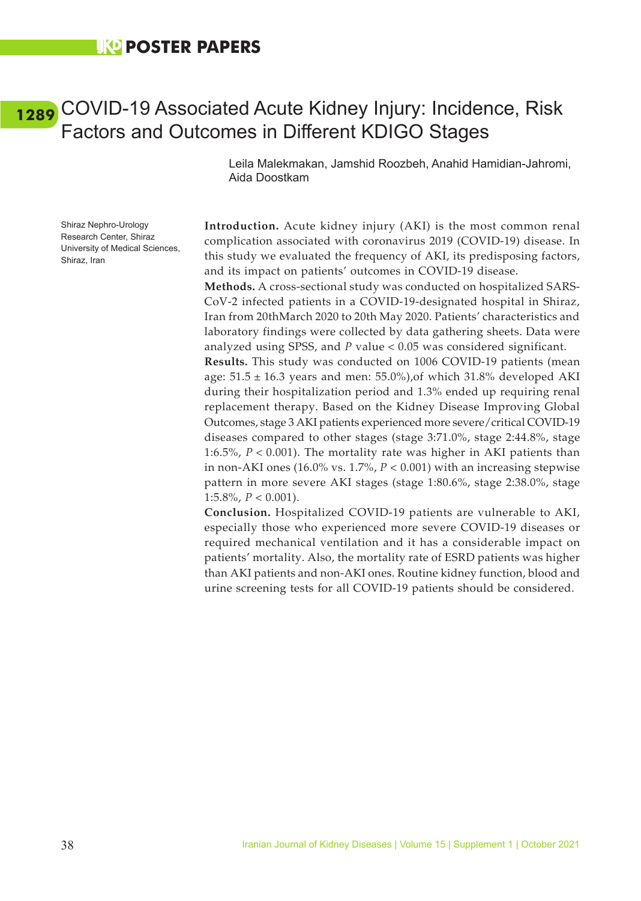## 1289 COVID-19 Associated Acute Kidney Injury: Incidence, Risk Factors and Outcomes in Different KDIGO Stages

Leila Malekmakan, Jamshid Roozbeh, Anahid Hamidian-Jahromi, Aida Doostkam

Shiraz Nephro-Urology Research Center, Shiraz University of Medical Sciences, Shiraz, Iran

**Introduction.** Acute kidney injury (AKI) is the most common renal complication associated with coronavirus 2019 (COVID-19) disease. In this study we evaluated the frequency of AKI, its predisposing factors, and its impact on patients' outcomes in COVID-19 disease.

**Methods.** A cross-sectional study was conducted on hospitalized SARS-CoV-2 infected patients in a COVID-19-designated hospital in Shiraz, Iran from 20thMarch 2020 to 20th May 2020. Patients' characteristics and laboratory findings were collected by data gathering sheets. Data were analyzed using SPSS, and *P* value < 0.05 was considered significant.

**Results.** This study was conducted on 1006 COVID-19 patients (mean age: 51.5 ± 16.3 years and men: 55.0%),of which 31.8% developed AKI during their hospitalization period and 1.3% ended up requiring renal replacement therapy. Based on the Kidney Disease Improving Global Outcomes, stage 3 AKI patients experienced more severe/critical COVID-19 diseases compared to other stages (stage 3:71.0%, stage 2:44.8%, stage 1:6.5%, *P* < 0.001). The mortality rate was higher in AKI patients than in non-AKI ones (16.0% vs. 1.7%, *P* < 0.001) with an increasing stepwise pattern in more severe AKI stages (stage 1:80.6%, stage 2:38.0%, stage 1:5.8%, *P* < 0.001).

**Conclusion.** Hospitalized COVID-19 patients are vulnerable to AKI, especially those who experienced more severe COVID-19 diseases or required mechanical ventilation and it has a considerable impact on patients' mortality. Also, the mortality rate of ESRD patients was higher than AKI patients and non-AKI ones. Routine kidney function, blood and urine screening tests for all COVID-19 patients should be considered.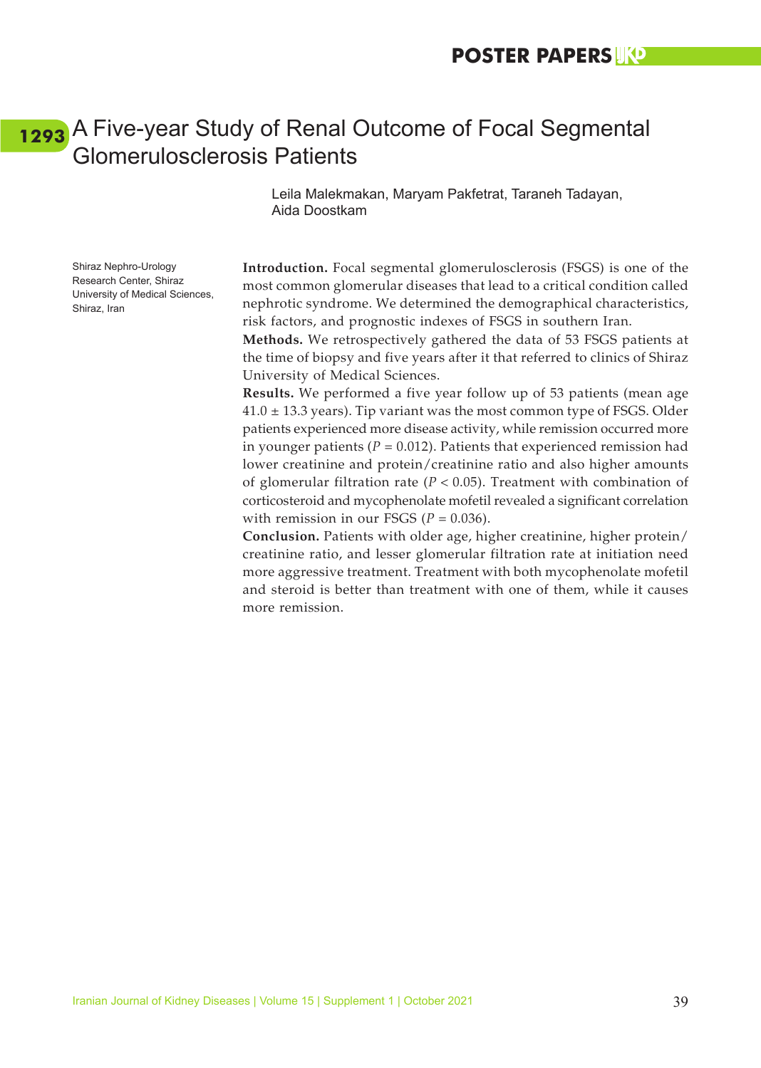# 1293 A Five-year Study of Renal Outcome of Focal Segmental Glomerulosclerosis Patients

Leila Malekmakan, Maryam Pakfetrat, Taraneh Tadayan, Aida Doostkam

Shiraz Nephro-Urology Research Center, Shiraz University of Medical Sciences, Shiraz, Iran

**Introduction.** Focal segmental glomerulosclerosis (FSGS) is one of the most common glomerular diseases that lead to a critical condition called nephrotic syndrome. We determined the demographical characteristics, risk factors, and prognostic indexes of FSGS in southern Iran.

**Methods.** We retrospectively gathered the data of 53 FSGS patients at the time of biopsy and five years after it that referred to clinics of Shiraz University of Medical Sciences.

**Results.** We performed a five year follow up of 53 patients (mean age 41.0 ± 13.3 years). Tip variant was the most common type of FSGS. Older patients experienced more disease activity, while remission occurred more in younger patients ($P = 0.012$). Patients that experienced remission had lower creatinine and protein/creatinine ratio and also higher amounts of glomerular filtration rate ($P < 0.05$). Treatment with combination of corticosteroid and mycophenolate mofetil revealed a significant correlation with remission in our FSGS ($P = 0.036$).

**Conclusion.** Patients with older age, higher creatinine, higher protein/creatinine ratio, and lesser glomerular filtration rate at initiation need more aggressive treatment. Treatment with both mycophenolate mofetil and steroid is better than treatment with one of them, while it causes more remission.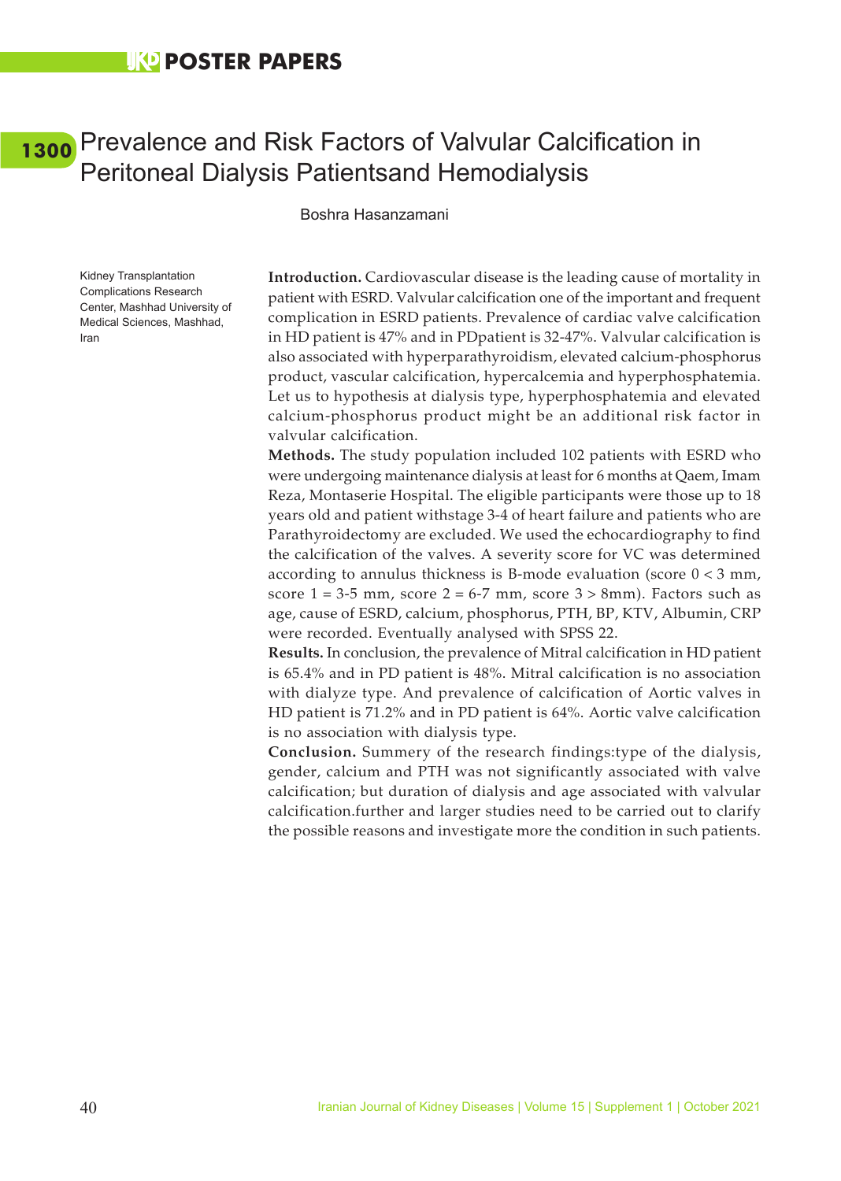# POSTER PAPERS

## 1300 Prevalence and Risk Factors of Valvular Calcification in Peritoneal Dialysis Patientsand Hemodialysis

Boshra Hasanzamani

Kidney Transplantation Complications Research Center, Mashhad University of Medical Sciences, Mashhad, Iran

**Introduction.** Cardiovascular disease is the leading cause of mortality in patient with ESRD. Valvular calcification one of the important and frequent complication in ESRD patients. Prevalence of cardiac valve calcification in HD patient is 47% and in PDpatient is 32-47%. Valvular calcification is also associated with hyperparathyroidism, elevated calcium-phosphorus product, vascular calcification, hypercalcemia and hyperphosphatemia. Let us to hypothesis at dialysis type, hyperphosphatemia and elevated calcium-phosphorus product might be an additional risk factor in valvular calcification.

**Methods.** The study population included 102 patients with ESRD who were undergoing maintenance dialysis at least for 6 months at Qaem, Imam Reza, Montaserie Hospital. The eligible participants were those up to 18 years old and patient withstage 3-4 of heart failure and patients who are Parathyroidectomy are excluded. We used the echocardiography to find the calcification of the valves. A severity score for VC was determined according to annulus thickness is B-mode evaluation (score 0 < 3 mm, score 1 = 3-5 mm, score 2 = 6-7 mm, score 3 > 8mm). Factors such as age, cause of ESRD, calcium, phosphorus, PTH, BP, KTV, Albumin, CRP were recorded. Eventually analysed with SPSS 22.

**Results.** In conclusion, the prevalence of Mitral calcification in HD patient is 65.4% and in PD patient is 48%. Mitral calcification is no association with dialyze type. And prevalence of calcification of Aortic valves in HD patient is 71.2% and in PD patient is 64%. Aortic valve calcification is no association with dialysis type.

**Conclusion.** Summery of the research findings:type of the dialysis, gender, calcium and PTH was not significantly associated with valve calcification; but duration of dialysis and age associated with valvular calcification.further and larger studies need to be carried out to clarify the possible reasons and investigate more the condition in such patients.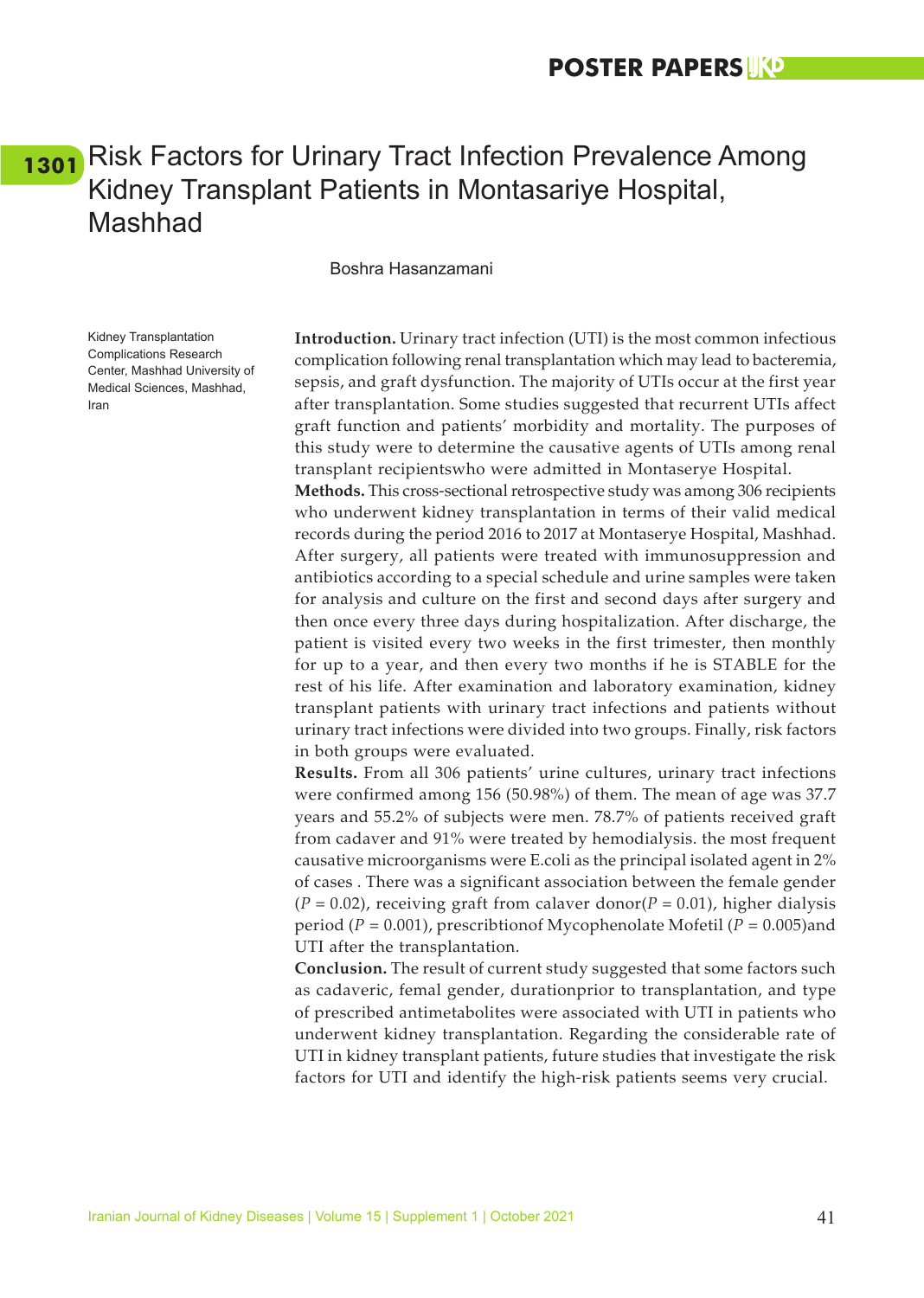## 1301 Risk Factors for Urinary Tract Infection Prevalence Among Kidney Transplant Patients in Montasariye Hospital, Mashhad

Boshra Hasanzamani

Kidney Transplantation Complications Research Center, Mashhad University of Medical Sciences, Mashhad, Iran

**Introduction.** Urinary tract infection (UTI) is the most common infectious complication following renal transplantation which may lead to bacteremia, sepsis, and graft dysfunction. The majority of UTIs occur at the first year after transplantation. Some studies suggested that recurrent UTIs affect graft function and patients' morbidity and mortality. The purposes of this study were to determine the causative agents of UTIs among renal transplant recipientswho were admitted in Montaserye Hospital.

**Methods.** This cross-sectional retrospective study was among 306 recipients who underwent kidney transplantation in terms of their valid medical records during the period 2016 to 2017 at Montaserye Hospital, Mashhad. After surgery, all patients were treated with immunosuppression and antibiotics according to a special schedule and urine samples were taken for analysis and culture on the first and second days after surgery and then once every three days during hospitalization. After discharge, the patient is visited every two weeks in the first trimester, then monthly for up to a year, and then every two months if he is STABLE for the rest of his life. After examination and laboratory examination, kidney transplant patients with urinary tract infections and patients without urinary tract infections were divided into two groups. Finally, risk factors in both groups were evaluated.

**Results.** From all 306 patients' urine cultures, urinary tract infections were confirmed among 156 (50.98%) of them. The mean of age was 37.7 years and 55.2% of subjects were men. 78.7% of patients received graft from cadaver and 91% were treated by hemodialysis. the most frequent causative microorganisms were E.coli as the principal isolated agent in 2% of cases . There was a significant association between the female gender ($P = 0.02$), receiving graft from calaver donor($P = 0.01$), higher dialysis period ($P = 0.001$), prescribtionof Mycophenolate Mofetil ($P = 0.005$)and UTI after the transplantation.

**Conclusion.** The result of current study suggested that some factors such as cadaveric, femal gender, durationprior to transplantation, and type of prescribed antimetabolites were associated with UTI in patients who underwent kidney transplantation. Regarding the considerable rate of UTI in kidney transplant patients, future studies that investigate the risk factors for UTI and identify the high-risk patients seems very crucial.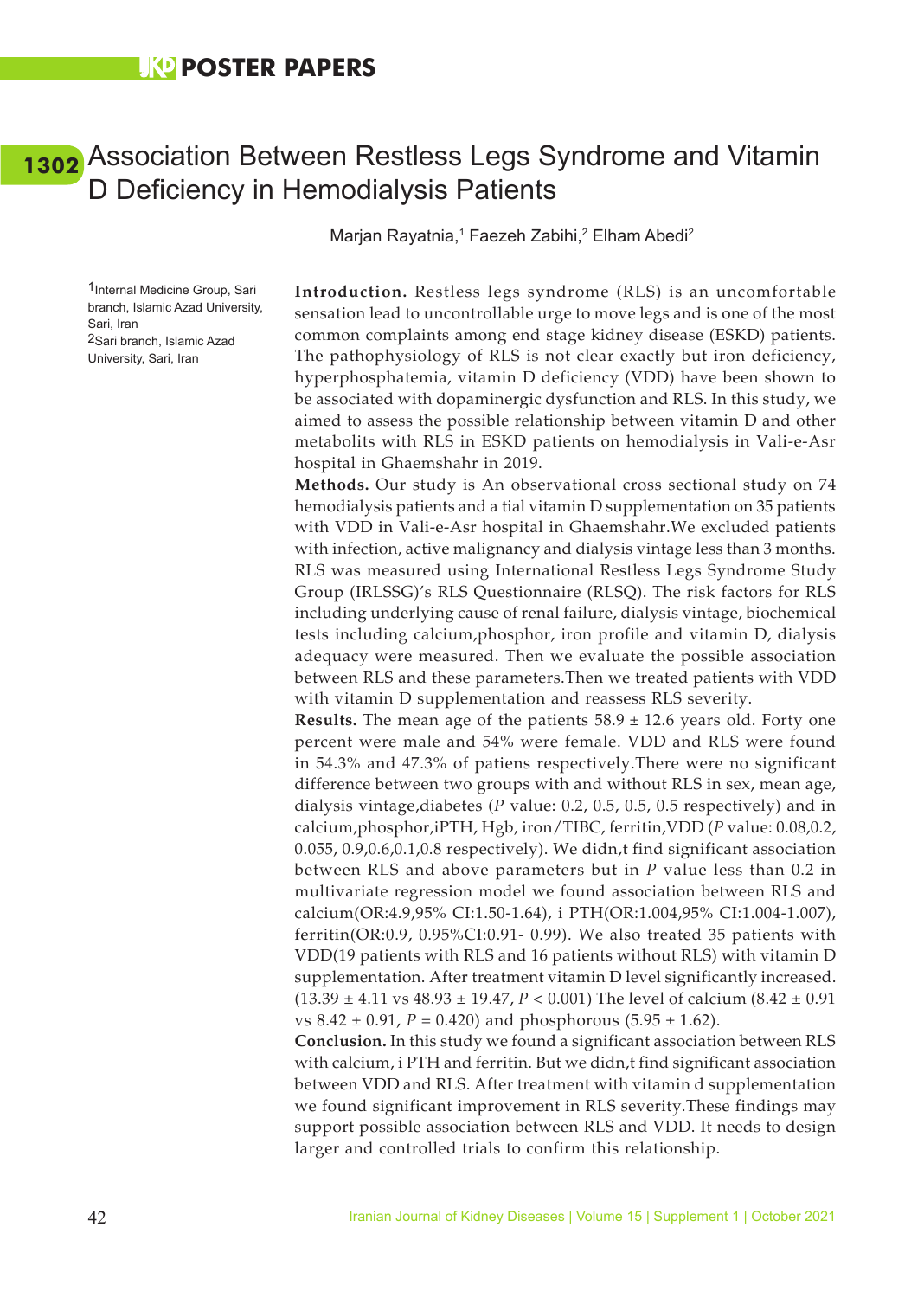## POSTER PAPERS

# 1302 Association Between Restless Legs Syndrome and Vitamin D Deficiency in Hemodialysis Patients

Marjan Rayatnia,[1] Faezeh Zabihi,[2] Elham Abedi[2]

[1]Internal Medicine Group, Sari branch, Islamic Azad University, Sari, Iran
[2]Sari branch, Islamic Azad University, Sari, Iran

**Introduction.** Restless legs syndrome (RLS) is an uncomfortable sensation lead to uncontrollable urge to move legs and is one of the most common complaints among end stage kidney disease (ESKD) patients. The pathophysiology of RLS is not clear exactly but iron deficiency, hyperphosphatemia, vitamin D deficiency (VDD) have been shown to be associated with dopaminergic dysfunction and RLS. In this study, we aimed to assess the possible relationship between vitamin D and other metabolits with RLS in ESKD patients on hemodialysis in Vali-e-Asr hospital in Ghaemshahr in 2019.

**Methods.** Our study is An observational cross sectional study on 74 hemodialysis patients and a tial vitamin D supplementation on 35 patients with VDD in Vali-e-Asr hospital in Ghaemshahr.We excluded patients with infection, active malignancy and dialysis vintage less than 3 months. RLS was measured using International Restless Legs Syndrome Study Group (IRLSSG)'s RLS Questionnaire (RLSQ). The risk factors for RLS including underlying cause of renal failure, dialysis vintage, biochemical tests including calcium,phosphor, iron profile and vitamin D, dialysis adequacy were measured. Then we evaluate the possible association between RLS and these parameters.Then we treated patients with VDD with vitamin D supplementation and reassess RLS severity.

**Results.** The mean age of the patients 58.9 ± 12.6 years old. Forty one percent were male and 54% were female. VDD and RLS were found in 54.3% and 47.3% of patiens respectively.There were no significant difference between two groups with and without RLS in sex, mean age, dialysis vintage,diabetes (*P* value: 0.2, 0.5, 0.5, 0.5 respectively) and in calcium,phosphor,iPTH, Hgb, iron/TIBC, ferritin,VDD (*P* value: 0.08,0.2, 0.055, 0.9,0.6,0.1,0.8 respectively). We didn,t find significant association between RLS and above parameters but in *P* value less than 0.2 in multivariate regression model we found association between RLS and calcium(OR:4.9,95% CI:1.50-1.64), i PTH(OR:1.004,95% CI:1.004-1.007), ferritin(OR:0.9, 0.95%CI:0.91- 0.99). We also treated 35 patients with VDD(19 patients with RLS and 16 patients without RLS) with vitamin D supplementation. After treatment vitamin D level significantly increased. (13.39 ± 4.11 vs 48.93 ± 19.47, $P < 0.001$) The level of calcium (8.42 ± 0.91 vs 8.42 ± 0.91, $P = 0.420$) and phosphorous (5.95 ± 1.62).

**Conclusion.** In this study we found a significant association between RLS with calcium, i PTH and ferritin. But we didn,t find significant association between VDD and RLS. After treatment with vitamin d supplementation we found significant improvement in RLS severity.These findings may support possible association between RLS and VDD. It needs to design larger and controlled trials to confirm this relationship.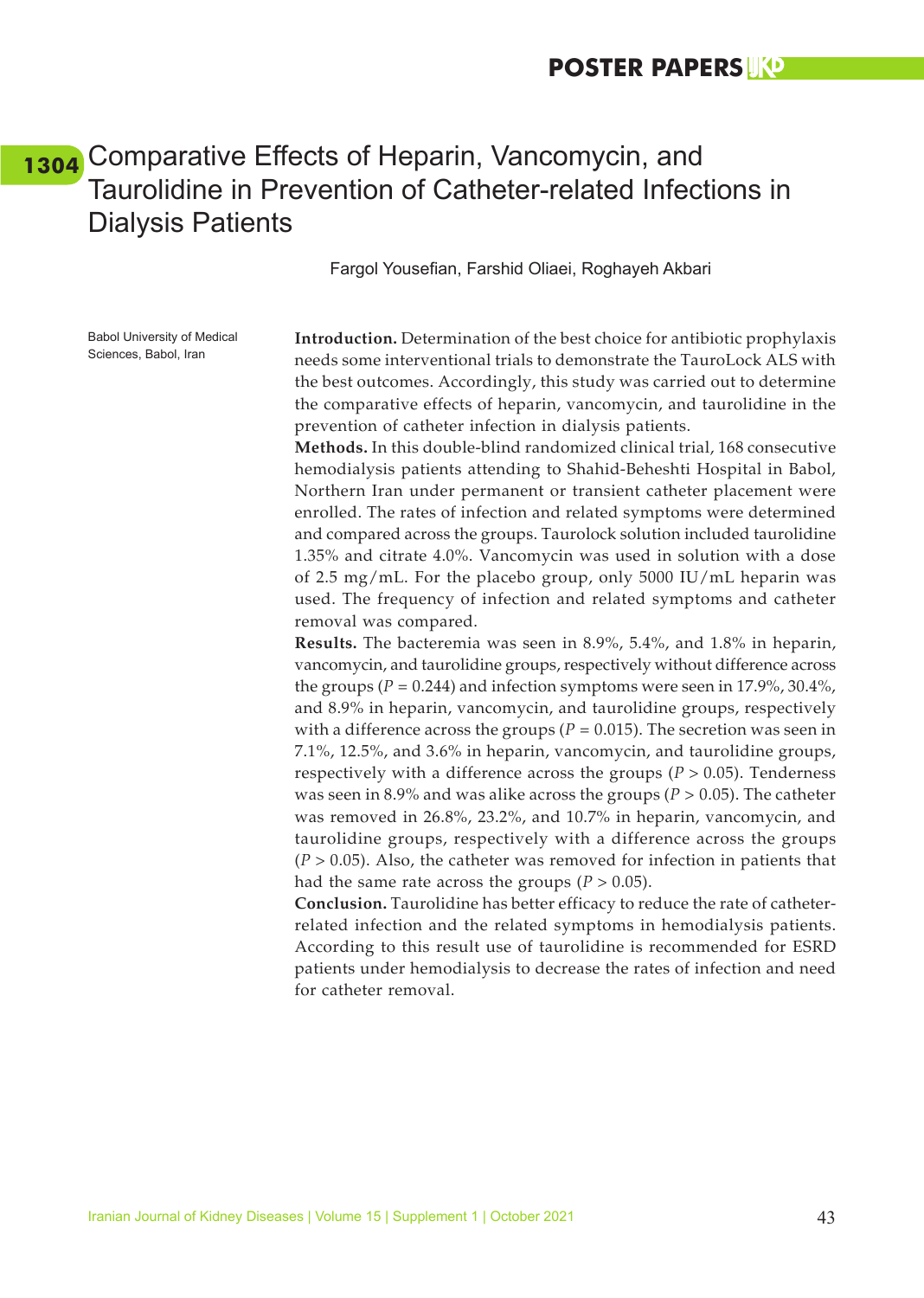# 1304 Comparative Effects of Heparin, Vancomycin, and Taurolidine in Prevention of Catheter-related Infections in Dialysis Patients

Fargol Yousefian, Farshid Oliaei, Roghayeh Akbari

Babol University of Medical Sciences, Babol, Iran

**Introduction.** Determination of the best choice for antibiotic prophylaxis needs some interventional trials to demonstrate the TauroLock ALS with the best outcomes. Accordingly, this study was carried out to determine the comparative effects of heparin, vancomycin, and taurolidine in the prevention of catheter infection in dialysis patients.

**Methods.** In this double-blind randomized clinical trial, 168 consecutive hemodialysis patients attending to Shahid-Beheshti Hospital in Babol, Northern Iran under permanent or transient catheter placement were enrolled. The rates of infection and related symptoms were determined and compared across the groups. Taurolock solution included taurolidine 1.35% and citrate 4.0%. Vancomycin was used in solution with a dose of 2.5 mg/mL. For the placebo group, only 5000 IU/mL heparin was used. The frequency of infection and related symptoms and catheter removal was compared.

**Results.** The bacteremia was seen in 8.9%, 5.4%, and 1.8% in heparin, vancomycin, and taurolidine groups, respectively without difference across the groups ($P = 0.244$) and infection symptoms were seen in 17.9%, 30.4%, and 8.9% in heparin, vancomycin, and taurolidine groups, respectively with a difference across the groups ($P = 0.015$). The secretion was seen in 7.1%, 12.5%, and 3.6% in heparin, vancomycin, and taurolidine groups, respectively with a difference across the groups ($P > 0.05$). Tenderness was seen in 8.9% and was alike across the groups ($P > 0.05$). The catheter was removed in 26.8%, 23.2%, and 10.7% in heparin, vancomycin, and taurolidine groups, respectively with a difference across the groups ($P > 0.05$). Also, the catheter was removed for infection in patients that had the same rate across the groups ($P > 0.05$).

**Conclusion.** Taurolidine has better efficacy to reduce the rate of catheter-related infection and the related symptoms in hemodialysis patients. According to this result use of taurolidine is recommended for ESRD patients under hemodialysis to decrease the rates of infection and need for catheter removal.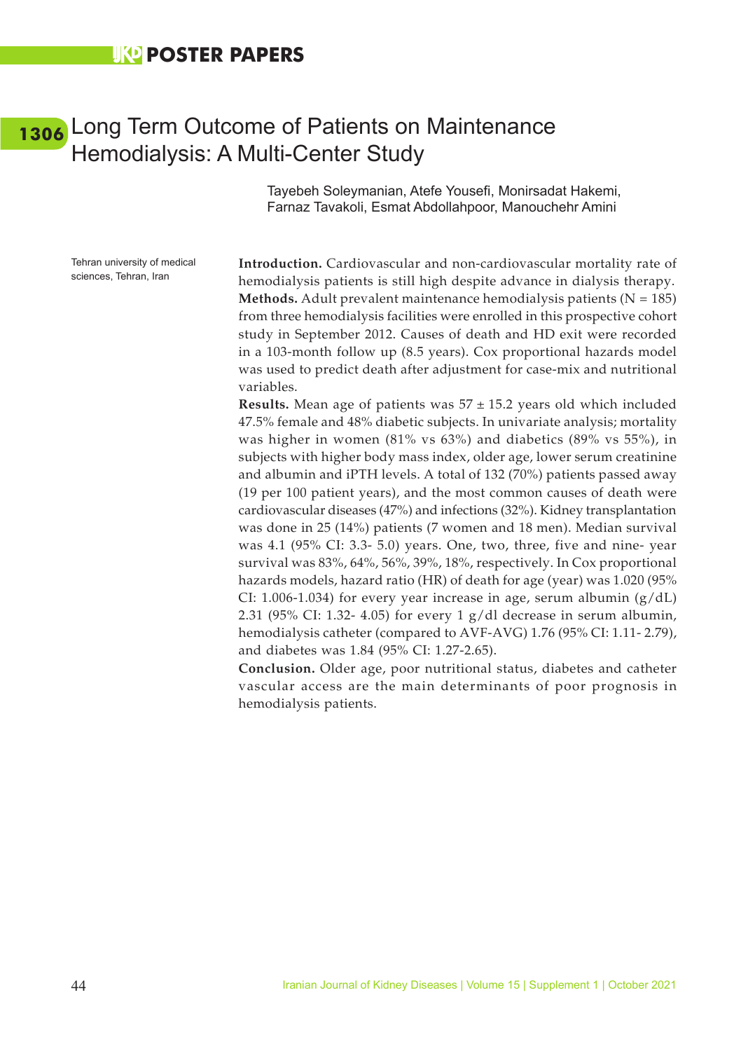# POSTER PAPERS

## 1306 Long Term Outcome of Patients on Maintenance Hemodialysis: A Multi-Center Study

Tayebeh Soleymanian, Atefe Yousefi, Monirsadat Hakemi, Farnaz Tavakoli, Esmat Abdollahpoor, Manouchehr Amini

Tehran university of medical sciences, Tehran, Iran

**Introduction.** Cardiovascular and non-cardiovascular mortality rate of hemodialysis patients is still high despite advance in dialysis therapy.

**Methods.** Adult prevalent maintenance hemodialysis patients (N = 185) from three hemodialysis facilities were enrolled in this prospective cohort study in September 2012. Causes of death and HD exit were recorded in a 103-month follow up (8.5 years). Cox proportional hazards model was used to predict death after adjustment for case-mix and nutritional variables.

**Results.** Mean age of patients was 57 ± 15.2 years old which included 47.5% female and 48% diabetic subjects. In univariate analysis; mortality was higher in women (81% vs 63%) and diabetics (89% vs 55%), in subjects with higher body mass index, older age, lower serum creatinine and albumin and iPTH levels. A total of 132 (70%) patients passed away (19 per 100 patient years), and the most common causes of death were cardiovascular diseases (47%) and infections (32%). Kidney transplantation was done in 25 (14%) patients (7 women and 18 men). Median survival was 4.1 (95% CI: 3.3- 5.0) years. One, two, three, five and nine- year survival was 83%, 64%, 56%, 39%, 18%, respectively. In Cox proportional hazards models, hazard ratio (HR) of death for age (year) was 1.020 (95% CI: 1.006-1.034) for every year increase in age, serum albumin (g/dL) 2.31 (95% CI: 1.32- 4.05) for every 1 g/dl decrease in serum albumin, hemodialysis catheter (compared to AVF-AVG) 1.76 (95% CI: 1.11- 2.79), and diabetes was 1.84 (95% CI: 1.27-2.65).

**Conclusion.** Older age, poor nutritional status, diabetes and catheter vascular access are the main determinants of poor prognosis in hemodialysis patients.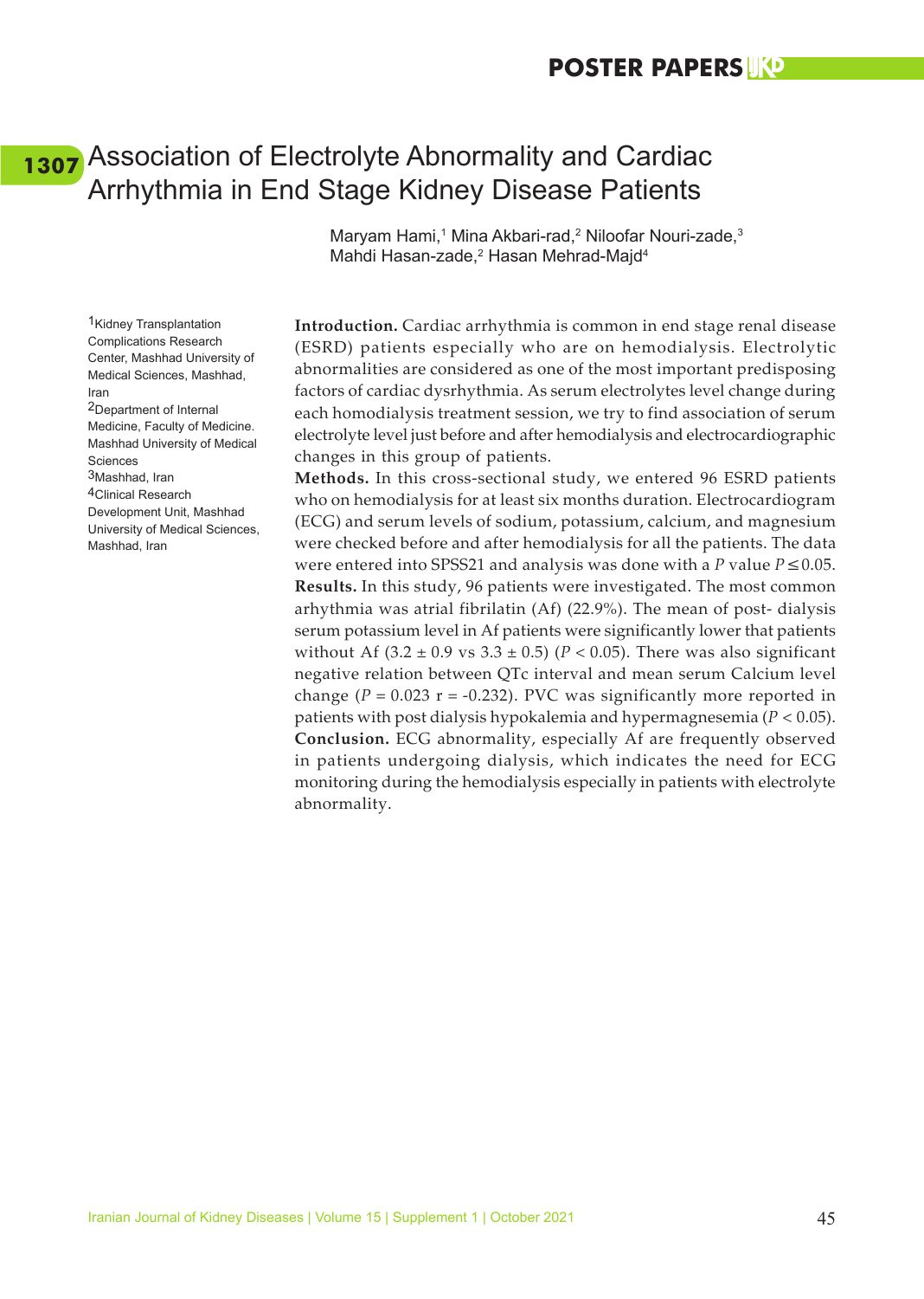# 1307 Association of Electrolyte Abnormality and Cardiac Arrhythmia in End Stage Kidney Disease Patients

Maryam Hami,[1] Mina Akbari-rad,[2] Niloofar Nouri-zade,[3] Mahdi Hasan-zade,[2] Hasan Mehrad-Majd[4]

[1]Kidney Transplantation Complications Research Center, Mashhad University of Medical Sciences, Mashhad, Iran
[2]Department of Internal Medicine, Faculty of Medicine. Mashhad University of Medical Sciences
[3]Mashhad, Iran
[4]Clinical Research Development Unit, Mashhad University of Medical Sciences, Mashhad, Iran

**Introduction.** Cardiac arrhythmia is common in end stage renal disease (ESRD) patients especially who are on hemodialysis. Electrolytic abnormalities are considered as one of the most important predisposing factors of cardiac dysrhythmia. As serum electrolytes level change during each homodialysis treatment session, we try to find association of serum electrolyte level just before and after hemodialysis and electrocardiographic changes in this group of patients.

**Methods.** In this cross-sectional study, we entered 96 ESRD patients who on hemodialysis for at least six months duration. Electrocardiogram (ECG) and serum levels of sodium, potassium, calcium, and magnesium were checked before and after hemodialysis for all the patients. The data were entered into SPSS21 and analysis was done with a *P* value $P \leq 0.05$.

**Results.** In this study, 96 patients were investigated. The most common arhythmia was atrial fibrilatin (Af) (22.9%). The mean of post- dialysis serum potassium level in Af patients were significantly lower that patients without Af (3.2 ± 0.9 vs 3.3 ± 0.5) ($P < 0.05$). There was also significant negative relation between QTc interval and mean serum Calcium level change ($P = 0.023$ r = -0.232). PVC was significantly more reported in patients with post dialysis hypokalemia and hypermagnesemia ($P < 0.05$).

**Conclusion.** ECG abnormality, especially Af are frequently observed in patients undergoing dialysis, which indicates the need for ECG monitoring during the hemodialysis especially in patients with electrolyte abnormality.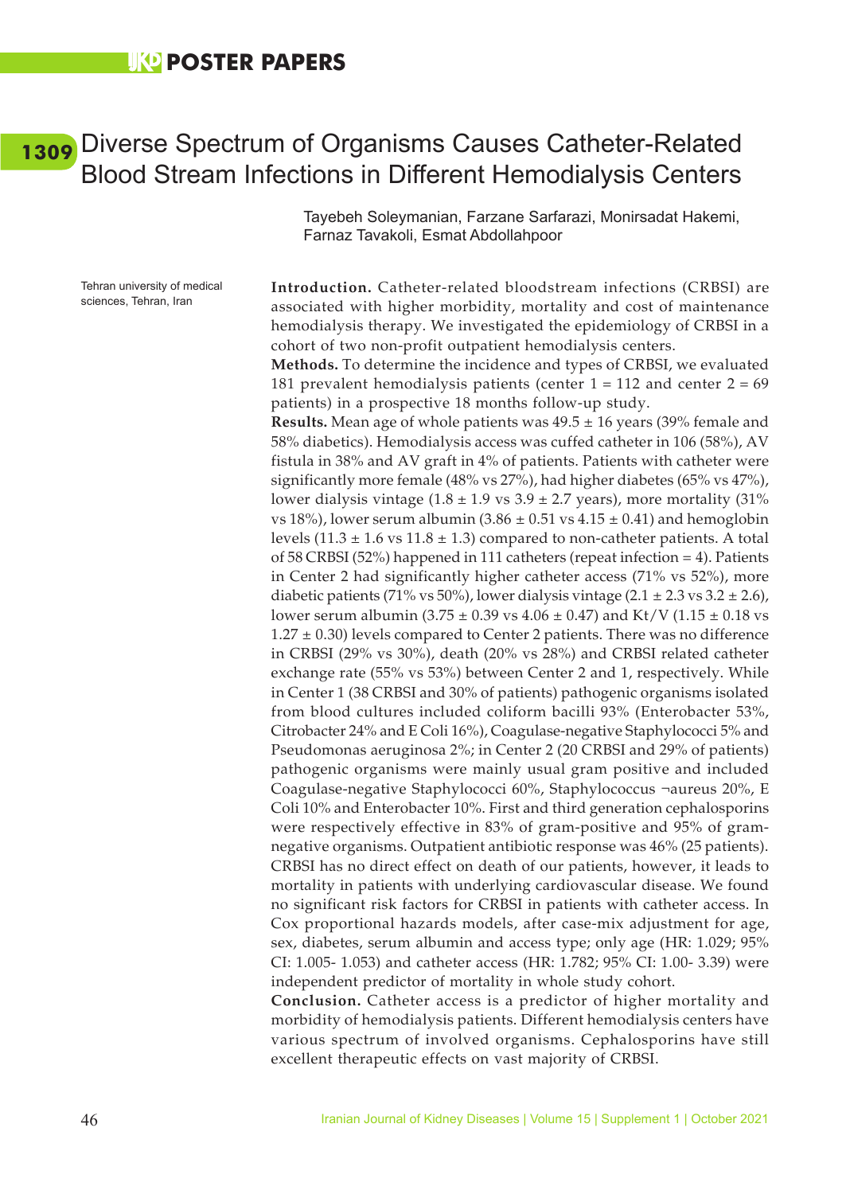## 1309 Diverse Spectrum of Organisms Causes Catheter-Related Blood Stream Infections in Different Hemodialysis Centers

Tayebeh Soleymanian, Farzane Sarfarazi, Monirsadat Hakemi, Farnaz Tavakoli, Esmat Abdollahpoor

Tehran university of medical sciences, Tehran, Iran

**Introduction.** Catheter-related bloodstream infections (CRBSI) are associated with higher morbidity, mortality and cost of maintenance hemodialysis therapy. We investigated the epidemiology of CRBSI in a cohort of two non-profit outpatient hemodialysis centers.

**Methods.** To determine the incidence and types of CRBSI, we evaluated 181 prevalent hemodialysis patients (center 1 = 112 and center 2 = 69 patients) in a prospective 18 months follow-up study.

**Results.** Mean age of whole patients was 49.5 ± 16 years (39% female and 58% diabetics). Hemodialysis access was cuffed catheter in 106 (58%), AV fistula in 38% and AV graft in 4% of patients. Patients with catheter were significantly more female (48% vs 27%), had higher diabetes (65% vs 47%), lower dialysis vintage (1.8 ± 1.9 vs 3.9 ± 2.7 years), more mortality (31% vs 18%), lower serum albumin (3.86 ± 0.51 vs 4.15 ± 0.41) and hemoglobin levels (11.3 ± 1.6 vs 11.8 ± 1.3) compared to non-catheter patients. A total of 58 CRBSI (52%) happened in 111 catheters (repeat infection = 4). Patients in Center 2 had significantly higher catheter access (71% vs 52%), more diabetic patients (71% vs 50%), lower dialysis vintage (2.1 ± 2.3 vs 3.2 ± 2.6), lower serum albumin (3.75 ± 0.39 vs 4.06 ± 0.47) and Kt/V (1.15 ± 0.18 vs 1.27 ± 0.30) levels compared to Center 2 patients. There was no difference in CRBSI (29% vs 30%), death (20% vs 28%) and CRBSI related catheter exchange rate (55% vs 53%) between Center 2 and 1, respectively. While in Center 1 (38 CRBSI and 30% of patients) pathogenic organisms isolated from blood cultures included coliform bacilli 93% (Enterobacter 53%, Citrobacter 24% and E Coli 16%), Coagulase-negative Staphylococci 5% and Pseudomonas aeruginosa 2%; in Center 2 (20 CRBSI and 29% of patients) pathogenic organisms were mainly usual gram positive and included Coagulase-negative Staphylococci 60%, Staphylococcus ¬aureus 20%, E Coli 10% and Enterobacter 10%. First and third generation cephalosporins were respectively effective in 83% of gram-positive and 95% of gram-negative organisms. Outpatient antibiotic response was 46% (25 patients). CRBSI has no direct effect on death of our patients, however, it leads to mortality in patients with underlying cardiovascular disease. We found no significant risk factors for CRBSI in patients with catheter access. In Cox proportional hazards models, after case-mix adjustment for age, sex, diabetes, serum albumin and access type; only age (HR: 1.029; 95% CI: 1.005- 1.053) and catheter access (HR: 1.782; 95% CI: 1.00- 3.39) were independent predictor of mortality in whole study cohort.

**Conclusion.** Catheter access is a predictor of higher mortality and morbidity of hemodialysis patients. Different hemodialysis centers have various spectrum of involved organisms. Cephalosporins have still excellent therapeutic effects on vast majority of CRBSI.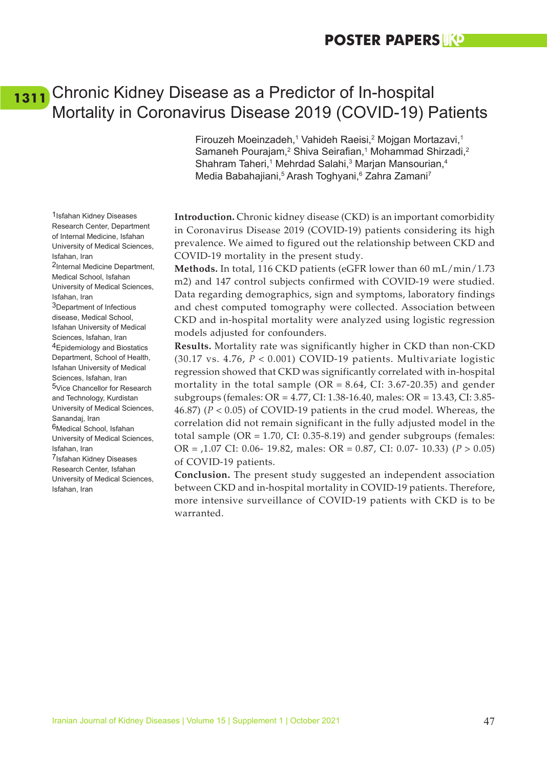# 1311 Chronic Kidney Disease as a Predictor of In-hospital Mortality in Coronavirus Disease 2019 (COVID-19) Patients

Firouzeh Moeinzadeh,[1] Vahideh Raeisi,[2] Mojgan Mortazavi,[1] Samaneh Pourajam,[2] Shiva Seirafian,[1] Mohammad Shirzadi,[2] Shahram Taheri,[1] Mehrdad Salahi,[3] Marjan Mansourian,[4] Media Babahajiani,[5] Arash Toghyani,[6] Zahra Zamani[7]

[1]Isfahan Kidney Diseases Research Center, Department of Internal Medicine, Isfahan University of Medical Sciences, Isfahan, Iran
[2]Internal Medicine Department, Medical School, Isfahan University of Medical Sciences, Isfahan, Iran
[3]Department of Infectious disease, Medical School, Isfahan University of Medical Sciences, Isfahan, Iran
[4]Epidemiology and Biostatics Department, School of Health, Isfahan University of Medical Sciences, Isfahan, Iran
[5]Vice Chancellor for Research and Technology, Kurdistan University of Medical Sciences, Sanandaj, Iran
[6]Medical School, Isfahan University of Medical Sciences, Isfahan, Iran
[7]Isfahan Kidney Diseases Research Center, Isfahan University of Medical Sciences, Isfahan, Iran

**Introduction.** Chronic kidney disease (CKD) is an important comorbidity in Coronavirus Disease 2019 (COVID-19) patients considering its high prevalence. We aimed to figured out the relationship between CKD and COVID-19 mortality in the present study.

**Methods.** In total, 116 CKD patients (eGFR lower than 60 mL/min/1.73 m2) and 147 control subjects confirmed with COVID-19 were studied. Data regarding demographics, sign and symptoms, laboratory findings and chest computed tomography were collected. Association between CKD and in-hospital mortality were analyzed using logistic regression models adjusted for confounders.

**Results.** Mortality rate was significantly higher in CKD than non-CKD (30.17 vs. 4.76, $P < 0.001$) COVID-19 patients. Multivariate logistic regression showed that CKD was significantly correlated with in-hospital mortality in the total sample (OR = 8.64, CI: 3.67-20.35) and gender subgroups (females: OR = 4.77, CI: 1.38-16.40, males: OR = 13.43, CI: 3.85-46.87) ($P < 0.05$) of COVID-19 patients in the crud model. Whereas, the correlation did not remain significant in the fully adjusted model in the total sample (OR = 1.70, CI: 0.35-8.19) and gender subgroups (females: OR = ,1.07 CI: 0.06- 19.82, males: OR = 0.87, CI: 0.07- 10.33) ($P > 0.05$) of COVID-19 patients.

**Conclusion.** The present study suggested an independent association between CKD and in-hospital mortality in COVID-19 patients. Therefore, more intensive surveillance of COVID-19 patients with CKD is to be warranted.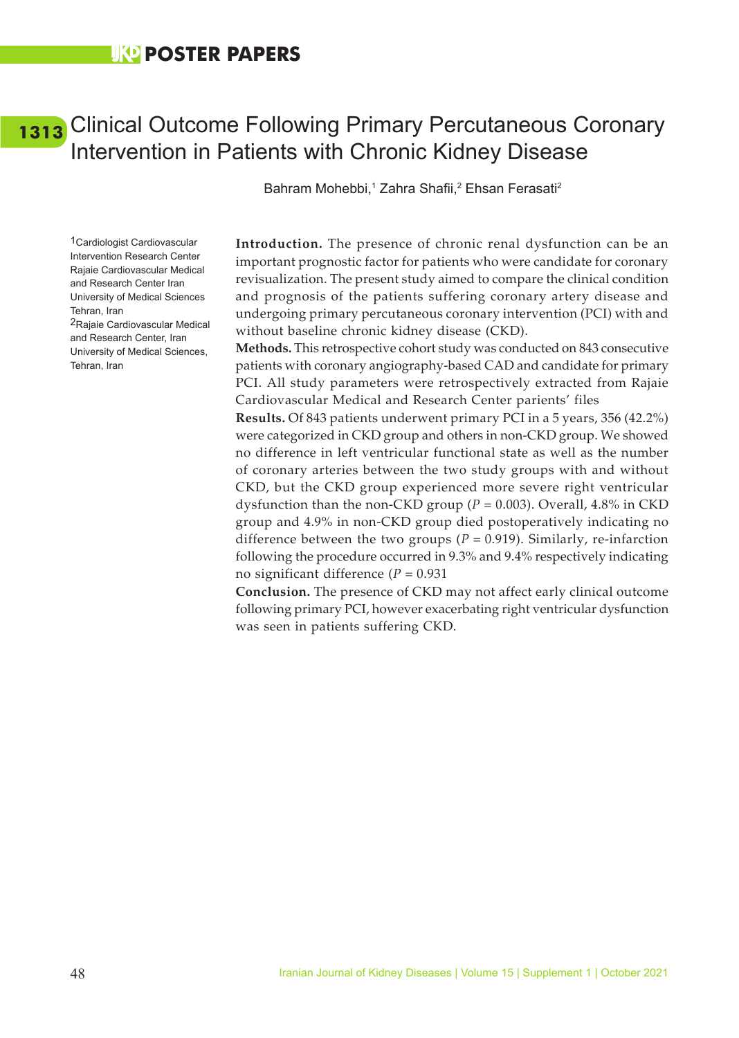## 1313 Clinical Outcome Following Primary Percutaneous Coronary Intervention in Patients with Chronic Kidney Disease

Bahram Mohebbi,[1] Zahra Shafii,[2] Ehsan Ferasati[2]

[1]Cardiologist Cardiovascular Intervention Research Center Rajaie Cardiovascular Medical and Research Center Iran University of Medical Sciences Tehran, Iran
[2]Rajaie Cardiovascular Medical and Research Center, Iran University of Medical Sciences, Tehran, Iran

**Introduction.** The presence of chronic renal dysfunction can be an important prognostic factor for patients who were candidate for coronary revisualization. The present study aimed to compare the clinical condition and prognosis of the patients suffering coronary artery disease and undergoing primary percutaneous coronary intervention (PCI) with and without baseline chronic kidney disease (CKD).

**Methods.** This retrospective cohort study was conducted on 843 consecutive patients with coronary angiography-based CAD and candidate for primary PCI. All study parameters were retrospectively extracted from Rajaie Cardiovascular Medical and Research Center parients' files

**Results.** Of 843 patients underwent primary PCI in a 5 years, 356 (42.2%) were categorized in CKD group and others in non-CKD group. We showed no difference in left ventricular functional state as well as the number of coronary arteries between the two study groups with and without CKD, but the CKD group experienced more severe right ventricular dysfunction than the non-CKD group ($P = 0.003$). Overall, 4.8% in CKD group and 4.9% in non-CKD group died postoperatively indicating no difference between the two groups ($P = 0.919$). Similarly, re-infarction following the procedure occurred in 9.3% and 9.4% respectively indicating no significant difference ($P = 0.931$

**Conclusion.** The presence of CKD may not affect early clinical outcome following primary PCI, however exacerbating right ventricular dysfunction was seen in patients suffering CKD.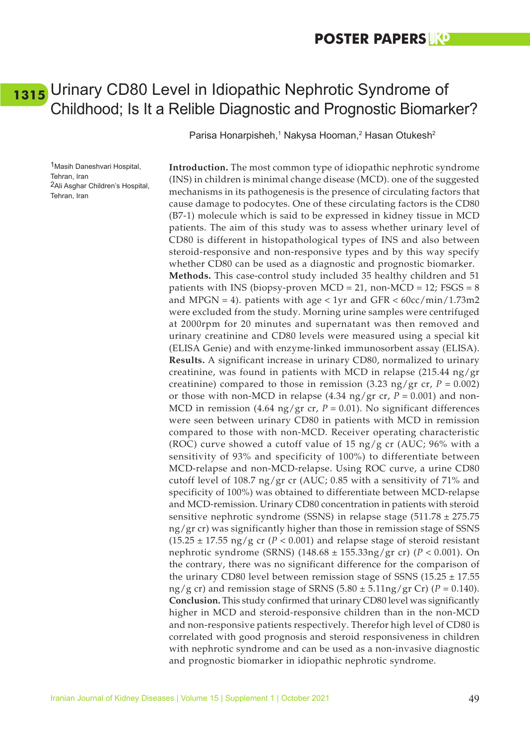# 1315 Urinary CD80 Level in Idiopathic Nephrotic Syndrome of Childhood; Is It a Relible Diagnostic and Prognostic Biomarker?

Parisa Honarpisheh,[1] Nakysa Hooman,[2] Hasan Otukesh[2]

[1]Masih Daneshvari Hospital, Tehran, Iran
[2]Ali Asghar Children's Hospital, Tehran, Iran

**Introduction.** The most common type of idiopathic nephrotic syndrome (INS) in children is minimal change disease (MCD). one of the suggested mechanisms in its pathogenesis is the presence of circulating factors that cause damage to podocytes. One of these circulating factors is the CD80 (B7-1) molecule which is said to be expressed in kidney tissue in MCD patients. The aim of this study was to assess whether urinary level of CD80 is different in histopathological types of INS and also between steroid-responsive and non-responsive types and by this way specify whether CD80 can be used as a diagnostic and prognostic biomarker.

**Methods.** This case-control study included 35 healthy children and 51 patients with INS (biopsy-proven MCD = 21, non-MCD = 12; FSGS = 8 and MPGN = 4). patients with age < 1yr and GFR < 60cc/min/1.73m2 were excluded from the study. Morning urine samples were centrifuged at 2000rpm for 20 minutes and supernatant was then removed and urinary creatinine and CD80 levels were measured using a special kit (ELISA Genie) and with enzyme-linked immunosorbent assay (ELISA).

**Results.** A significant increase in urinary CD80, normalized to urinary creatinine, was found in patients with MCD in relapse (215.44 ng/gr creatinine) compared to those in remission (3.23 ng/gr cr, $P = 0.002$) or those with non-MCD in relapse (4.34 ng/gr cr, $P = 0.001$) and non-MCD in remission (4.64 ng/gr cr, $P = 0.01$). No significant differences were seen between urinary CD80 in patients with MCD in remission compared to those with non-MCD. Receiver operating characteristic (ROC) curve showed a cutoff value of 15 ng/g cr (AUC; 96% with a sensitivity of 93% and specificity of 100%) to differentiate between MCD-relapse and non-MCD-relapse. Using ROC curve, a urine CD80 cutoff level of 108.7 ng/gr cr (AUC; 0.85 with a sensitivity of 71% and specificity of 100%) was obtained to differentiate between MCD-relapse and MCD-remission. Urinary CD80 concentration in patients with steroid sensitive nephrotic syndrome (SSNS) in relapse stage (511.78 ± 275.75 ng/gr cr) was significantly higher than those in remission stage of SSNS (15.25 ± 17.55 ng/g cr ($P < 0.001$) and relapse stage of steroid resistant nephrotic syndrome (SRNS) (148.68 ± 155.33ng/gr cr) ($P < 0.001$). On the contrary, there was no significant difference for the comparison of the urinary CD80 level between remission stage of SSNS (15.25 ± 17.55 ng/g cr) and remission stage of SRNS (5.80 ± 5.11ng/gr Cr) ($P = 0.140$).

**Conclusion.** This study confirmed that urinary CD80 level was significantly higher in MCD and steroid-responsive children than in the non-MCD and non-responsive patients respectively. Therefor high level of CD80 is correlated with good prognosis and steroid responsiveness in children with nephrotic syndrome and can be used as a non-invasive diagnostic and prognostic biomarker in idiopathic nephrotic syndrome.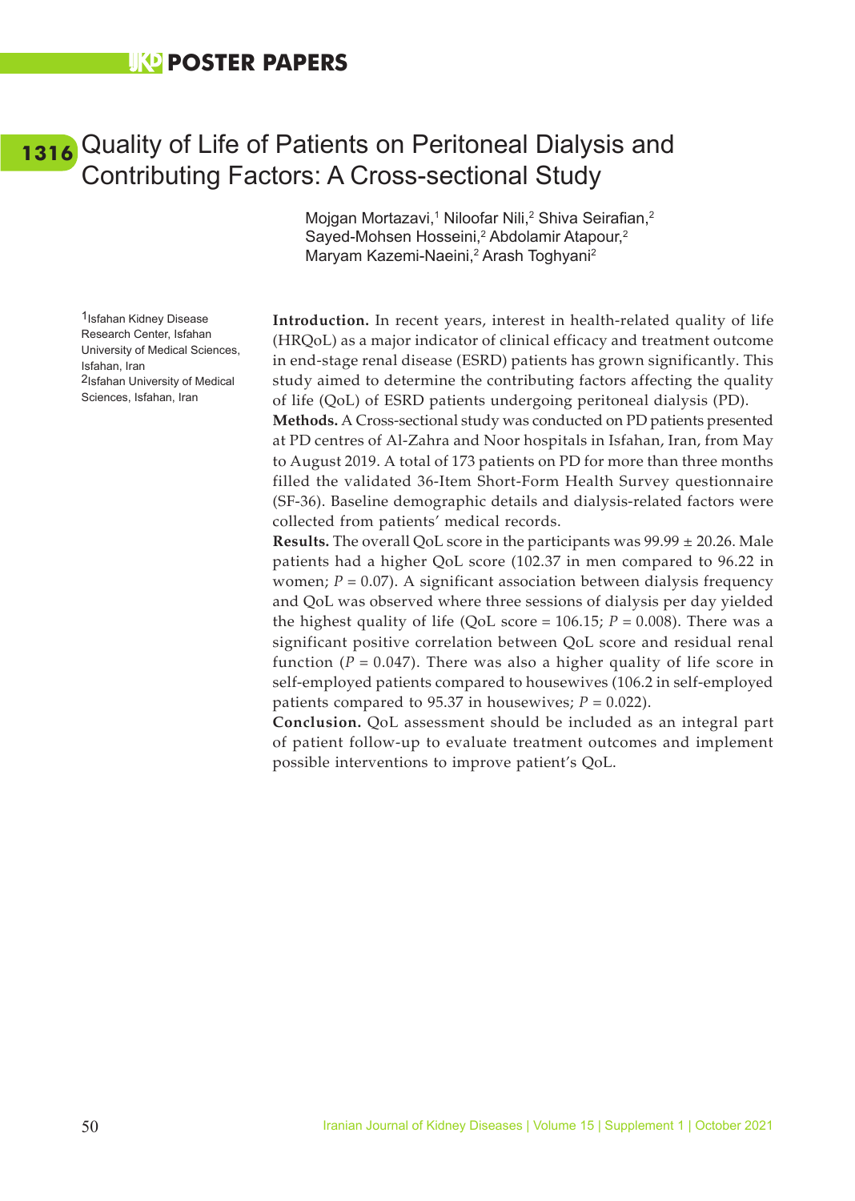## POSTER PAPERS

# 1316 Quality of Life of Patients on Peritoneal Dialysis and Contributing Factors: A Cross-sectional Study

Mojgan Mortazavi,[1] Niloofar Nili,[2] Shiva Seirafian,[2] Sayed-Mohsen Hosseini,[2] Abdolamir Atapour,[2] Maryam Kazemi-Naeini,[2] Arash Toghyani[2]

[1]Isfahan Kidney Disease Research Center, Isfahan University of Medical Sciences, Isfahan, Iran
[2]Isfahan University of Medical Sciences, Isfahan, Iran

**Introduction.** In recent years, interest in health-related quality of life (HRQoL) as a major indicator of clinical efficacy and treatment outcome in end-stage renal disease (ESRD) patients has grown significantly. This study aimed to determine the contributing factors affecting the quality of life (QoL) of ESRD patients undergoing peritoneal dialysis (PD).

**Methods.** A Cross-sectional study was conducted on PD patients presented at PD centres of Al-Zahra and Noor hospitals in Isfahan, Iran, from May to August 2019. A total of 173 patients on PD for more than three months filled the validated 36-Item Short-Form Health Survey questionnaire (SF-36). Baseline demographic details and dialysis-related factors were collected from patients' medical records.

**Results.** The overall QoL score in the participants was 99.99 ± 20.26. Male patients had a higher QoL score (102.37 in men compared to 96.22 in women; $P = 0.07$). A significant association between dialysis frequency and QoL was observed where three sessions of dialysis per day yielded the highest quality of life (QoL score = 106.15; $P = 0.008$). There was a significant positive correlation between QoL score and residual renal function ($P = 0.047$). There was also a higher quality of life score in self-employed patients compared to housewives (106.2 in self-employed patients compared to 95.37 in housewives; $P = 0.022$).

**Conclusion.** QoL assessment should be included as an integral part of patient follow-up to evaluate treatment outcomes and implement possible interventions to improve patient's QoL.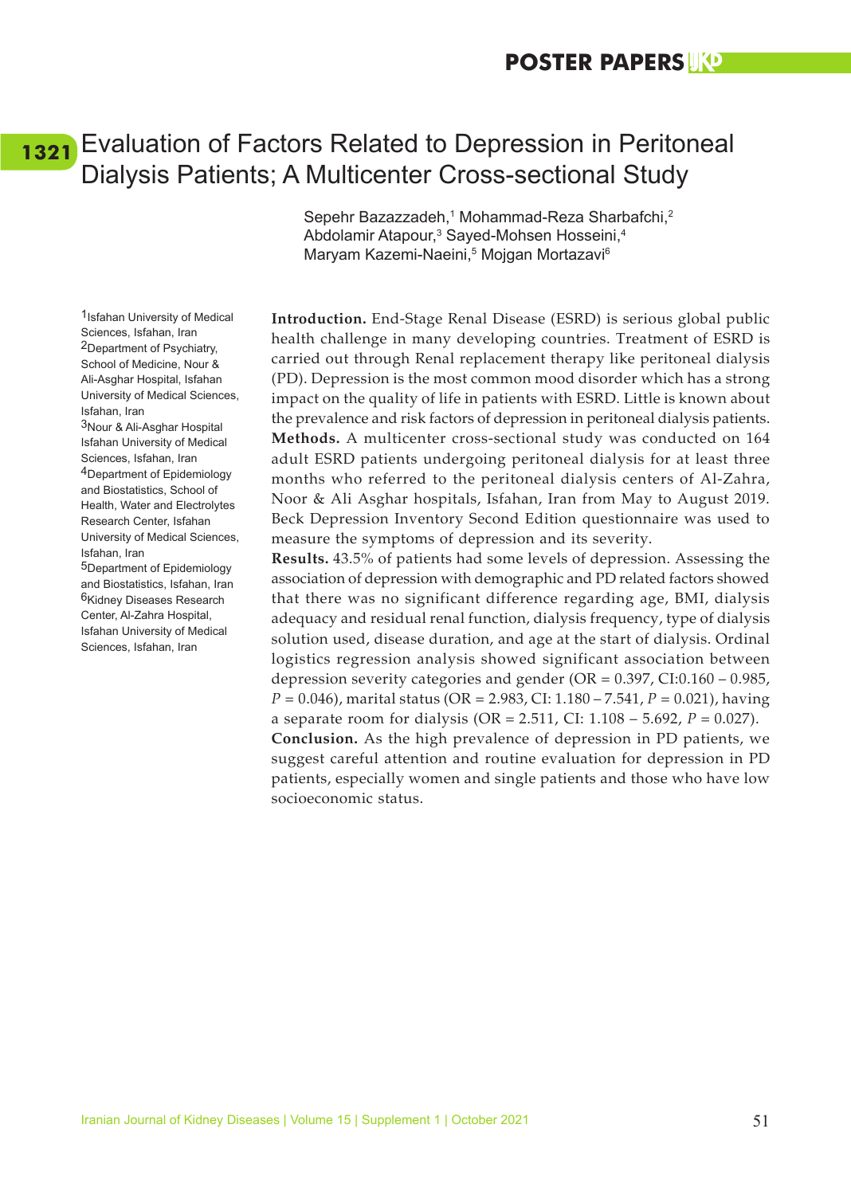# 1321 Evaluation of Factors Related to Depression in Peritoneal Dialysis Patients; A Multicenter Cross-sectional Study

Sepehr Bazazzadeh,[1] Mohammad-Reza Sharbafchi,[2] Abdolamir Atapour,[3] Sayed-Mohsen Hosseini,[4] Maryam Kazemi-Naeini,[5] Mojgan Mortazavi[6]

[1]Isfahan University of Medical Sciences, Isfahan, Iran
[2]Department of Psychiatry, School of Medicine, Nour & Ali-Asghar Hospital, Isfahan University of Medical Sciences, Isfahan, Iran
[3]Nour & Ali-Asghar Hospital Isfahan University of Medical Sciences, Isfahan, Iran
[4]Department of Epidemiology and Biostatistics, School of Health, Water and Electrolytes Research Center, Isfahan University of Medical Sciences, Isfahan, Iran
[5]Department of Epidemiology and Biostatistics, Isfahan, Iran
[6]Kidney Diseases Research Center, Al-Zahra Hospital, Isfahan University of Medical Sciences, Isfahan, Iran

**Introduction.** End-Stage Renal Disease (ESRD) is serious global public health challenge in many developing countries. Treatment of ESRD is carried out through Renal replacement therapy like peritoneal dialysis (PD). Depression is the most common mood disorder which has a strong impact on the quality of life in patients with ESRD. Little is known about the prevalence and risk factors of depression in peritoneal dialysis patients.
**Methods.** A multicenter cross-sectional study was conducted on 164 adult ESRD patients undergoing peritoneal dialysis for at least three months who referred to the peritoneal dialysis centers of Al-Zahra, Noor & Ali Asghar hospitals, Isfahan, Iran from May to August 2019. Beck Depression Inventory Second Edition questionnaire was used to measure the symptoms of depression and its severity.
**Results.** 43.5% of patients had some levels of depression. Assessing the association of depression with demographic and PD related factors showed that there was no significant difference regarding age, BMI, dialysis adequacy and residual renal function, dialysis frequency, type of dialysis solution used, disease duration, and age at the start of dialysis. Ordinal logistics regression analysis showed significant association between depression severity categories and gender (OR = 0.397, CI:0.160 – 0.985, *P* = 0.046), marital status (OR = 2.983, CI: 1.180 – 7.541, *P* = 0.021), having a separate room for dialysis (OR = 2.511, CI: 1.108 – 5.692, *P* = 0.027).
**Conclusion.** As the high prevalence of depression in PD patients, we suggest careful attention and routine evaluation for depression in PD patients, especially women and single patients and those who have low socioeconomic status.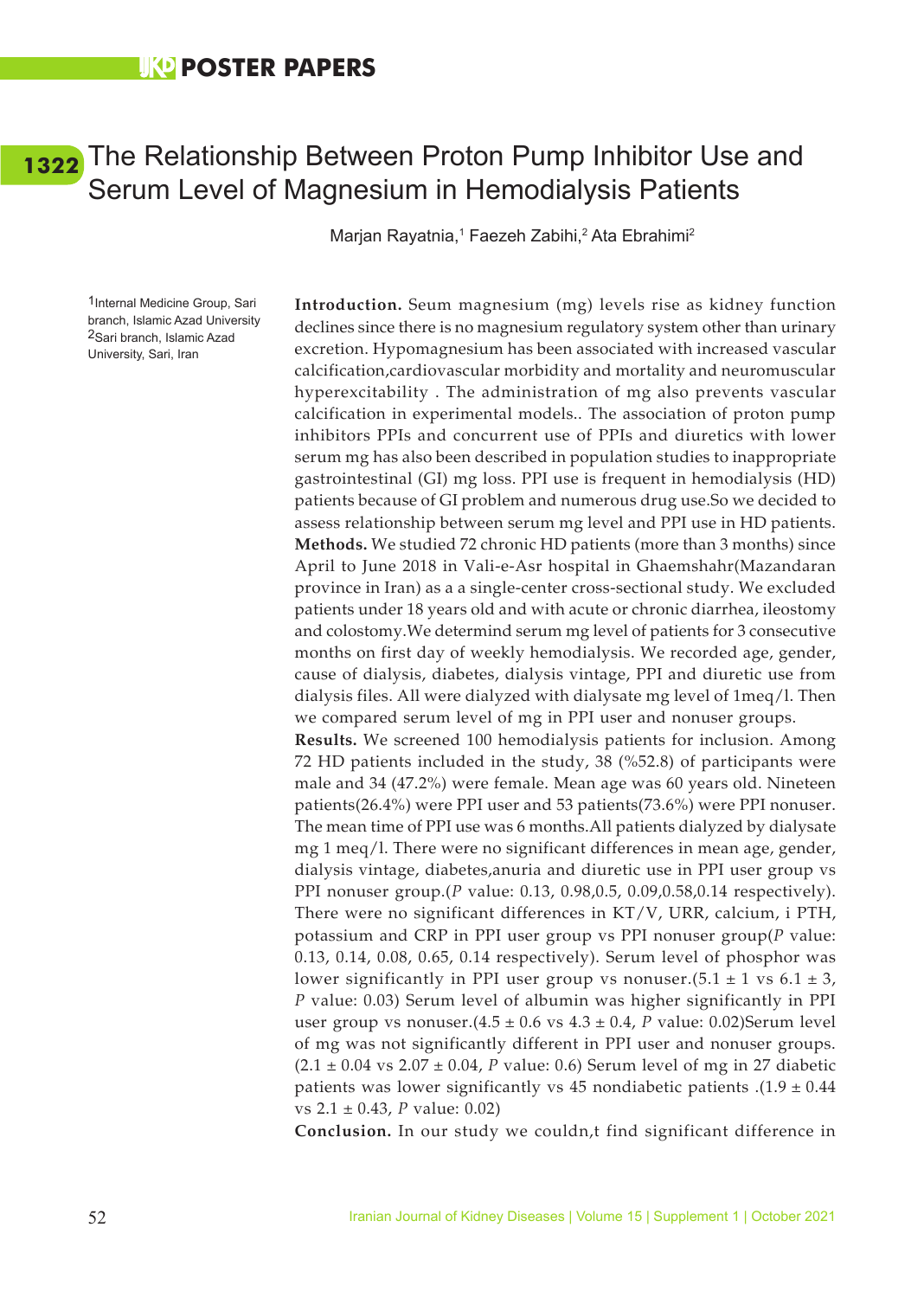## 1322 The Relationship Between Proton Pump Inhibitor Use and Serum Level of Magnesium in Hemodialysis Patients

Marjan Rayatnia,[1] Faezeh Zabihi,[2] Ata Ebrahimi[2]

[1]Internal Medicine Group, Sari branch, Islamic Azad University
[2]Sari branch, Islamic Azad University, Sari, Iran

**Introduction.** Seum magnesium (mg) levels rise as kidney function declines since there is no magnesium regulatory system other than urinary excretion. Hypomagnesium has been associated with increased vascular calcification,cardiovascular morbidity and mortality and neuromuscular hyperexcitability . The administration of mg also prevents vascular calcification in experimental models.. The association of proton pump inhibitors PPIs and concurrent use of PPIs and diuretics with lower serum mg has also been described in population studies to inappropriate gastrointestinal (GI) mg loss. PPI use is frequent in hemodialysis (HD) patients because of GI problem and numerous drug use.So we decided to assess relationship between serum mg level and PPI use in HD patients.

**Methods.** We studied 72 chronic HD patients (more than 3 months) since April to June 2018 in Vali-e-Asr hospital in Ghaemshahr(Mazandaran province in Iran) as a a single-center cross-sectional study. We excluded patients under 18 years old and with acute or chronic diarrhea, ileostomy and colostomy.We determind serum mg level of patients for 3 consecutive months on first day of weekly hemodialysis. We recorded age, gender, cause of dialysis, diabetes, dialysis vintage, PPI and diuretic use from dialysis files. All were dialyzed with dialysate mg level of 1meq/l. Then we compared serum level of mg in PPI user and nonuser groups.

**Results.** We screened 100 hemodialysis patients for inclusion. Among 72 HD patients included in the study, 38 (%52.8) of participants were male and 34 (47.2%) were female. Mean age was 60 years old. Nineteen patients(26.4%) were PPI user and 53 patients(73.6%) were PPI nonuser. The mean time of PPI use was 6 months.All patients dialyzed by dialysate mg 1 meq/l. There were no significant differences in mean age, gender, dialysis vintage, diabetes,anuria and diuretic use in PPI user group vs PPI nonuser group.(*P* value: 0.13, 0.98,0.5, 0.09,0.58,0.14 respectively). There were no significant differences in KT/V, URR, calcium, i PTH, potassium and CRP in PPI user group vs PPI nonuser group(*P* value: 0.13, 0.14, 0.08, 0.65, 0.14 respectively). Serum level of phosphor was lower significantly in PPI user group vs nonuser.(5.1 ± 1 vs 6.1 ± 3, *P* value: 0.03) Serum level of albumin was higher significantly in PPI user group vs nonuser.(4.5 ± 0.6 vs 4.3 ± 0.4, *P* value: 0.02)Serum level of mg was not significantly different in PPI user and nonuser groups.(2.1 ± 0.04 vs 2.07 ± 0.04, *P* value: 0.6) Serum level of mg in 27 diabetic patients was lower significantly vs 45 nondiabetic patients .(1.9 ± 0.44 vs 2.1 ± 0.43, *P* value: 0.02)

**Conclusion.** In our study we couldn,t find significant difference in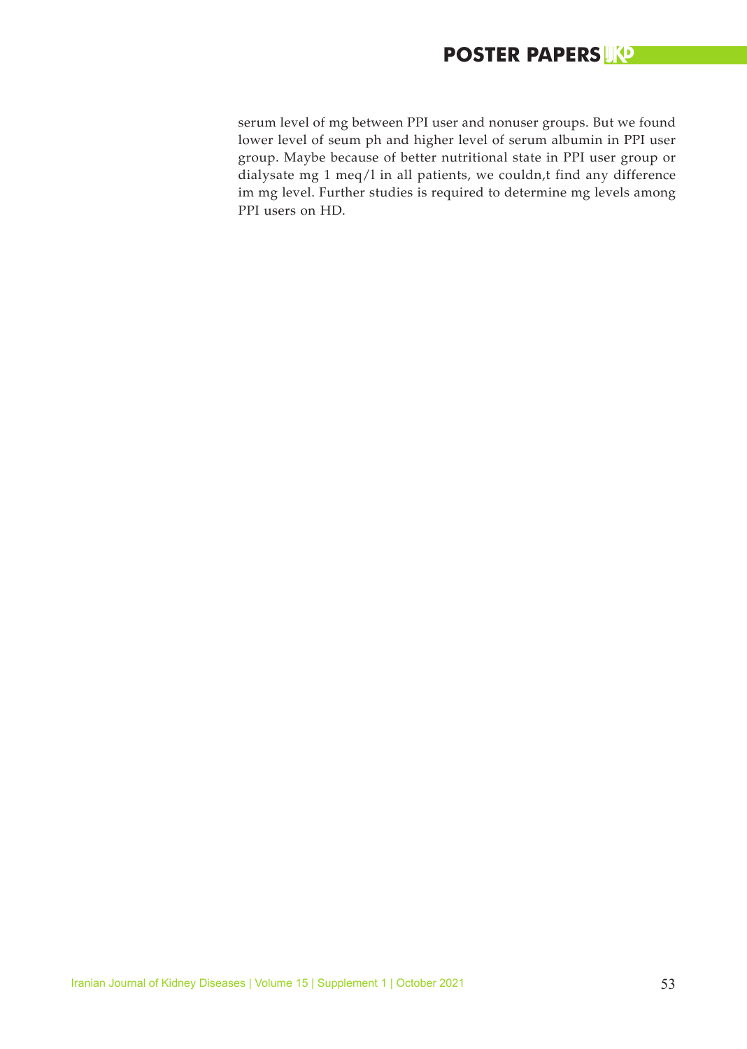serum level of mg between PPI user and nonuser groups. But we found lower level of seum ph and higher level of serum albumin in PPI user group. Maybe because of better nutritional state in PPI user group or dialysate mg 1 meq/l in all patients, we couldn,t find any difference im mg level. Further studies is required to determine mg levels among PPI users on HD.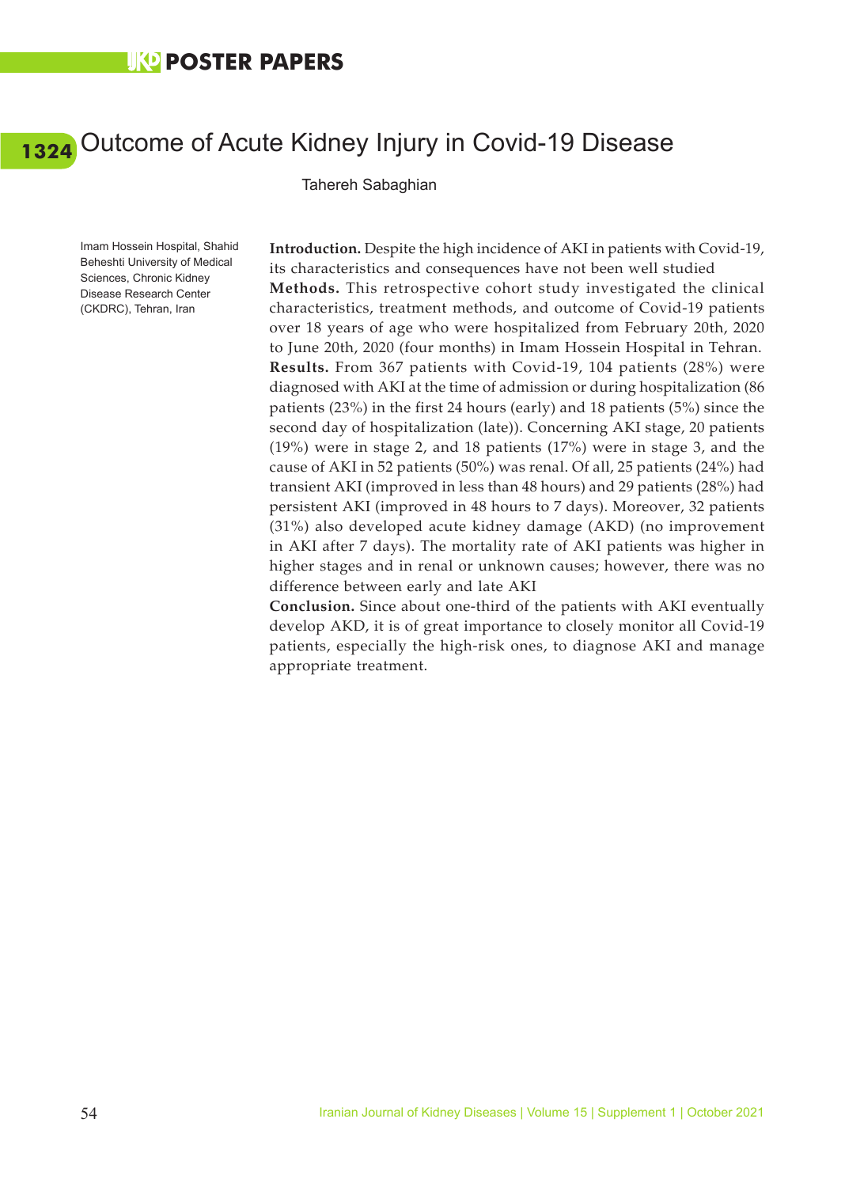## 1324 Outcome of Acute Kidney Injury in Covid-19 Disease

Tahereh Sabaghian

Imam Hossein Hospital, Shahid Beheshti University of Medical Sciences, Chronic Kidney Disease Research Center (CKDRC), Tehran, Iran

**Introduction.** Despite the high incidence of AKI in patients with Covid-19, its characteristics and consequences have not been well studied

**Methods.** This retrospective cohort study investigated the clinical characteristics, treatment methods, and outcome of Covid-19 patients over 18 years of age who were hospitalized from February 20th, 2020 to June 20th, 2020 (four months) in Imam Hossein Hospital in Tehran.

**Results.** From 367 patients with Covid-19, 104 patients (28%) were diagnosed with AKI at the time of admission or during hospitalization (86 patients (23%) in the first 24 hours (early) and 18 patients (5%) since the second day of hospitalization (late)). Concerning AKI stage, 20 patients (19%) were in stage 2, and 18 patients (17%) were in stage 3, and the cause of AKI in 52 patients (50%) was renal. Of all, 25 patients (24%) had transient AKI (improved in less than 48 hours) and 29 patients (28%) had persistent AKI (improved in 48 hours to 7 days). Moreover, 32 patients (31%) also developed acute kidney damage (AKD) (no improvement in AKI after 7 days). The mortality rate of AKI patients was higher in higher stages and in renal or unknown causes; however, there was no difference between early and late AKI

**Conclusion.** Since about one-third of the patients with AKI eventually develop AKD, it is of great importance to closely monitor all Covid-19 patients, especially the high-risk ones, to diagnose AKI and manage appropriate treatment.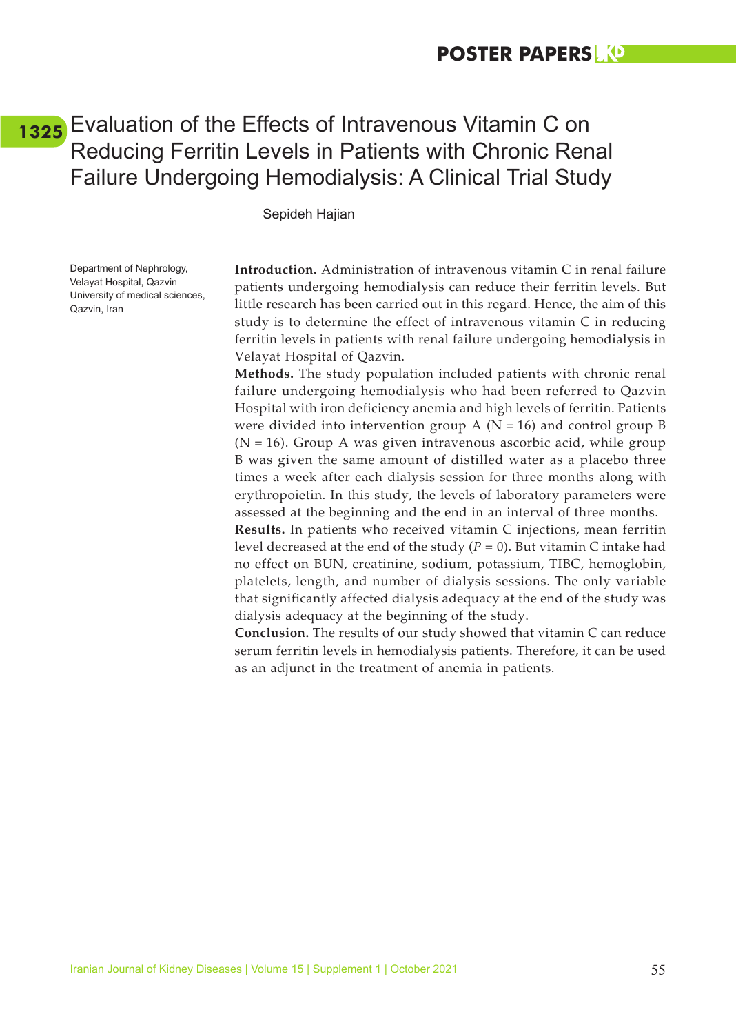# 1325 Evaluation of the Effects of Intravenous Vitamin C on Reducing Ferritin Levels in Patients with Chronic Renal Failure Undergoing Hemodialysis: A Clinical Trial Study

Sepideh Hajian

Department of Nephrology, Velayat Hospital, Qazvin University of medical sciences, Qazvin, Iran

**Introduction.** Administration of intravenous vitamin C in renal failure patients undergoing hemodialysis can reduce their ferritin levels. But little research has been carried out in this regard. Hence, the aim of this study is to determine the effect of intravenous vitamin C in reducing ferritin levels in patients with renal failure undergoing hemodialysis in Velayat Hospital of Qazvin.

**Methods.** The study population included patients with chronic renal failure undergoing hemodialysis who had been referred to Qazvin Hospital with iron deficiency anemia and high levels of ferritin. Patients were divided into intervention group A (N = 16) and control group B (N = 16). Group A was given intravenous ascorbic acid, while group B was given the same amount of distilled water as a placebo three times a week after each dialysis session for three months along with erythropoietin. In this study, the levels of laboratory parameters were assessed at the beginning and the end in an interval of three months.

**Results.** In patients who received vitamin C injections, mean ferritin level decreased at the end of the study ($P = 0$). But vitamin C intake had no effect on BUN, creatinine, sodium, potassium, TIBC, hemoglobin, platelets, length, and number of dialysis sessions. The only variable that significantly affected dialysis adequacy at the end of the study was dialysis adequacy at the beginning of the study.

**Conclusion.** The results of our study showed that vitamin C can reduce serum ferritin levels in hemodialysis patients. Therefore, it can be used as an adjunct in the treatment of anemia in patients.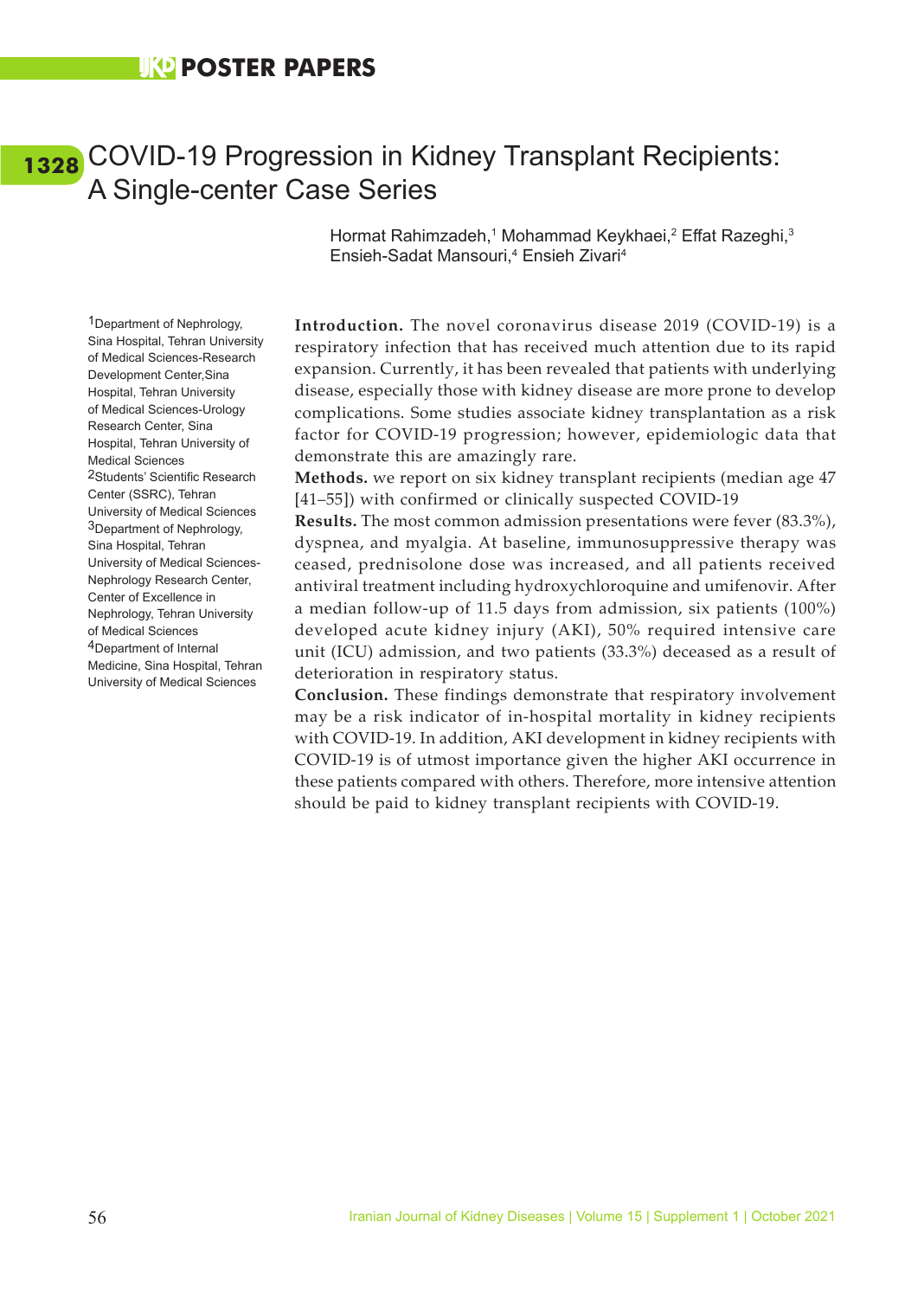## POSTER PAPERS

# 1328 COVID-19 Progression in Kidney Transplant Recipients: A Single-center Case Series

Hormat Rahimzadeh,[1] Mohammad Keykhaei,[2] Effat Razeghi,[3] Ensieh-Sadat Mansouri,[4] Ensieh Zivari[4]

[1]Department of Nephrology, Sina Hospital, Tehran University of Medical Sciences-Research Development Center,Sina Hospital, Tehran University of Medical Sciences-Urology Research Center, Sina Hospital, Tehran University of Medical Sciences
[2]Students' Scientific Research Center (SSRC), Tehran University of Medical Sciences
[3]Department of Nephrology, Sina Hospital, Tehran University of Medical Sciences-Nephrology Research Center, Center of Excellence in Nephrology, Tehran University of Medical Sciences
[4]Department of Internal Medicine, Sina Hospital, Tehran University of Medical Sciences

**Introduction.** The novel coronavirus disease 2019 (COVID-19) is a respiratory infection that has received much attention due to its rapid expansion. Currently, it has been revealed that patients with underlying disease, especially those with kidney disease are more prone to develop complications. Some studies associate kidney transplantation as a risk factor for COVID-19 progression; however, epidemiologic data that demonstrate this are amazingly rare.

**Methods.** we report on six kidney transplant recipients (median age 47 [41–55]) with confirmed or clinically suspected COVID-19

**Results.** The most common admission presentations were fever (83.3%), dyspnea, and myalgia. At baseline, immunosuppressive therapy was ceased, prednisolone dose was increased, and all patients received antiviral treatment including hydroxychloroquine and umifenovir. After a median follow-up of 11.5 days from admission, six patients (100%) developed acute kidney injury (AKI), 50% required intensive care unit (ICU) admission, and two patients (33.3%) deceased as a result of deterioration in respiratory status.

**Conclusion.** These findings demonstrate that respiratory involvement may be a risk indicator of in-hospital mortality in kidney recipients with COVID-19. In addition, AKI development in kidney recipients with COVID-19 is of utmost importance given the higher AKI occurrence in these patients compared with others. Therefore, more intensive attention should be paid to kidney transplant recipients with COVID-19.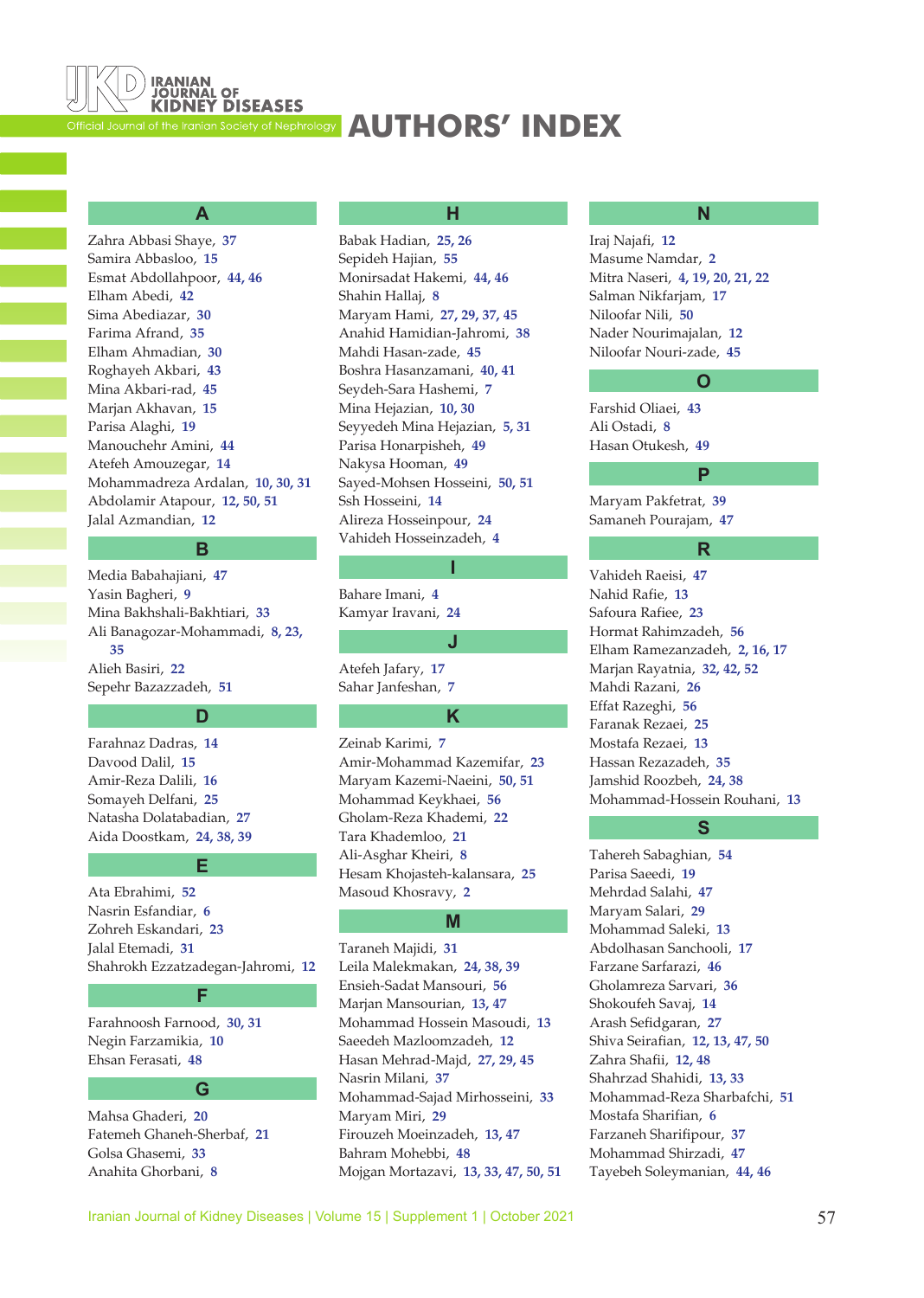# AUTHORS' INDEX

## A

Zahra Abbasi Shaye, **37**
Samira Abbasloo, **15**
Esmat Abdollahpoor, **44, 46**
Elham Abedi, **42**
Sima Abediazar, **30**
Farima Afrand, **35**
Elham Ahmadian, **30**
Roghayeh Akbari, **43**
Mina Akbari-rad, **45**
Marjan Akhavan, **15**
Parisa Alaghi, **19**
Manouchehr Amini, **44**
Atefeh Amouzegar, **14**
Mohammadreza Ardalan, **10, 30, 31**
Abdolamir Atapour, **12, 50, 51**
Jalal Azmandian, **12**

## B

Media Babahajiani, **47**
Yasin Bagheri, **9**
Mina Bakhshali-Bakhtiari, **33**
Ali Banagozar-Mohammadi, **8, 23, 35**
Alieh Basiri, **22**
Sepehr Bazazzadeh, **51**

## D

Farahnaz Dadras, **14**
Davood Dalil, **15**
Amir-Reza Dalili, **16**
Somayeh Delfani, **25**
Natasha Dolatabadian, **27**
Aida Doostkam, **24, 38, 39**

## E

Ata Ebrahimi, **52**
Nasrin Esfandiar, **6**
Zohreh Eskandari, **23**
Jalal Etemadi, **31**
Shahrokh Ezzatzadegan-Jahromi, **12**

## F

Farahnoosh Farnood, **30, 31**
Negin Farzamikia, **10**
Ehsan Ferasati, **48**

## G

Mahsa Ghaderi, **20**
Fatemeh Ghaneh-Sherbaf, **21**
Golsa Ghasemi, **33**
Anahita Ghorbani, **8**

## H

Babak Hadian, **25, 26**
Sepideh Hajian, **55**
Monirsadat Hakemi, **44, 46**
Shahin Hallaj, **8**
Maryam Hami, **27, 29, 37, 45**
Anahid Hamidian-Jahromi, **38**
Mahdi Hasan-zade, **45**
Boshra Hasanzamani, **40, 41**
Seydeh-Sara Hashemi, **7**
Mina Hejazian, **10, 30**
Seyyedeh Mina Hejazian, **5, 31**
Parisa Honarpisheh, **49**
Nakysa Hooman, **49**
Sayed-Mohsen Hosseini, **50, 51**
Ssh Hosseini, **14**
Alireza Hosseinpour, **24**
Vahideh Hosseinzadeh, **4**

## I

Bahare Imani, **4**
Kamyar Iravani, **24**

## J

Atefeh Jafary, **17**
Sahar Janfeshan, **7**

## K

Zeinab Karimi, **7**
Amir-Mohammad Kazemifar, **23**
Maryam Kazemi-Naeini, **50, 51**
Mohammad Keykhaei, **56**
Gholam-Reza Khademi, **22**
Tara Khademloo, **21**
Ali-Asghar Kheiri, **8**
Hesam Khojasteh-kalansara, **25**
Masoud Khosravy, **2**

## M

Taraneh Majidi, **31**
Leila Malekmakan, **24, 38, 39**
Ensieh-Sadat Mansouri, **56**
Marjan Mansourian, **13, 47**
Mohammad Hossein Masoudi, **13**
Saeedeh Mazloomzadeh, **12**
Hasan Mehrad-Majd, **27, 29, 45**
Nasrin Milani, **37**
Mohammad-Sajad Mirhosseini, **33**
Maryam Miri, **29**
Firouzeh Moeinzadeh, **13, 47**
Bahram Mohebbi, **48**
Mojgan Mortazavi, **13, 33, 47, 50, 51**

## N

Iraj Najafi, **12**
Masume Namdar, **2**
Mitra Naseri, **4, 19, 20, 21, 22**
Salman Nikfarjam, **17**
Niloofar Nili, **50**
Nader Nourimajalan, **12**
Niloofar Nouri-zade, **45**

## O

Farshid Oliaei, **43**
Ali Ostadi, **8**
Hasan Otukesh, **49**

## P

Maryam Pakfetrat, **39**
Samaneh Pourajam, **47**

## R

Vahideh Raeisi, **47**
Nahid Rafie, **13**
Safoura Rafiee, **23**
Hormat Rahimzadeh, **56**
Elham Ramezanzadeh, **2, 16, 17**
Marjan Rayatnia, **32, 42, 52**
Mahdi Razani, **26**
Effat Razeghi, **56**
Faranak Rezaei, **25**
Mostafa Rezaei, **13**
Hassan Rezazadeh, **35**
Jamshid Roozbeh, **24, 38**
Mohammad-Hossein Rouhani, **13**

## S

Tahereh Sabaghian, **54**
Parisa Saeedi, **19**
Mehrdad Salahi, **47**
Maryam Salari, **29**
Mohammad Saleki, **13**
Abdolhasan Sanchooli, **17**
Farzane Sarfarazi, **46**
Gholamreza Sarvari, **36**
Shokoufeh Savaj, **14**
Arash Sefidgaran, **27**
Shiva Seirafian, **12, 13, 47, 50**
Zahra Shafii, **12, 48**
Shahrzad Shahidi, **13, 33**
Mohammad-Reza Sharbafchi, **51**
Mostafa Sharifian, **6**
Farzaneh Sharifipour, **37**
Mohammad Shirzadi, **47**
Tayebeh Soleymanian, **44, 46**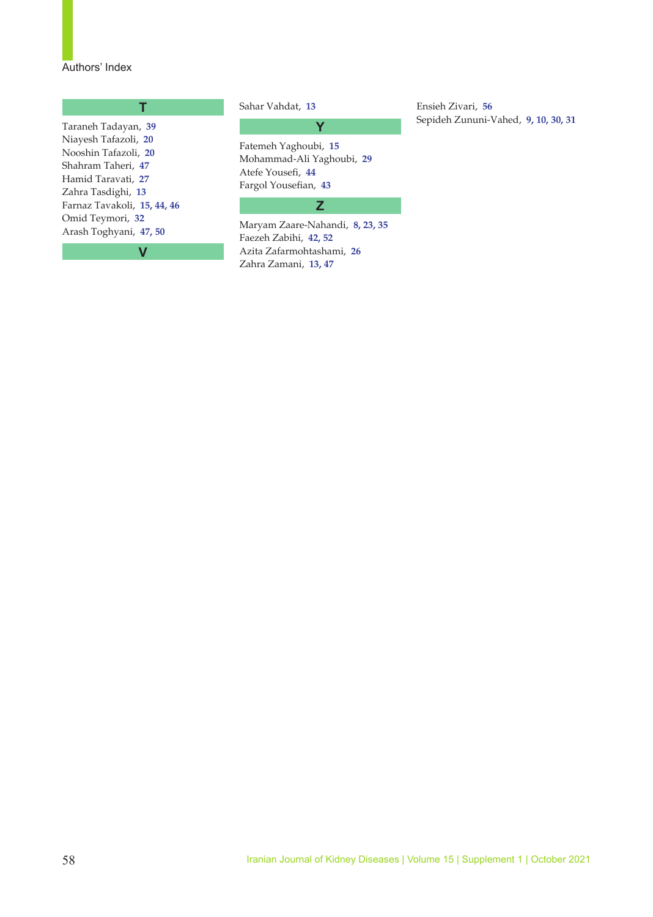## T

Taraneh Tadayan, **39**
Niayesh Tafazoli, **20**
Nooshin Tafazoli, **20**
Shahram Taheri, **47**
Hamid Taravati, **27**
Zahra Tasdighi, **13**
Farnaz Tavakoli, **15, 44, 46**
Omid Teymori, **32**
Arash Toghyani, **47, 50**

## V

Sahar Vahdat, **13**

## Y

Fatemeh Yaghoubi, **15**
Mohammad-Ali Yaghoubi, **29**
Atefe Yousefi, **44**
Fargol Yousefian, **43**

## Z

Maryam Zaare-Nahandi, **8, 23, 35**
Faezeh Zabihi, **42, 52**
Azita Zafarmohtashami, **26**
Zahra Zamani, **13, 47**
Ensieh Zivari, **56**
Sepideh Zununi-Vahed, **9, 10, 30, 31**